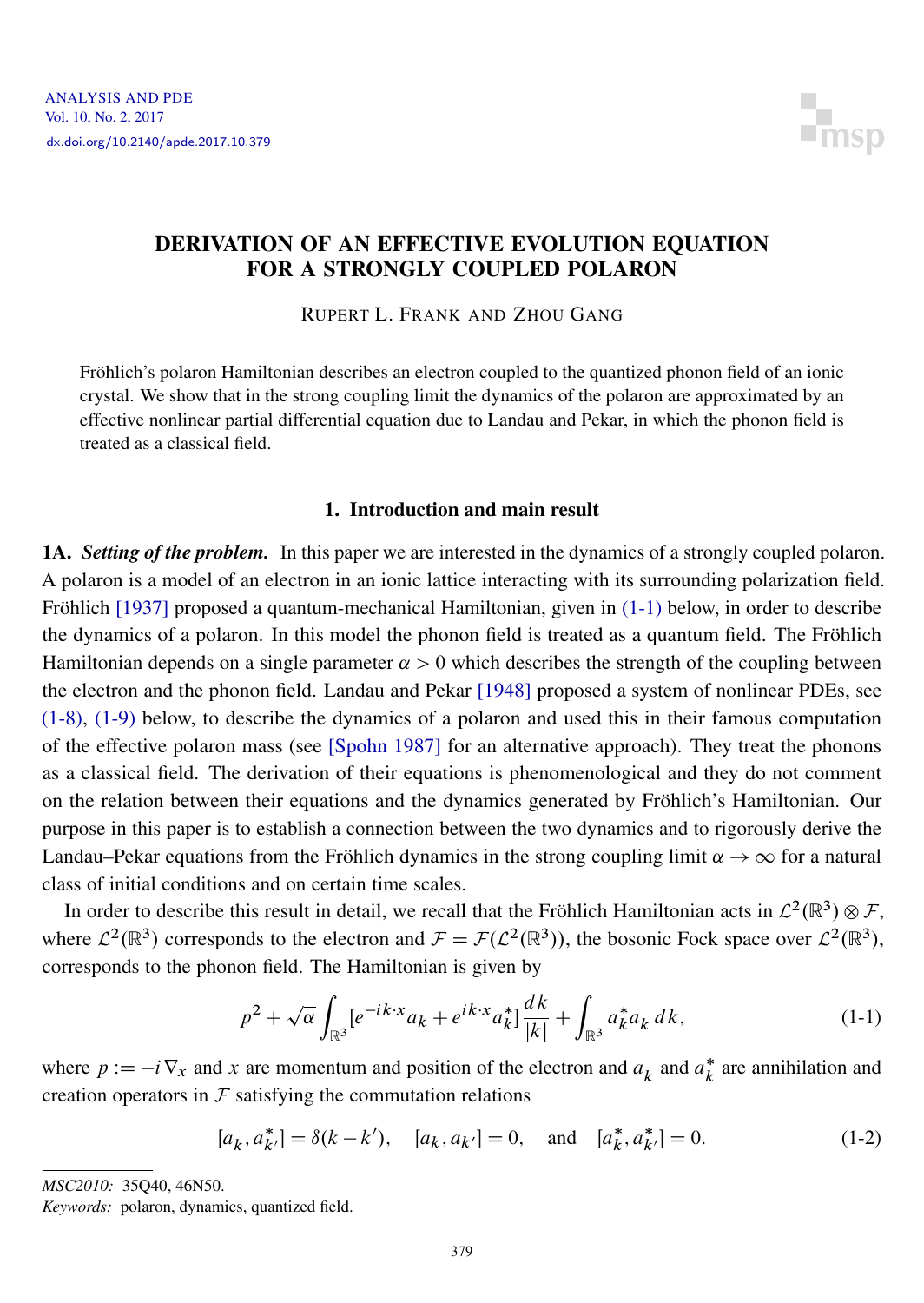# DERIVATION OF AN EFFECTIVE EVOLUTION EQUATION FOR A STRONGLY COUPLED POLARON

RUPERT L. FRANK AND ZHOU GANG

Fröhlich's polaron Hamiltonian describes an electron coupled to the quantized phonon field of an ionic crystal. We show that in the strong coupling limit the dynamics of the polaron are approximated by an effective nonlinear partial differential equation due to Landau and Pekar, in which the phonon field is treated as a classical field.

## 1. Introduction and main result

**1A.** ***Setting of the problem.*** In this paper we are interested in the dynamics of a strongly coupled polaron. A polaron is a model of an electron in an ionic lattice interacting with its surrounding polarization field. Fröhlich [1937] proposed a quantum-mechanical Hamiltonian, given in (1-1) below, in order to describe the dynamics of a polaron. In this model the phonon field is treated as a quantum field. The Fröhlich Hamiltonian depends on a single parameter $\alpha > 0$ which describes the strength of the coupling between the electron and the phonon field. Landau and Pekar [1948] proposed a system of nonlinear PDEs, see (1-8), (1-9) below, to describe the dynamics of a polaron and used this in their famous computation of the effective polaron mass (see [Spohn 1987] for an alternative approach). They treat the phonons as a classical field. The derivation of their equations is phenomenological and they do not comment on the relation between their equations and the dynamics generated by Fröhlich's Hamiltonian. Our purpose in this paper is to establish a connection between the two dynamics and to rigorously derive the Landau–Pekar equations from the Fröhlich dynamics in the strong coupling limit $\alpha \to \infty$ for a natural class of initial conditions and on certain time scales.

In order to describe this result in detail, we recall that the Fröhlich Hamiltonian acts in $\mathcal{L}^2(\mathbb{R}^3) \otimes \mathcal{F}$, where $\mathcal{L}^2(\mathbb{R}^3)$ corresponds to the electron and $\mathcal{F} = \mathcal{F}(\mathcal{L}^2(\mathbb{R}^3))$, the bosonic Fock space over $\mathcal{L}^2(\mathbb{R}^3)$, corresponds to the phonon field. The Hamiltonian is given by

$$p^2 + \sqrt{\alpha} \int_{\mathbb{R}^3} [e^{-ik\cdot x} a_k + e^{ik\cdot x} a_k^*] \frac{dk}{|k|} + \int_{\mathbb{R}^3} a_k^* a_k \, dk, \tag{1-1}$$

where $p := -i\nabla_x$ and $x$ are momentum and position of the electron and $a_k$ and $a_k^*$ are annihilation and creation operators in $\mathcal{F}$ satisfying the commutation relations

$$[a_k, a_{k'}^*] = \delta(k - k'), \quad [a_k, a_{k'}] = 0, \quad \text{and} \quad [a_k^*, a_{k'}^*] = 0. \tag{1-2}$$

---

*MSC2010:* 35Q40, 46N50.

*Keywords:* polaron, dynamics, quantized field.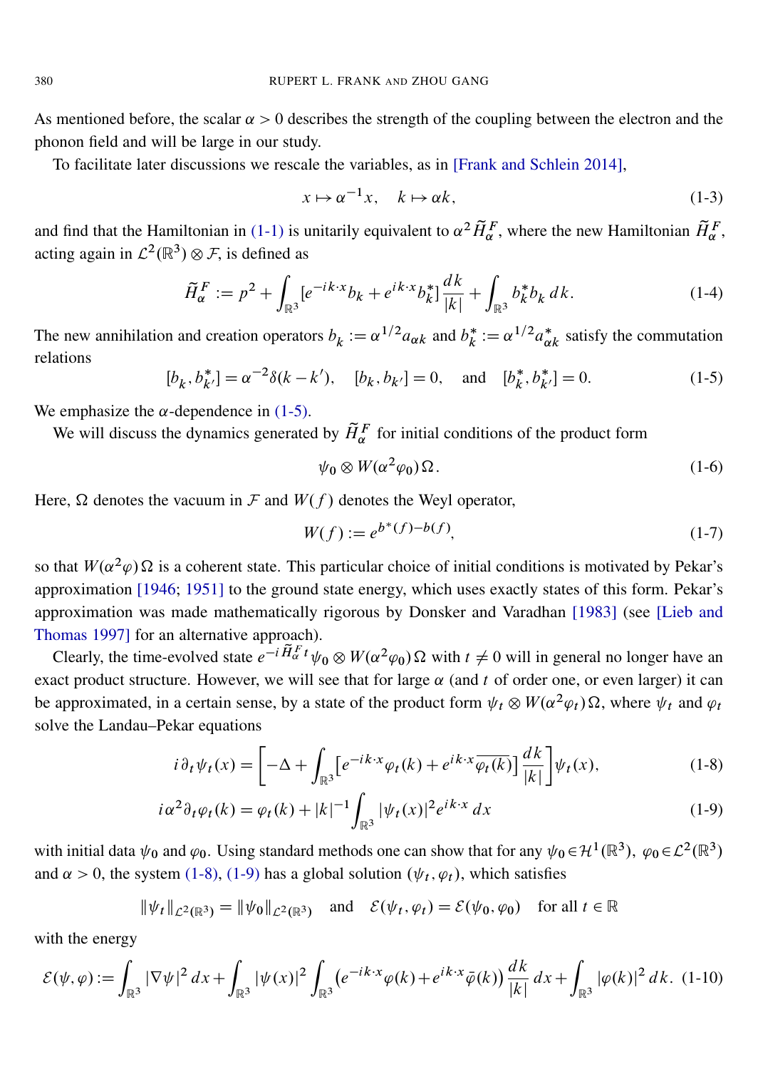As mentioned before, the scalar $\alpha > 0$ describes the strength of the coupling between the electron and the phonon field and will be large in our study.

To facilitate later discussions we rescale the variables, as in [Frank and Schlein 2014],

$$x \mapsto \alpha^{-1} x, \quad k \mapsto \alpha k, \tag{1-3}$$

and find that the Hamiltonian in (1-1) is unitarily equivalent to $\alpha^2 \widetilde{H}_\alpha^F$, where the new Hamiltonian $\widetilde{H}_\alpha^F$, acting again in $\mathcal{L}^2(\mathbb{R}^3) \otimes \mathcal{F}$, is defined as

$$\widetilde{H}_\alpha^F := p^2 + \int_{\mathbb{R}^3} [e^{-ik\cdot x} b_k + e^{ik\cdot x} b_k^*] \frac{dk}{|k|} + \int_{\mathbb{R}^3} b_k^* b_k \, dk. \tag{1-4}$$

The new annihilation and creation operators $b_k := \alpha^{1/2} a_{\alpha k}$ and $b_k^* := \alpha^{1/2} a_{\alpha k}^*$ satisfy the commutation relations

$$[b_k, b_{k'}^*] = \alpha^{-2} \delta(k - k'), \quad [b_k, b_{k'}] = 0, \quad \text{and} \quad [b_k^*, b_{k'}^*] = 0. \tag{1-5}$$

We emphasize the $\alpha$-dependence in (1-5).

We will discuss the dynamics generated by $\widetilde{H}_\alpha^F$ for initial conditions of the product form

$$\psi_0 \otimes W(\alpha^2 \varphi_0) \Omega. \tag{1-6}$$

Here, $\Omega$ denotes the vacuum in $\mathcal{F}$ and $W(f)$ denotes the Weyl operator,

$$W(f) := e^{b^*(f) - b(f)}, \tag{1-7}$$

so that $W(\alpha^2 \varphi)\Omega$ is a coherent state. This particular choice of initial conditions is motivated by Pekar's approximation [1946; 1951] to the ground state energy, which uses exactly states of this form. Pekar's approximation was made mathematically rigorous by Donsker and Varadhan [1983] (see [Lieb and Thomas 1997] for an alternative approach).

Clearly, the time-evolved state $e^{-i\widetilde{H}_\alpha^F t} \psi_0 \otimes W(\alpha^2 \varphi_0) \Omega$ with $t \neq 0$ will in general no longer have an exact product structure. However, we will see that for large $\alpha$ (and $t$ of order one, or even larger) it can be approximated, in a certain sense, by a state of the product form $\psi_t \otimes W(\alpha^2 \varphi_t) \Omega$, where $\psi_t$ and $\varphi_t$ solve the Landau–Pekar equations

$$i\partial_t \psi_t(x) = \left[ -\Delta + \int_{\mathbb{R}^3} \left[ e^{-ik\cdot x} \varphi_t(k) + e^{ik\cdot x} \overline{\varphi_t(k)} \right] \frac{dk}{|k|} \right] \psi_t(x), \tag{1-8}$$

$$i\alpha^2 \partial_t \varphi_t(k) = \varphi_t(k) + |k|^{-1} \int_{\mathbb{R}^3} |\psi_t(x)|^2 e^{ik\cdot x} \, dx \tag{1-9}$$

with initial data $\psi_0$ and $\varphi_0$. Using standard methods one can show that for any $\psi_0 \in \mathcal{H}^1(\mathbb{R}^3)$, $\varphi_0 \in \mathcal{L}^2(\mathbb{R}^3)$ and $\alpha > 0$, the system (1-8), (1-9) has a global solution $(\psi_t, \varphi_t)$, which satisfies

$$\|\psi_t\|_{\mathcal{L}^2(\mathbb{R}^3)} = \|\psi_0\|_{\mathcal{L}^2(\mathbb{R}^3)} \quad \text{and} \quad \mathcal{E}(\psi_t, \varphi_t) = \mathcal{E}(\psi_0, \varphi_0) \quad \text{for all } t \in \mathbb{R}$$

with the energy

$$\mathcal{E}(\psi, \varphi) := \int_{\mathbb{R}^3} |\nabla \psi|^2 \, dx + \int_{\mathbb{R}^3} |\psi(x)|^2 \int_{\mathbb{R}^3} \left( e^{-ik\cdot x} \varphi(k) + e^{ik\cdot x} \bar{\varphi}(k) \right) \frac{dk}{|k|} \, dx + \int_{\mathbb{R}^3} |\varphi(k)|^2 \, dk. \tag{1-10}$$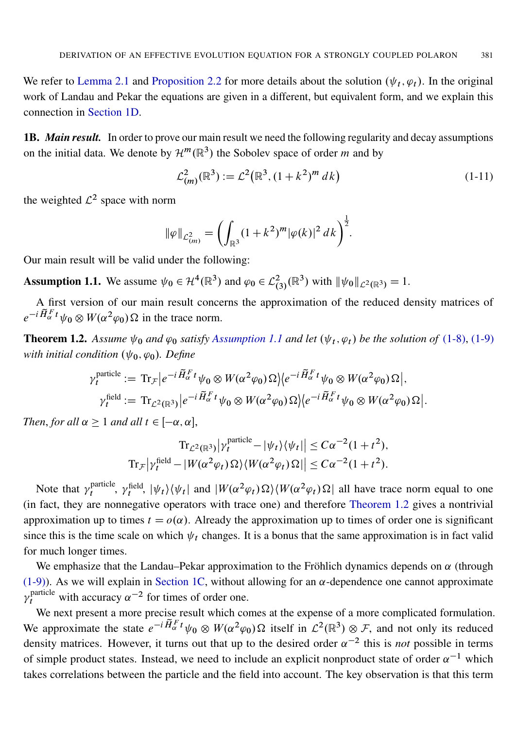We refer to Lemma 2.1 and Proposition 2.2 for more details about the solution $(\psi_t, \varphi_t)$. In the original work of Landau and Pekar the equations are given in a different, but equivalent form, and we explain this connection in Section 1D.

**1B.** ***Main result.*** In order to prove our main result we need the following regularity and decay assumptions on the initial data. We denote by $\mathcal{H}^m(\mathbb{R}^3)$ the Sobolev space of order $m$ and by

$$\mathcal{L}^2_{(m)}(\mathbb{R}^3) := \mathcal{L}^2\big(\mathbb{R}^3, (1+k^2)^m \, dk\big) \tag{1-11}$$

the weighted $\mathcal{L}^2$ space with norm

$$\|\varphi\|_{\mathcal{L}^2_{(m)}} = \left( \int_{\mathbb{R}^3} (1+k^2)^m |\varphi(k)|^2 \, dk \right)^{\frac{1}{2}}.$$

Our main result will be valid under the following:

**Assumption 1.1.** We assume $\psi_0 \in \mathcal{H}^4(\mathbb{R}^3)$ and $\varphi_0 \in \mathcal{L}^2_{(3)}(\mathbb{R}^3)$ with $\|\psi_0\|_{\mathcal{L}^2(\mathbb{R}^3)} = 1$.

A first version of our main result concerns the approximation of the reduced density matrices of $e^{-i\widetilde{H}^F_\alpha t}\psi_0 \otimes W(\alpha^2\varphi_0)\Omega$ in the trace norm.

**Theorem 1.2.** *Assume $\psi_0$ and $\varphi_0$ satisfy Assumption 1.1 and let $(\psi_t, \varphi_t)$ be the solution of (1-8), (1-9) with initial condition $(\psi_0, \varphi_0)$. Define*

$$\gamma_t^{\text{particle}} := \operatorname{Tr}_{\mathcal{F}} \big| e^{-i\widetilde{H}^F_\alpha t}\psi_0 \otimes W(\alpha^2\varphi_0)\Omega \big\rangle \big\langle e^{-i\widetilde{H}^F_\alpha t}\psi_0 \otimes W(\alpha^2\varphi_0)\Omega \big|,$$
$$\gamma_t^{\text{field}} := \operatorname{Tr}_{\mathcal{L}^2(\mathbb{R}^3)} \big| e^{-i\widetilde{H}^F_\alpha t}\psi_0 \otimes W(\alpha^2\varphi_0)\Omega \big\rangle \big\langle e^{-i\widetilde{H}^F_\alpha t}\psi_0 \otimes W(\alpha^2\varphi_0)\Omega \big|.$$

*Then, for all $\alpha \geq 1$ and all $t \in [-\alpha, \alpha]$,*

$$\operatorname{Tr}_{\mathcal{L}^2(\mathbb{R}^3)} \big| \gamma_t^{\text{particle}} - |\psi_t\rangle\langle\psi_t| \big| \leq C\alpha^{-2}(1+t^2),$$
$$\operatorname{Tr}_{\mathcal{F}} \big| \gamma_t^{\text{field}} - |W(\alpha^2\varphi_t)\Omega\rangle\langle W(\alpha^2\varphi_t)\Omega| \big| \leq C\alpha^{-2}(1+t^2).$$

Note that $\gamma_t^{\text{particle}}$, $\gamma_t^{\text{field}}$, $|\psi_t\rangle\langle\psi_t|$ and $|W(\alpha^2\varphi_t)\Omega\rangle\langle W(\alpha^2\varphi_t)\Omega|$ all have trace norm equal to one (in fact, they are nonnegative operators with trace one) and therefore Theorem 1.2 gives a nontrivial approximation up to times $t = o(\alpha)$. Already the approximation up to times of order one is significant since this is the time scale on which $\psi_t$ changes. It is a bonus that the same approximation is in fact valid for much longer times.

We emphasize that the Landau–Pekar approximation to the Fröhlich dynamics depends on $\alpha$ (through (1-9)). As we will explain in Section 1C, without allowing for an $\alpha$-dependence one cannot approximate $\gamma_t^{\text{particle}}$ with accuracy $\alpha^{-2}$ for times of order one.

We next present a more precise result which comes at the expense of a more complicated formulation. We approximate the state $e^{-i\widetilde{H}^F_\alpha t}\psi_0 \otimes W(\alpha^2\varphi_0)\Omega$ itself in $\mathcal{L}^2(\mathbb{R}^3) \otimes \mathcal{F}$, and not only its reduced density matrices. However, it turns out that up to the desired order $\alpha^{-2}$ this is *not* possible in terms of simple product states. Instead, we need to include an explicit nonproduct state of order $\alpha^{-1}$ which takes correlations between the particle and the field into account. The key observation is that this term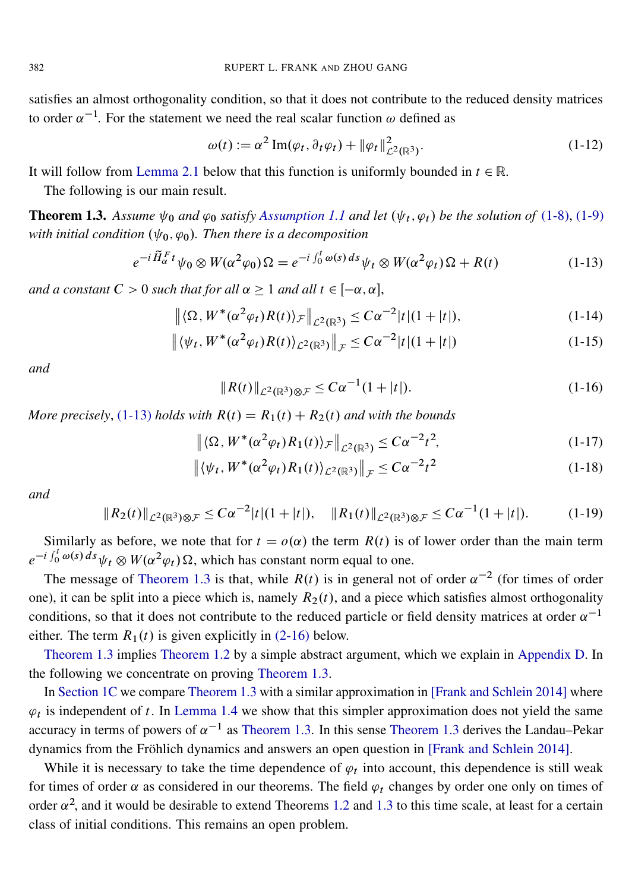satisfies an almost orthogonality condition, so that it does not contribute to the reduced density matrices to order $\alpha^{-1}$. For the statement we need the real scalar function $\omega$ defined as

$$\omega(t) := \alpha^2 \operatorname{Im}(\varphi_t, \partial_t \varphi_t) + \|\varphi_t\|^2_{\mathcal{L}^2(\mathbb{R}^3)}. \tag{1-12}$$

It will follow from Lemma 2.1 below that this function is uniformly bounded in $t \in \mathbb{R}$.

The following is our main result.

**Theorem 1.3.** *Assume $\psi_0$ and $\varphi_0$ satisfy Assumption 1.1 and let $(\psi_t, \varphi_t)$ be the solution of (1-8), (1-9) with initial condition $(\psi_0, \varphi_0)$. Then there is a decomposition*

$$e^{-i\widetilde{H}^F_\alpha t}\psi_0 \otimes W(\alpha^2\varphi_0)\Omega = e^{-i\int_0^t \omega(s)\,ds}\psi_t \otimes W(\alpha^2\varphi_t)\Omega + R(t) \tag{1-13}$$

*and a constant $C > 0$ such that for all $\alpha \geq 1$ and all $t \in [-\alpha, \alpha]$,*

$$\big\| \langle \Omega, W^*(\alpha^2\varphi_t)R(t)\rangle_{\mathcal{F}} \big\|_{\mathcal{L}^2(\mathbb{R}^3)} \leq C\alpha^{-2}|t|(1+|t|), \tag{1-14}$$

$$\big\| \langle \psi_t, W^*(\alpha^2\varphi_t)R(t)\rangle_{\mathcal{L}^2(\mathbb{R}^3)} \big\|_{\mathcal{F}} \leq C\alpha^{-2}|t|(1+|t|) \tag{1-15}$$

*and*

$$\|R(t)\|_{\mathcal{L}^2(\mathbb{R}^3)\otimes\mathcal{F}} \leq C\alpha^{-1}(1+|t|). \tag{1-16}$$

*More precisely, (1-13) holds with $R(t) = R_1(t) + R_2(t)$ and with the bounds*

$$\big\| \langle \Omega, W^*(\alpha^2\varphi_t)R_1(t)\rangle_{\mathcal{F}} \big\|_{\mathcal{L}^2(\mathbb{R}^3)} \leq C\alpha^{-2}t^2, \tag{1-17}$$

$$\big\| \langle \psi_t, W^*(\alpha^2\varphi_t)R_1(t)\rangle_{\mathcal{L}^2(\mathbb{R}^3)} \big\|_{\mathcal{F}} \leq C\alpha^{-2}t^2 \tag{1-18}$$

*and*

$$\|R_2(t)\|_{\mathcal{L}^2(\mathbb{R}^3)\otimes\mathcal{F}} \leq C\alpha^{-2}|t|(1+|t|), \quad \|R_1(t)\|_{\mathcal{L}^2(\mathbb{R}^3)\otimes\mathcal{F}} \leq C\alpha^{-1}(1+|t|). \tag{1-19}$$

Similarly as before, we note that for $t = o(\alpha)$ the term $R(t)$ is of lower order than the main term $e^{-i\int_0^t \omega(s)\,ds}\psi_t \otimes W(\alpha^2\varphi_t)\Omega$, which has constant norm equal to one.

The message of Theorem 1.3 is that, while $R(t)$ is in general not of order $\alpha^{-2}$ (for times of order one), it can be split into a piece which is, namely $R_2(t)$, and a piece which satisfies almost orthogonality conditions, so that it does not contribute to the reduced particle or field density matrices at order $\alpha^{-1}$ either. The term $R_1(t)$ is given explicitly in (2-16) below.

Theorem 1.3 implies Theorem 1.2 by a simple abstract argument, which we explain in Appendix D. In the following we concentrate on proving Theorem 1.3.

In Section 1C we compare Theorem 1.3 with a similar approximation in [Frank and Schlein 2014] where $\varphi_t$ is independent of $t$. In Lemma 1.4 we show that this simpler approximation does not yield the same accuracy in terms of powers of $\alpha^{-1}$ as Theorem 1.3. In this sense Theorem 1.3 derives the Landau–Pekar dynamics from the Fröhlich dynamics and answers an open question in [Frank and Schlein 2014].

While it is necessary to take the time dependence of $\varphi_t$ into account, this dependence is still weak for times of order $\alpha$ as considered in our theorems. The field $\varphi_t$ changes by order one only on times of order $\alpha^2$, and it would be desirable to extend Theorems 1.2 and 1.3 to this time scale, at least for a certain class of initial conditions. This remains an open problem.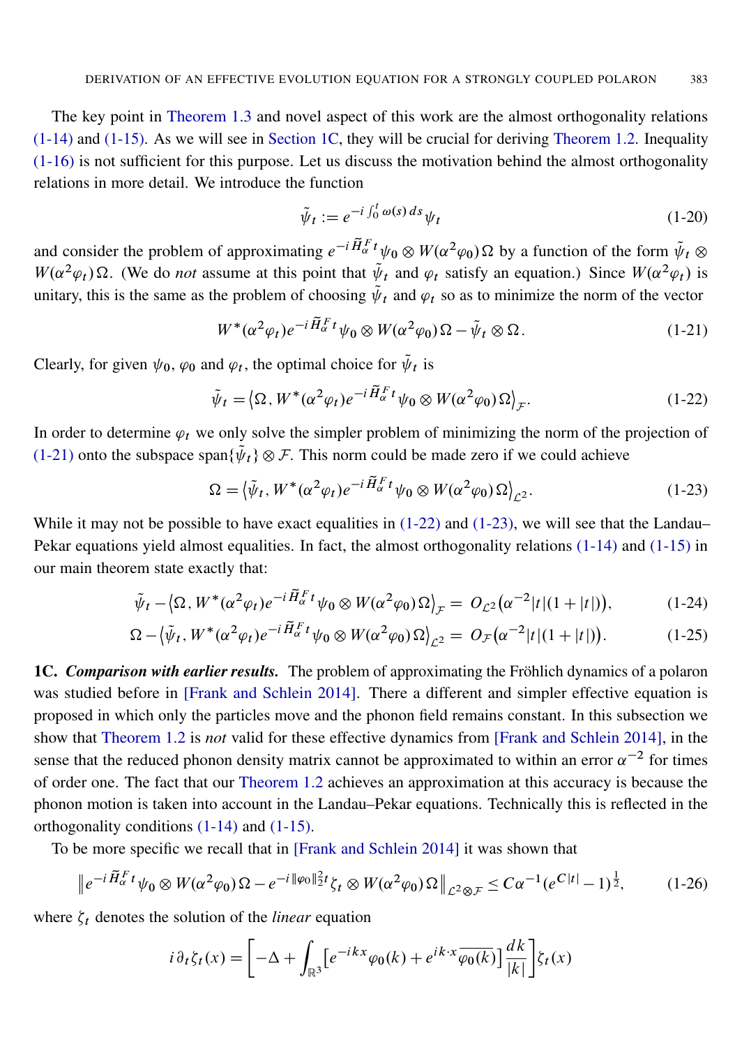The key point in Theorem 1.3 and novel aspect of this work are the almost orthogonality relations (1-14) and (1-15). As we will see in Section 1C, they will be crucial for deriving Theorem 1.2. Inequality (1-16) is not sufficient for this purpose. Let us discuss the motivation behind the almost orthogonality relations in more detail. We introduce the function

$$\tilde{\psi}_t := e^{-i\int_0^t \omega(s)\,ds}\psi_t \tag{1-20}$$

and consider the problem of approximating $e^{-i\widetilde{H}_\alpha^F t}\psi_0 \otimes W(\alpha^2\varphi_0)\Omega$ by a function of the form $\tilde{\psi}_t \otimes W(\alpha^2\varphi_t)\Omega$. (We do *not* assume at this point that $\tilde{\psi}_t$ and $\varphi_t$ satisfy an equation.) Since $W(\alpha^2\varphi_t)$ is unitary, this is the same as the problem of choosing $\tilde{\psi}_t$ and $\varphi_t$ so as to minimize the norm of the vector

$$W^*(\alpha^2\varphi_t)e^{-i\widetilde{H}_\alpha^F t}\psi_0 \otimes W(\alpha^2\varphi_0)\Omega - \tilde{\psi}_t \otimes \Omega. \tag{1-21}$$

Clearly, for given $\psi_0$, $\varphi_0$ and $\varphi_t$, the optimal choice for $\tilde{\psi}_t$ is

$$\tilde{\psi}_t = \big\langle \Omega, W^*(\alpha^2\varphi_t)e^{-i\widetilde{H}_\alpha^F t}\psi_0 \otimes W(\alpha^2\varphi_0)\Omega\big\rangle_{\mathcal{F}}. \tag{1-22}$$

In order to determine $\varphi_t$ we only solve the simpler problem of minimizing the norm of the projection of (1-21) onto the subspace $\operatorname{span}\{\tilde{\psi}_t\}\otimes\mathcal{F}$. This norm could be made zero if we could achieve

$$\Omega = \big\langle \tilde{\psi}_t, W^*(\alpha^2\varphi_t)e^{-i\widetilde{H}_\alpha^F t}\psi_0 \otimes W(\alpha^2\varphi_0)\Omega\big\rangle_{\mathcal{L}^2}. \tag{1-23}$$

While it may not be possible to have exact equalities in (1-22) and (1-23), we will see that the Landau–Pekar equations yield almost equalities. In fact, the almost orthogonality relations (1-14) and (1-15) in our main theorem state exactly that:

$$\tilde{\psi}_t - \big\langle \Omega, W^*(\alpha^2\varphi_t)e^{-i\widetilde{H}_\alpha^F t}\psi_0 \otimes W(\alpha^2\varphi_0)\Omega\big\rangle_{\mathcal{F}} = O_{\mathcal{L}^2}\big(\alpha^{-2}|t|(1+|t|)\big), \tag{1-24}$$

$$\Omega - \big\langle \tilde{\psi}_t, W^*(\alpha^2\varphi_t)e^{-i\widetilde{H}_\alpha^F t}\psi_0 \otimes W(\alpha^2\varphi_0)\Omega\big\rangle_{\mathcal{L}^2} = O_{\mathcal{F}}\big(\alpha^{-2}|t|(1+|t|)\big). \tag{1-25}$$

**1C. *Comparison with earlier results.*** The problem of approximating the Fröhlich dynamics of a polaron was studied before in [Frank and Schlein 2014]. There a different and simpler effective equation is proposed in which only the particles move and the phonon field remains constant. In this subsection we show that Theorem 1.2 is *not* valid for these effective dynamics from [Frank and Schlein 2014], in the sense that the reduced phonon density matrix cannot be approximated to within an error $\alpha^{-2}$ for times of order one. The fact that our Theorem 1.2 achieves an approximation at this accuracy is because the phonon motion is taken into account in the Landau–Pekar equations. Technically this is reflected in the orthogonality conditions (1-14) and (1-15).

To be more specific we recall that in [Frank and Schlein 2014] it was shown that

$$\big\| e^{-i\widetilde{H}_\alpha^F t}\psi_0 \otimes W(\alpha^2\varphi_0)\Omega - e^{-i\|\varphi_0\|_2^2 t}\zeta_t \otimes W(\alpha^2\varphi_0)\Omega\big\|_{\mathcal{L}^2\otimes\mathcal{F}} \le C\alpha^{-1}(e^{C|t|}-1)^{\frac{1}{2}}, \tag{1-26}$$

where $\zeta_t$ denotes the solution of the *linear* equation

$$i\partial_t\zeta_t(x) = \bigg[-\Delta + \int_{\mathbb{R}^3}\big[e^{-ikx}\varphi_0(k) + e^{ik\cdot x}\overline{\varphi_0(k)}\big]\frac{dk}{|k|}\bigg]\zeta_t(x)$$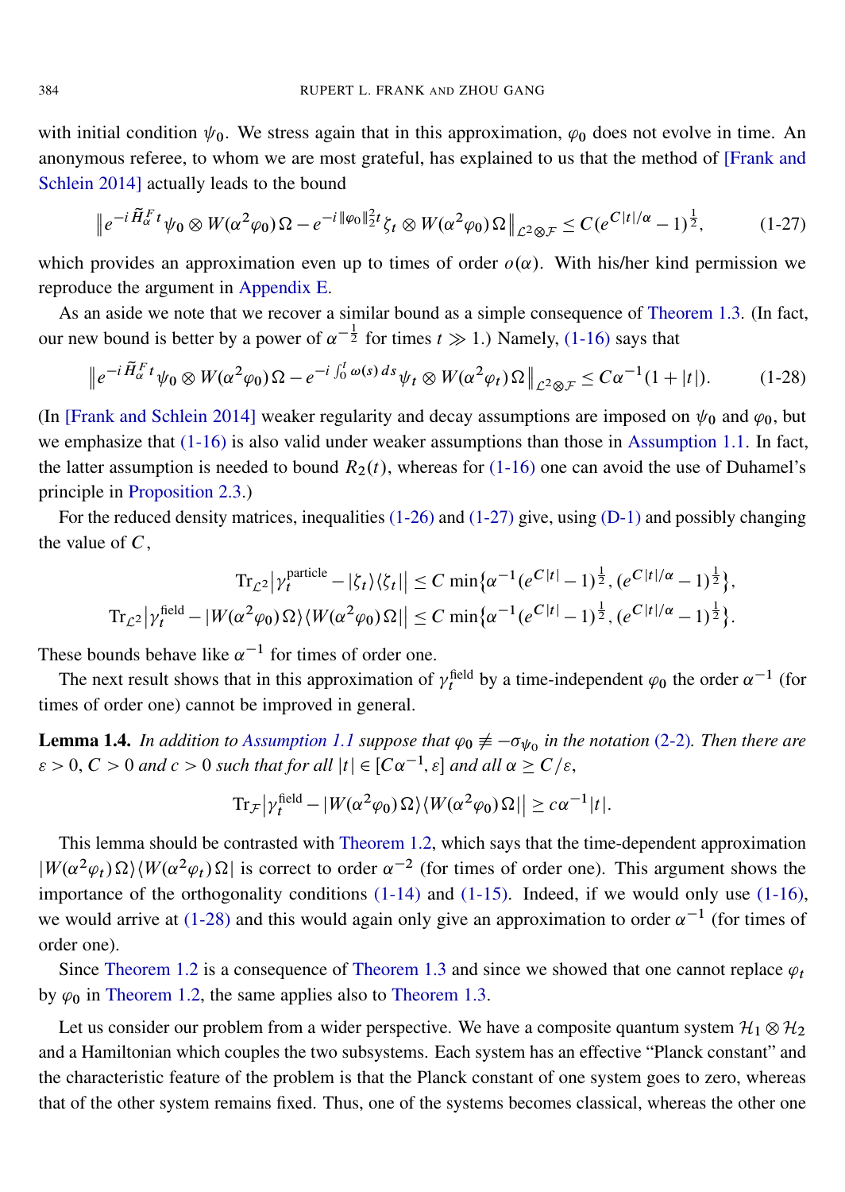with initial condition $\psi_0$. We stress again that in this approximation, $\varphi_0$ does not evolve in time. An anonymous referee, to whom we are most grateful, has explained to us that the method of [Frank and Schlein 2014] actually leads to the bound

$$\left\| e^{-i\widetilde{H}_\alpha^F t}\psi_0 \otimes W(\alpha^2\varphi_0)\Omega - e^{-i\|\varphi_0\|_2^2 t}\zeta_t \otimes W(\alpha^2\varphi_0)\Omega \right\|_{\mathcal{L}^2\otimes\mathcal{F}} \le C(e^{C|t|/\alpha}-1)^{\frac{1}{2}}, \tag{1-27}$$

which provides an approximation even up to times of order $o(\alpha)$. With his/her kind permission we reproduce the argument in Appendix E.

As an aside we note that we recover a similar bound as a simple consequence of Theorem 1.3. (In fact, our new bound is better by a power of $\alpha^{-\frac{1}{2}}$ for times $t \gg 1$.) Namely, (1-16) says that

$$\left\| e^{-i\widetilde{H}_\alpha^F t}\psi_0 \otimes W(\alpha^2\varphi_0)\Omega - e^{-i\int_0^t \omega(s)\,ds}\psi_t \otimes W(\alpha^2\varphi_t)\Omega \right\|_{\mathcal{L}^2\otimes\mathcal{F}} \le C\alpha^{-1}(1+|t|). \tag{1-28}$$

(In [Frank and Schlein 2014] weaker regularity and decay assumptions are imposed on $\psi_0$ and $\varphi_0$, but we emphasize that (1-16) is also valid under weaker assumptions than those in Assumption 1.1. In fact, the latter assumption is needed to bound $R_2(t)$, whereas for (1-16) one can avoid the use of Duhamel's principle in Proposition 2.3.)

For the reduced density matrices, inequalities (1-26) and (1-27) give, using (D-1) and possibly changing the value of $C$,

$$\operatorname{Tr}_{\mathcal{L}^2}\left|\gamma_t^{\text{particle}} - |\zeta_t\rangle\langle\zeta_t|\right| \le C\min\{\alpha^{-1}(e^{C|t|}-1)^{\frac{1}{2}}, (e^{C|t|/\alpha}-1)^{\frac{1}{2}}\},$$

$$\operatorname{Tr}_{\mathcal{L}^2}\left|\gamma_t^{\text{field}} - |W(\alpha^2\varphi_0)\Omega\rangle\langle W(\alpha^2\varphi_0)\Omega|\right| \le C\min\{\alpha^{-1}(e^{C|t|}-1)^{\frac{1}{2}}, (e^{C|t|/\alpha}-1)^{\frac{1}{2}}\}.$$

These bounds behave like $\alpha^{-1}$ for times of order one.

The next result shows that in this approximation of $\gamma_t^{\text{field}}$ by a time-independent $\varphi_0$ the order $\alpha^{-1}$ (for times of order one) cannot be improved in general.

**Lemma 1.4.** *In addition to Assumption 1.1 suppose that $\varphi_0 \not\equiv -\sigma_{\psi_0}$ in the notation (2-2). Then there are $\varepsilon > 0$, $C > 0$ and $c > 0$ such that for all $|t| \in [C\alpha^{-1}, \varepsilon]$ and all $\alpha \ge C/\varepsilon$,*

$$\operatorname{Tr}_{\mathcal{F}}\left|\gamma_t^{\text{field}} - |W(\alpha^2\varphi_0)\Omega\rangle\langle W(\alpha^2\varphi_0)\Omega|\right| \ge c\alpha^{-1}|t|.$$

This lemma should be contrasted with Theorem 1.2, which says that the time-dependent approximation $|W(\alpha^2\varphi_t)\Omega\rangle\langle W(\alpha^2\varphi_t)\Omega|$ is correct to order $\alpha^{-2}$ (for times of order one). This argument shows the importance of the orthogonality conditions (1-14) and (1-15). Indeed, if we would only use (1-16), we would arrive at (1-28) and this would again only give an approximation to order $\alpha^{-1}$ (for times of order one).

Since Theorem 1.2 is a consequence of Theorem 1.3 and since we showed that one cannot replace $\varphi_t$ by $\varphi_0$ in Theorem 1.2, the same applies also to Theorem 1.3.

Let us consider our problem from a wider perspective. We have a composite quantum system $\mathcal{H}_1 \otimes \mathcal{H}_2$ and a Hamiltonian which couples the two subsystems. Each system has an effective "Planck constant" and the characteristic feature of the problem is that the Planck constant of one system goes to zero, whereas that of the other system remains fixed. Thus, one of the systems becomes classical, whereas the other one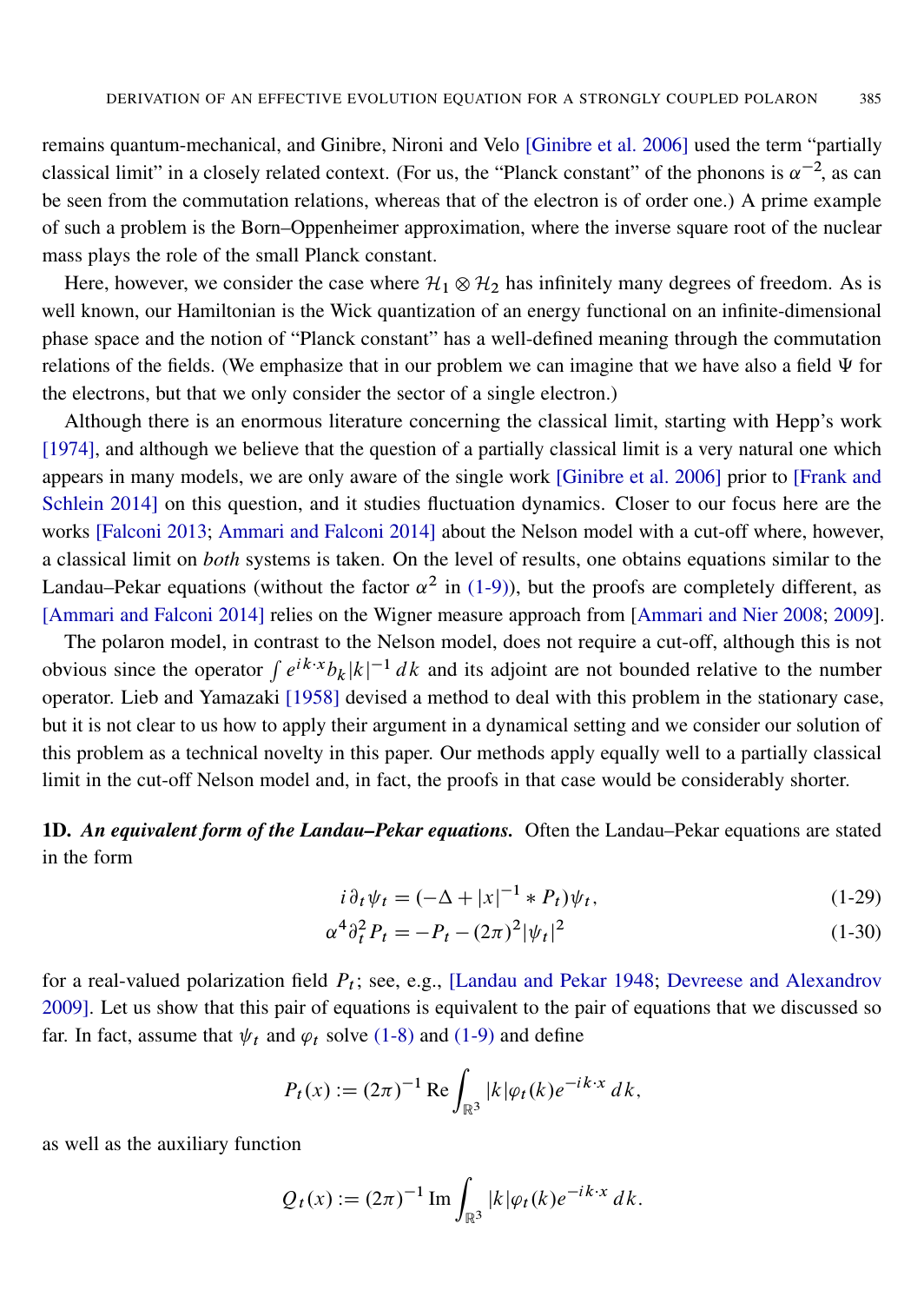remains quantum-mechanical, and Ginibre, Nironi and Velo [Ginibre et al. 2006] used the term "partially classical limit" in a closely related context. (For us, the "Planck constant" of the phonons is $\alpha^{-2}$, as can be seen from the commutation relations, whereas that of the electron is of order one.) A prime example of such a problem is the Born–Oppenheimer approximation, where the inverse square root of the nuclear mass plays the role of the small Planck constant.

Here, however, we consider the case where $\mathcal{H}_1 \otimes \mathcal{H}_2$ has infinitely many degrees of freedom. As is well known, our Hamiltonian is the Wick quantization of an energy functional on an infinite-dimensional phase space and the notion of "Planck constant" has a well-defined meaning through the commutation relations of the fields. (We emphasize that in our problem we can imagine that we have also a field $\Psi$ for the electrons, but that we only consider the sector of a single electron.)

Although there is an enormous literature concerning the classical limit, starting with Hepp's work [1974], and although we believe that the question of a partially classical limit is a very natural one which appears in many models, we are only aware of the single work [Ginibre et al. 2006] prior to [Frank and Schlein 2014] on this question, and it studies fluctuation dynamics. Closer to our focus here are the works [Falconi 2013; Ammari and Falconi 2014] about the Nelson model with a cut-off, where, however, a classical limit on *both* systems is taken. On the level of results, one obtains equations similar to the Landau–Pekar equations (without the factor $\alpha^2$ in (1-9)), but the proofs are completely different, as [Ammari and Falconi 2014] relies on the Wigner measure approach from [Ammari and Nier 2008; 2009].

The polaron model, in contrast to the Nelson model, does not require a cut-off, although this is not obvious since the operator $\int e^{ik\cdot x} b_k |k|^{-1}\, dk$ and its adjoint are not bounded relative to the number operator. Lieb and Yamazaki [1958] devised a method to deal with this problem in the stationary case, but it is not clear to us how to apply their argument in a dynamical setting and we consider our solution of this problem as a technical novelty in this paper. Our methods apply equally well to a partially classical limit in the cut-off Nelson model and, in fact, the proofs in that case would be considerably shorter.

**1D.** ***An equivalent form of the Landau–Pekar equations.*** Often the Landau–Pekar equations are stated in the form

$$i\partial_t \psi_t = (-\Delta + |x|^{-1} * P_t)\psi_t, \tag{1-29}$$

$$\alpha^4 \partial_t^2 P_t = -P_t - (2\pi)^2 |\psi_t|^2 \tag{1-30}$$

for a real-valued polarization field $P_t$; see, e.g., [Landau and Pekar 1948; Devreese and Alexandrov 2009]. Let us show that this pair of equations is equivalent to the pair of equations that we discussed so far. In fact, assume that $\psi_t$ and $\varphi_t$ solve (1-8) and (1-9) and define

$$P_t(x) := (2\pi)^{-1}\, \mathrm{Re} \int_{\mathbb{R}^3} |k| \varphi_t(k) e^{-ik\cdot x}\, dk,$$

as well as the auxiliary function

$$Q_t(x) := (2\pi)^{-1}\, \mathrm{Im} \int_{\mathbb{R}^3} |k| \varphi_t(k) e^{-ik\cdot x}\, dk.$$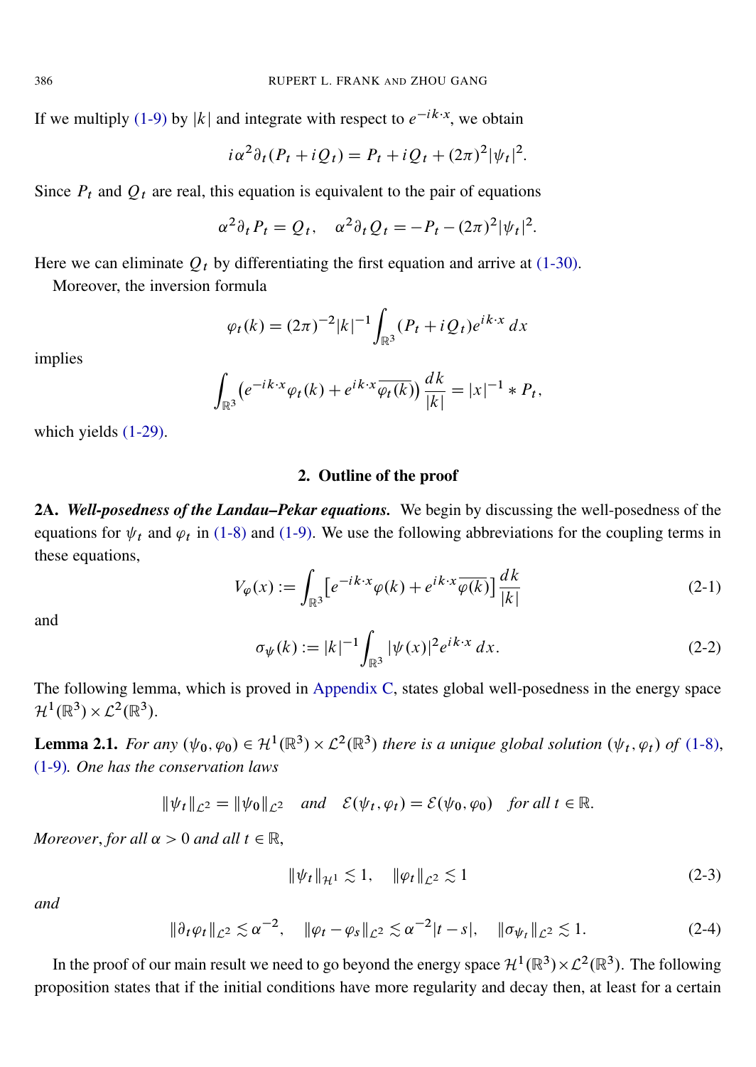If we multiply (1-9) by $|k|$ and integrate with respect to $e^{-ik\cdot x}$, we obtain

$$i\alpha^2 \partial_t (P_t + iQ_t) = P_t + iQ_t + (2\pi)^2 |\psi_t|^2.$$

Since $P_t$ and $Q_t$ are real, this equation is equivalent to the pair of equations

$$\alpha^2 \partial_t P_t = Q_t, \quad \alpha^2 \partial_t Q_t = -P_t - (2\pi)^2 |\psi_t|^2.$$

Here we can eliminate $Q_t$ by differentiating the first equation and arrive at (1-30).

Moreover, the inversion formula

$$\varphi_t(k) = (2\pi)^{-2} |k|^{-1} \int_{\mathbb{R}^3} (P_t + iQ_t) e^{ik\cdot x}\, dx$$

implies

$$\int_{\mathbb{R}^3} \left( e^{-ik\cdot x} \varphi_t(k) + e^{ik\cdot x} \overline{\varphi_t(k)} \right) \frac{dk}{|k|} = |x|^{-1} * P_t,$$

which yields (1-29).

## 2. Outline of the proof

**2A.** ***Well-posedness of the Landau–Pekar equations.*** We begin by discussing the well-posedness of the equations for $\psi_t$ and $\varphi_t$ in (1-8) and (1-9). We use the following abbreviations for the coupling terms in these equations,

$$V_\varphi(x) := \int_{\mathbb{R}^3} \left[ e^{-ik\cdot x} \varphi(k) + e^{ik\cdot x} \overline{\varphi(k)} \right] \frac{dk}{|k|} \tag{2-1}$$

and

$$\sigma_\psi(k) := |k|^{-1} \int_{\mathbb{R}^3} |\psi(x)|^2 e^{ik\cdot x}\, dx. \tag{2-2}$$

The following lemma, which is proved in Appendix C, states global well-posedness in the energy space $\mathcal{H}^1(\mathbb{R}^3) \times \mathcal{L}^2(\mathbb{R}^3)$.

**Lemma 2.1.** *For any $(\psi_0, \varphi_0) \in \mathcal{H}^1(\mathbb{R}^3) \times \mathcal{L}^2(\mathbb{R}^3)$ there is a unique global solution $(\psi_t, \varphi_t)$ of (1-8), (1-9). One has the conservation laws*

$$\|\psi_t\|_{\mathcal{L}^2} = \|\psi_0\|_{\mathcal{L}^2} \quad \textit{and} \quad \mathcal{E}(\psi_t, \varphi_t) = \mathcal{E}(\psi_0, \varphi_0) \quad \textit{for all } t \in \mathbb{R}.$$

*Moreover, for all $\alpha > 0$ and all $t \in \mathbb{R}$,*

$$\|\psi_t\|_{\mathcal{H}^1} \lesssim 1, \quad \|\varphi_t\|_{\mathcal{L}^2} \lesssim 1 \tag{2-3}$$

*and*

$$\|\partial_t \varphi_t\|_{\mathcal{L}^2} \lesssim \alpha^{-2}, \quad \|\varphi_t - \varphi_s\|_{\mathcal{L}^2} \lesssim \alpha^{-2} |t - s|, \quad \|\sigma_{\psi_t}\|_{\mathcal{L}^2} \lesssim 1. \tag{2-4}$$

In the proof of our main result we need to go beyond the energy space $\mathcal{H}^1(\mathbb{R}^3) \times \mathcal{L}^2(\mathbb{R}^3)$. The following proposition states that if the initial conditions have more regularity and decay then, at least for a certain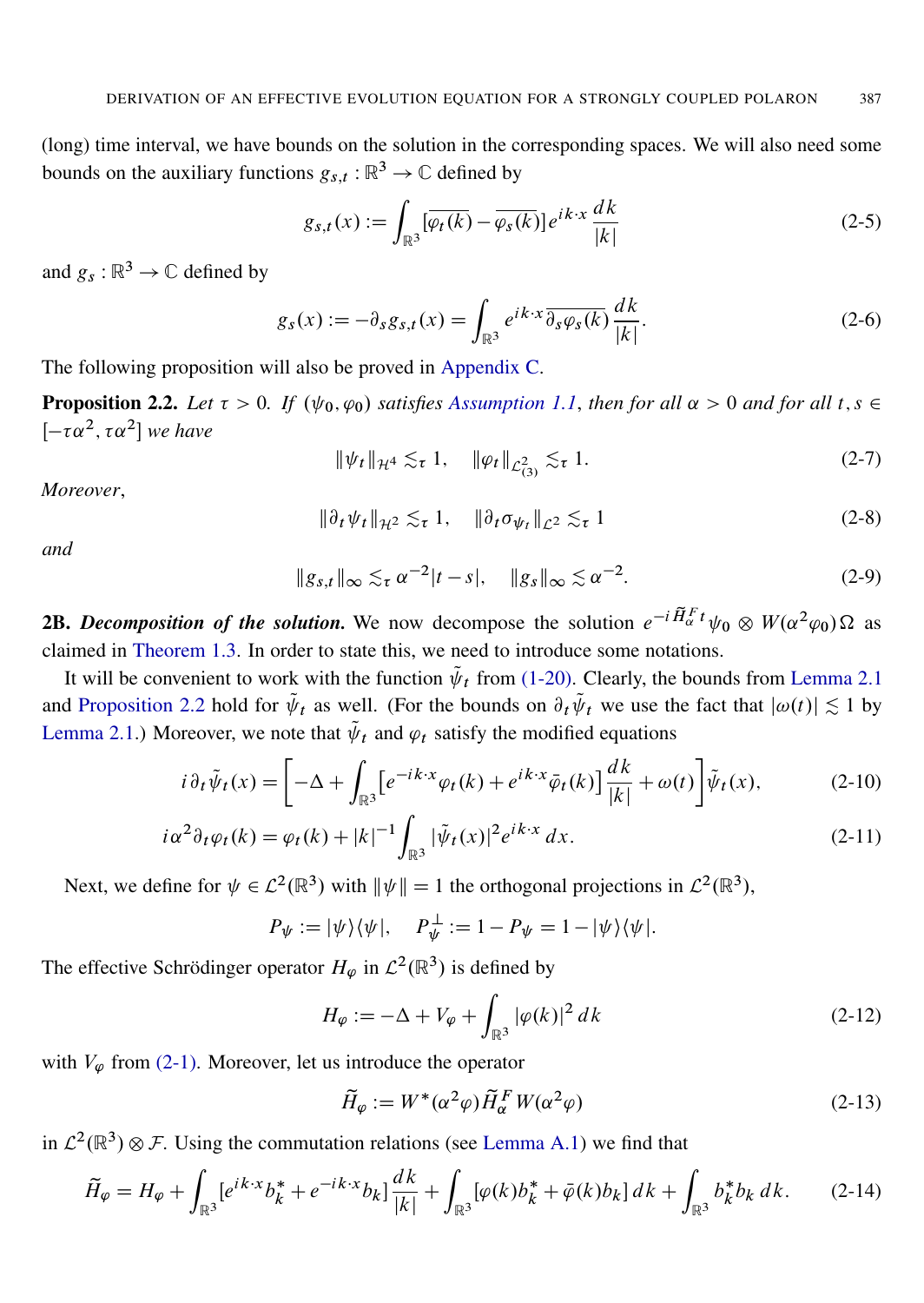(long) time interval, we have bounds on the solution in the corresponding spaces. We will also need some bounds on the auxiliary functions $g_{s,t} : \mathbb{R}^3 \to \mathbb{C}$ defined by

$$g_{s,t}(x) := \int_{\mathbb{R}^3} [\overline{\varphi_t(k)} - \overline{\varphi_s(k)}] e^{ik\cdot x} \frac{dk}{|k|} \tag{2-5}$$

and $g_s : \mathbb{R}^3 \to \mathbb{C}$ defined by

$$g_s(x) := -\partial_s g_{s,t}(x) = \int_{\mathbb{R}^3} e^{ik\cdot x} \overline{\partial_s \varphi_s(k)} \frac{dk}{|k|}. \tag{2-6}$$

The following proposition will also be proved in Appendix C.

**Proposition 2.2.** *Let $\tau > 0$. If $(\psi_0, \varphi_0)$ satisfies Assumption 1.1, then for all $\alpha > 0$ and for all $t, s \in [-\tau\alpha^2, \tau\alpha^2]$ we have*

$$\|\psi_t\|_{\mathcal{H}^4} \lesssim_\tau 1, \quad \|\varphi_t\|_{\mathcal{L}^2_{(3)}} \lesssim_\tau 1. \tag{2-7}$$

*Moreover,*

$$\|\partial_t \psi_t\|_{\mathcal{H}^2} \lesssim_\tau 1, \quad \|\partial_t \sigma_{\psi_t}\|_{\mathcal{L}^2} \lesssim_\tau 1 \tag{2-8}$$

*and*

$$\|g_{s,t}\|_\infty \lesssim_\tau \alpha^{-2}|t-s|, \quad \|g_s\|_\infty \lesssim \alpha^{-2}. \tag{2-9}$$

**2B. *Decomposition of the solution.*** We now decompose the solution $e^{-i\widetilde{H}^F_\alpha t}\psi_0 \otimes W(\alpha^2\varphi_0)\Omega$ as claimed in Theorem 1.3. In order to state this, we need to introduce some notations.

It will be convenient to work with the function $\tilde{\psi}_t$ from (1-20). Clearly, the bounds from Lemma 2.1 and Proposition 2.2 hold for $\tilde{\psi}_t$ as well. (For the bounds on $\partial_t \tilde{\psi}_t$ we use the fact that $|\omega(t)| \lesssim 1$ by Lemma 2.1.) Moreover, we note that $\tilde{\psi}_t$ and $\varphi_t$ satisfy the modified equations

$$i\partial_t \tilde{\psi}_t(x) = \left[-\Delta + \int_{\mathbb{R}^3} \left[e^{-ik\cdot x}\varphi_t(k) + e^{ik\cdot x}\bar{\varphi}_t(k)\right] \frac{dk}{|k|} + \omega(t)\right] \tilde{\psi}_t(x), \tag{2-10}$$

$$i\alpha^2 \partial_t \varphi_t(k) = \varphi_t(k) + |k|^{-1} \int_{\mathbb{R}^3} |\tilde{\psi}_t(x)|^2 e^{ik\cdot x}\, dx. \tag{2-11}$$

Next, we define for $\psi \in \mathcal{L}^2(\mathbb{R}^3)$ with $\|\psi\| = 1$ the orthogonal projections in $\mathcal{L}^2(\mathbb{R}^3)$,

$$P_\psi := |\psi\rangle\langle\psi|, \quad P_\psi^\perp := 1 - P_\psi = 1 - |\psi\rangle\langle\psi|.$$

The effective Schrödinger operator $H_\varphi$ in $\mathcal{L}^2(\mathbb{R}^3)$ is defined by

$$H_\varphi := -\Delta + V_\varphi + \int_{\mathbb{R}^3} |\varphi(k)|^2\, dk \tag{2-12}$$

with $V_\varphi$ from (2-1). Moreover, let us introduce the operator

$$\widetilde{H}_\varphi := W^*(\alpha^2\varphi)\widetilde{H}^F_\alpha W(\alpha^2\varphi) \tag{2-13}$$

in $\mathcal{L}^2(\mathbb{R}^3) \otimes \mathcal{F}$. Using the commutation relations (see Lemma A.1) we find that

$$\widetilde{H}_\varphi = H_\varphi + \int_{\mathbb{R}^3} [e^{ik\cdot x} b_k^* + e^{-ik\cdot x} b_k] \frac{dk}{|k|} + \int_{\mathbb{R}^3} [\varphi(k) b_k^* + \bar{\varphi}(k) b_k]\, dk + \int_{\mathbb{R}^3} b_k^* b_k\, dk. \tag{2-14}$$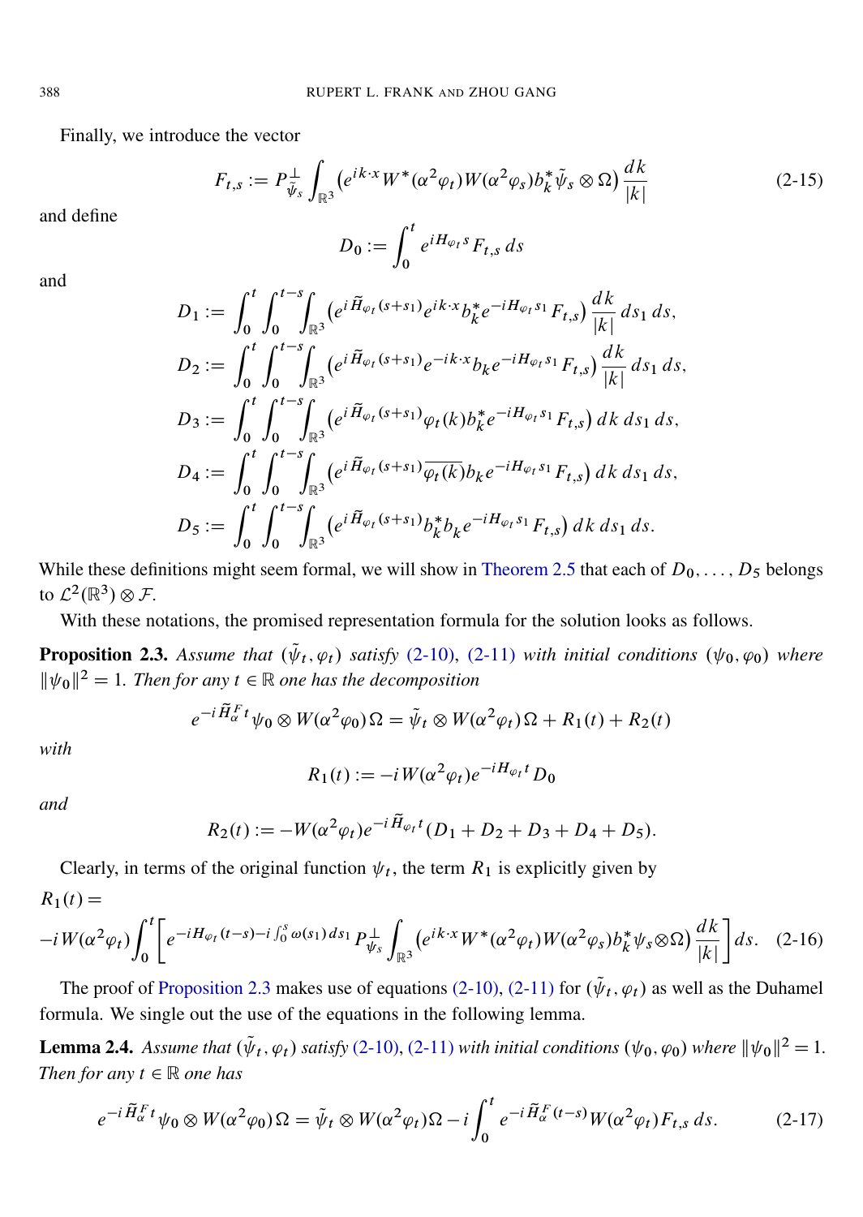Finally, we introduce the vector

$$F_{t,s} := P^{\perp}_{\tilde{\psi}_s} \int_{\mathbb{R}^3} \left(e^{ik\cdot x} W^*(\alpha^2\varphi_t) W(\alpha^2\varphi_s) b_k^* \tilde{\psi}_s \otimes \Omega\right) \frac{dk}{|k|} \tag{2-15}$$

and define

$$D_0 := \int_0^t e^{iH_{\varphi_t} s} F_{t,s}\, ds$$

and

$$D_1 := \int_0^t \int_0^{t-s} \int_{\mathbb{R}^3} \left(e^{i\widetilde{H}_{\varphi_t}(s+s_1)} e^{ik\cdot x} b_k^* e^{-iH_{\varphi_t} s_1} F_{t,s}\right) \frac{dk}{|k|}\, ds_1\, ds,$$

$$D_2 := \int_0^t \int_0^{t-s} \int_{\mathbb{R}^3} \left(e^{i\widetilde{H}_{\varphi_t}(s+s_1)} e^{-ik\cdot x} b_k e^{-iH_{\varphi_t} s_1} F_{t,s}\right) \frac{dk}{|k|}\, ds_1\, ds,$$

$$D_3 := \int_0^t \int_0^{t-s} \int_{\mathbb{R}^3} \left(e^{i\widetilde{H}_{\varphi_t}(s+s_1)} \varphi_t(k) b_k^* e^{-iH_{\varphi_t} s_1} F_{t,s}\right) dk\, ds_1\, ds,$$

$$D_4 := \int_0^t \int_0^{t-s} \int_{\mathbb{R}^3} \left(e^{i\widetilde{H}_{\varphi_t}(s+s_1)} \overline{\varphi_t(k)} b_k e^{-iH_{\varphi_t} s_1} F_{t,s}\right) dk\, ds_1\, ds,$$

$$D_5 := \int_0^t \int_0^{t-s} \int_{\mathbb{R}^3} \left(e^{i\widetilde{H}_{\varphi_t}(s+s_1)} b_k^* b_k e^{-iH_{\varphi_t} s_1} F_{t,s}\right) dk\, ds_1\, ds.$$

While these definitions might seem formal, we will show in Theorem 2.5 that each of $D_0, \dots, D_5$ belongs to $\mathcal{L}^2(\mathbb{R}^3) \otimes \mathcal{F}$.

With these notations, the promised representation formula for the solution looks as follows.

**Proposition 2.3.** *Assume that $(\tilde{\psi}_t, \varphi_t)$ satisfy (2-10), (2-11) with initial conditions $(\psi_0, \varphi_0)$ where $\|\psi_0\|^2 = 1$. Then for any $t \in \mathbb{R}$ one has the decomposition*

$$e^{-i\widetilde{H}_\alpha^F t} \psi_0 \otimes W(\alpha^2\varphi_0)\,\Omega = \tilde{\psi}_t \otimes W(\alpha^2\varphi_t)\,\Omega + R_1(t) + R_2(t)$$

*with*

$$R_1(t) := -iW(\alpha^2\varphi_t) e^{-iH_{\varphi_t} t} D_0$$

*and*

$$R_2(t) := -W(\alpha^2\varphi_t) e^{-i\widetilde{H}_{\varphi_t} t}(D_1 + D_2 + D_3 + D_4 + D_5).$$

Clearly, in terms of the original function $\psi_t$, the term $R_1$ is explicitly given by

$$R_1(t) = -iW(\alpha^2\varphi_t) \int_0^t \left[ e^{-iH_{\varphi_t}(t-s) - i\int_0^s \omega(s_1)\, ds_1} P^{\perp}_{\psi_s} \int_{\mathbb{R}^3} \left(e^{ik\cdot x} W^*(\alpha^2\varphi_t) W(\alpha^2\varphi_s) b_k^* \psi_s \otimes \Omega\right) \frac{dk}{|k|} \right] ds. \tag{2-16}$$

The proof of Proposition 2.3 makes use of equations (2-10), (2-11) for $(\tilde{\psi}_t, \varphi_t)$ as well as the Duhamel formula. We single out the use of the equations in the following lemma.

**Lemma 2.4.** *Assume that $(\tilde{\psi}_t, \varphi_t)$ satisfy (2-10), (2-11) with initial conditions $(\psi_0, \varphi_0)$ where $\|\psi_0\|^2 = 1$. Then for any $t \in \mathbb{R}$ one has*

$$e^{-i\widetilde{H}_\alpha^F t} \psi_0 \otimes W(\alpha^2\varphi_0)\,\Omega = \tilde{\psi}_t \otimes W(\alpha^2\varphi_t)\Omega - i\int_0^t e^{-i\widetilde{H}_\alpha^F(t-s)} W(\alpha^2\varphi_t) F_{t,s}\, ds. \tag{2-17}$$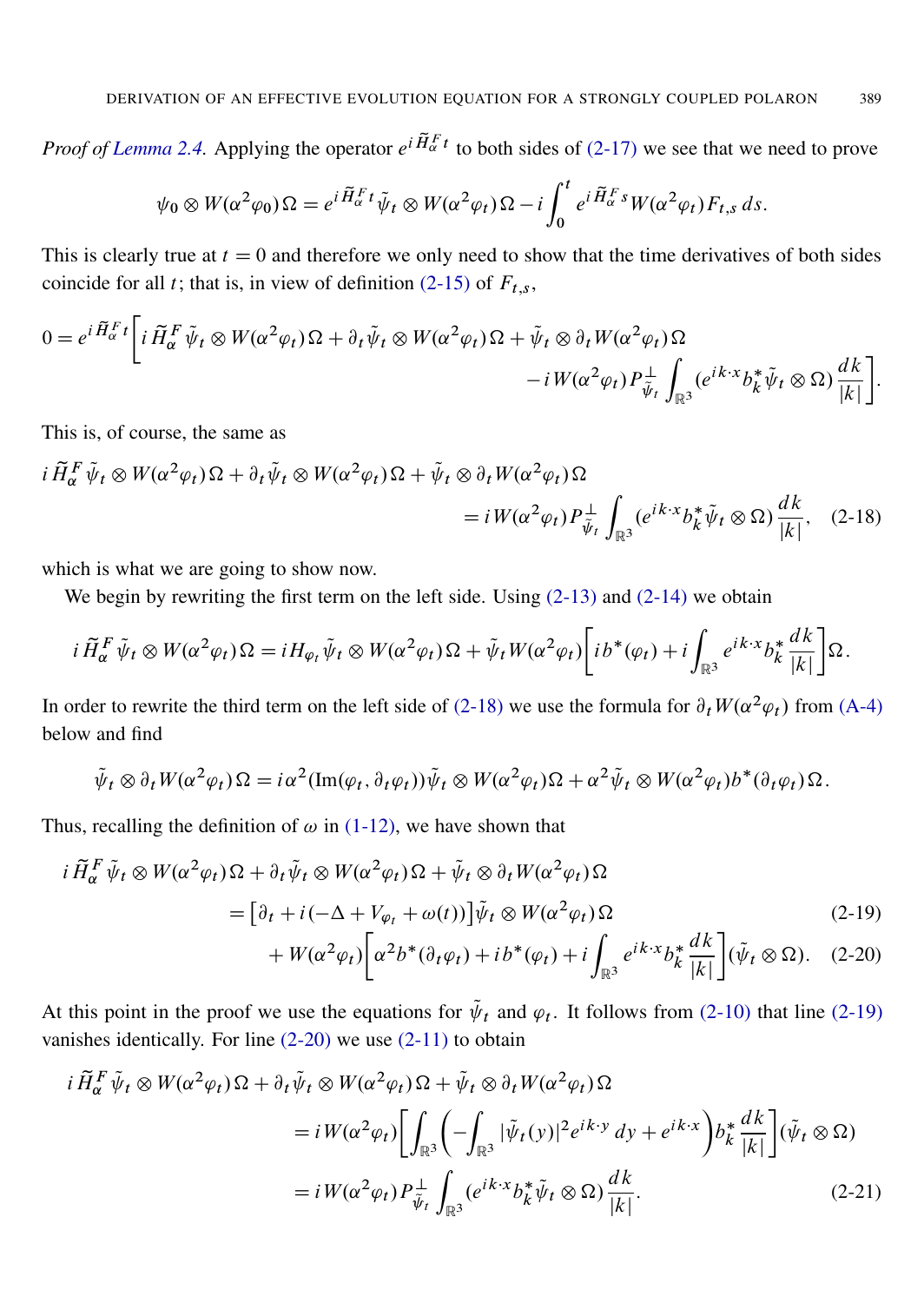*Proof of Lemma 2.4.* Applying the operator $e^{i\widetilde{H}_\alpha^F t}$ to both sides of (2-17) we see that we need to prove

$$\psi_0 \otimes W(\alpha^2\varphi_0)\,\Omega = e^{i\widetilde{H}_\alpha^F t}\tilde{\psi}_t \otimes W(\alpha^2\varphi_t)\,\Omega - i\int_0^t e^{i\widetilde{H}_\alpha^F s} W(\alpha^2\varphi_t) F_{t,s}\,ds.$$

This is clearly true at $t = 0$ and therefore we only need to show that the time derivatives of both sides coincide for all $t$; that is, in view of definition (2-15) of $F_{t,s}$,

$$0 = e^{i\widetilde{H}_\alpha^F t}\bigg[ i\widetilde{H}_\alpha^F\,\tilde{\psi}_t \otimes W(\alpha^2\varphi_t)\,\Omega + \partial_t\tilde{\psi}_t \otimes W(\alpha^2\varphi_t)\,\Omega + \tilde{\psi}_t \otimes \partial_t W(\alpha^2\varphi_t)\,\Omega \\ - i\,W(\alpha^2\varphi_t) P^{\perp}_{\tilde{\psi}_t} \int_{\mathbb{R}^3} (e^{ik\cdot x} b_k^* \tilde{\psi}_t \otimes \Omega)\frac{dk}{|k|}\bigg].$$

This is, of course, the same as

$$i\widetilde{H}_\alpha^F\,\tilde{\psi}_t \otimes W(\alpha^2\varphi_t)\,\Omega + \partial_t\tilde{\psi}_t \otimes W(\alpha^2\varphi_t)\,\Omega + \tilde{\psi}_t \otimes \partial_t W(\alpha^2\varphi_t)\,\Omega \\ = i\,W(\alpha^2\varphi_t) P^{\perp}_{\tilde{\psi}_t} \int_{\mathbb{R}^3} (e^{ik\cdot x} b_k^* \tilde{\psi}_t \otimes \Omega)\frac{dk}{|k|}, \quad (2\text{-}18)$$

which is what we are going to show now.

We begin by rewriting the first term on the left side. Using (2-13) and (2-14) we obtain

$$i\widetilde{H}_\alpha^F\,\tilde{\psi}_t \otimes W(\alpha^2\varphi_t)\,\Omega = iH_{\varphi_t}\tilde{\psi}_t \otimes W(\alpha^2\varphi_t)\,\Omega + \tilde{\psi}_t W(\alpha^2\varphi_t)\bigg[ib^*(\varphi_t) + i\int_{\mathbb{R}^3} e^{ik\cdot x} b_k^* \frac{dk}{|k|}\bigg]\Omega.$$

In order to rewrite the third term on the left side of (2-18) we use the formula for $\partial_t W(\alpha^2\varphi_t)$ from (A-4) below and find

$$\tilde{\psi}_t \otimes \partial_t W(\alpha^2\varphi_t)\,\Omega = i\alpha^2(\operatorname{Im}(\varphi_t, \partial_t\varphi_t))\tilde{\psi}_t \otimes W(\alpha^2\varphi_t)\,\Omega + \alpha^2\tilde{\psi}_t \otimes W(\alpha^2\varphi_t)b^*(\partial_t\varphi_t)\,\Omega.$$

Thus, recalling the definition of $\omega$ in (1-12), we have shown that

$$i\widetilde{H}_\alpha^F\,\tilde{\psi}_t \otimes W(\alpha^2\varphi_t)\,\Omega + \partial_t\tilde{\psi}_t \otimes W(\alpha^2\varphi_t)\,\Omega + \tilde{\psi}_t \otimes \partial_t W(\alpha^2\varphi_t)\,\Omega \\ = \big[\partial_t + i(-\Delta + V_{\varphi_t} + \omega(t))\big]\tilde{\psi}_t \otimes W(\alpha^2\varphi_t)\,\Omega \quad (2\text{-}19)$$

$$+ W(\alpha^2\varphi_t)\bigg[\alpha^2 b^*(\partial_t\varphi_t) + ib^*(\varphi_t) + i\int_{\mathbb{R}^3} e^{ik\cdot x} b_k^* \frac{dk}{|k|}\bigg](\tilde{\psi}_t \otimes \Omega). \quad (2\text{-}20)$$

At this point in the proof we use the equations for $\tilde{\psi}_t$ and $\varphi_t$. It follows from (2-10) that line (2-19) vanishes identically. For line (2-20) we use (2-11) to obtain

$$i\widetilde{H}_\alpha^F\,\tilde{\psi}_t \otimes W(\alpha^2\varphi_t)\,\Omega + \partial_t\tilde{\psi}_t \otimes W(\alpha^2\varphi_t)\,\Omega + \tilde{\psi}_t \otimes \partial_t W(\alpha^2\varphi_t)\,\Omega \\ = i\,W(\alpha^2\varphi_t)\bigg[\int_{\mathbb{R}^3}\bigg(-\int_{\mathbb{R}^3}|\tilde{\psi}_t(y)|^2 e^{ik\cdot y}\,dy + e^{ik\cdot x}\bigg) b_k^* \frac{dk}{|k|}\bigg](\tilde{\psi}_t \otimes \Omega) \\ = i\,W(\alpha^2\varphi_t) P^{\perp}_{\tilde{\psi}_t} \int_{\mathbb{R}^3} (e^{ik\cdot x} b_k^* \tilde{\psi}_t \otimes \Omega)\frac{dk}{|k|}. \quad (2\text{-}21)$$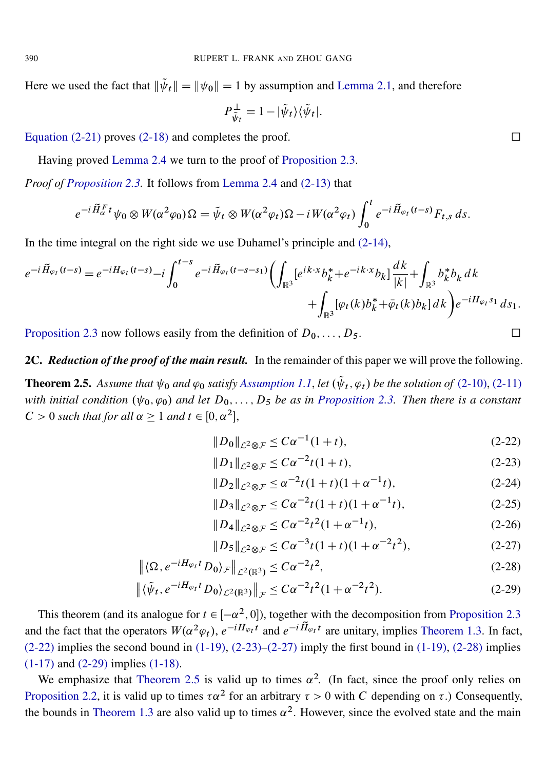Here we used the fact that $\|\tilde{\psi}_t\| = \|\psi_0\| = 1$ by assumption and Lemma 2.1, and therefore

$$P^{\perp}_{\tilde{\psi}_t} = 1 - |\tilde{\psi}_t\rangle\langle\tilde{\psi}_t|.$$

Equation (2-21) proves (2-18) and completes the proof. $\square$

Having proved Lemma 2.4 we turn to the proof of Proposition 2.3.

*Proof of Proposition 2.3.* It follows from Lemma 2.4 and (2-13) that

$$e^{-i\tilde{H}^F_\alpha t}\psi_0 \otimes W(\alpha^2\varphi_0)\Omega = \tilde{\psi}_t \otimes W(\alpha^2\varphi_t)\Omega - iW(\alpha^2\varphi_t)\int_0^t e^{-i\tilde{H}_{\varphi_t}(t-s)} F_{t,s}\, ds.$$

In the time integral on the right side we use Duhamel's principle and (2-14),

$$e^{-i\tilde{H}_{\varphi_t}(t-s)} = e^{-iH_{\varphi_t}(t-s)} - i\int_0^{t-s} e^{-i\tilde{H}_{\varphi_t}(t-s-s_1)}\bigg(\int_{\mathbb{R}^3}[e^{ik\cdot x}b_k^* + e^{-ik\cdot x}b_k]\frac{dk}{|k|} + \int_{\mathbb{R}^3} b_k^* b_k\, dk + \int_{\mathbb{R}^3}[\varphi_t(k)b_k^* + \bar{\varphi}_t(k)b_k]\, dk\bigg)e^{-iH_{\varphi_t}s_1}\, ds_1.$$

Proposition 2.3 now follows easily from the definition of $D_0, \dots, D_5$. $\square$

## 2C. *Reduction of the proof of the main result.*

In the remainder of this paper we will prove the following.

**Theorem 2.5.** *Assume that $\psi_0$ and $\varphi_0$ satisfy Assumption 1.1, let $(\tilde{\psi}_t, \varphi_t)$ be the solution of (2-10), (2-11) with initial condition $(\psi_0, \varphi_0)$ and let $D_0, \dots, D_5$ be as in Proposition 2.3. Then there is a constant $C > 0$ such that for all $\alpha \geq 1$ and $t \in [0, \alpha^2]$,*

$$\|D_0\|_{\mathcal{L}^2\otimes\mathcal{F}} \leq C\alpha^{-1}(1+t), \tag{2-22}$$

$$\|D_1\|_{\mathcal{L}^2\otimes\mathcal{F}} \leq C\alpha^{-2}t(1+t), \tag{2-23}$$

$$\|D_2\|_{\mathcal{L}^2\otimes\mathcal{F}} \leq \alpha^{-2}t(1+t)(1+\alpha^{-1}t), \tag{2-24}$$

$$\|D_3\|_{\mathcal{L}^2\otimes\mathcal{F}} \leq C\alpha^{-2}t(1+t)(1+\alpha^{-1}t), \tag{2-25}$$

$$\|D_4\|_{\mathcal{L}^2\otimes\mathcal{F}} \leq C\alpha^{-2}t^2(1+\alpha^{-1}t), \tag{2-26}$$

$$\|D_5\|_{\mathcal{L}^2\otimes\mathcal{F}} \leq C\alpha^{-3}t(1+t)(1+\alpha^{-2}t^2), \tag{2-27}$$

$$\big\|\langle\Omega, e^{-iH_{\varphi_t}t}D_0\rangle_{\mathcal{F}}\big\|_{\mathcal{L}^2(\mathbb{R}^3)} \leq C\alpha^{-2}t^2, \tag{2-28}$$

$$\big\|\langle\tilde{\psi}_t, e^{-iH_{\varphi_t}t}D_0\rangle_{\mathcal{L}^2(\mathbb{R}^3)}\big\|_{\mathcal{F}} \leq C\alpha^{-2}t^2(1+\alpha^{-2}t^2). \tag{2-29}$$

This theorem (and its analogue for $t \in [-\alpha^2, 0]$), together with the decomposition from Proposition 2.3 and the fact that the operators $W(\alpha^2\varphi_t)$, $e^{-iH_{\varphi_t}t}$ and $e^{-i\tilde{H}_{\varphi_t}t}$ are unitary, implies Theorem 1.3. In fact, (2-22) implies the second bound in (1-19), (2-23)–(2-27) imply the first bound in (1-19), (2-28) implies (1-17) and (2-29) implies (1-18).

We emphasize that Theorem 2.5 is valid up to times $\alpha^2$. (In fact, since the proof only relies on Proposition 2.2, it is valid up to times $\tau\alpha^2$ for an arbitrary $\tau > 0$ with $C$ depending on $\tau$.) Consequently, the bounds in Theorem 1.3 are also valid up to times $\alpha^2$. However, since the evolved state and the main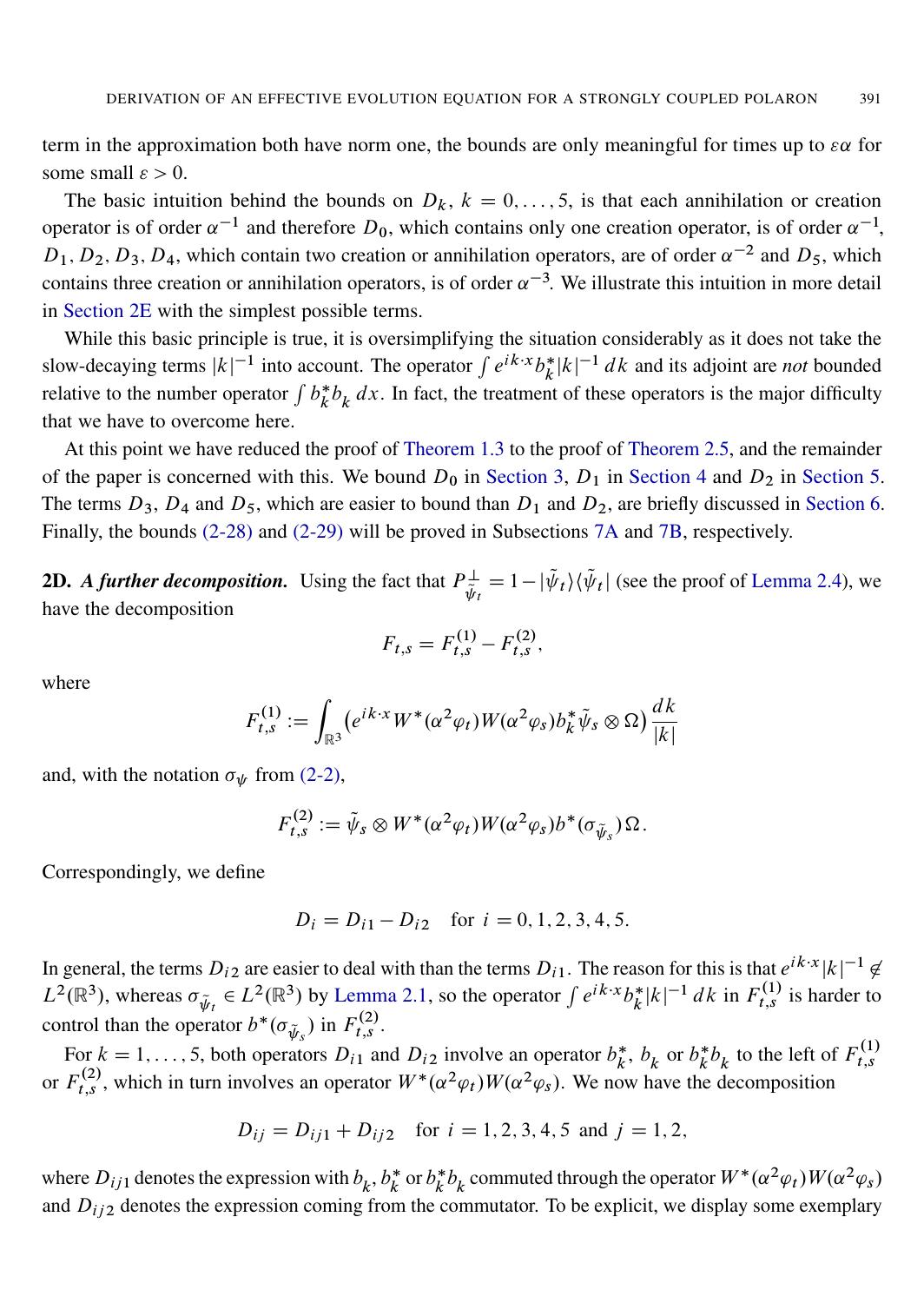term in the approximation both have norm one, the bounds are only meaningful for times up to $\varepsilon\alpha$ for some small $\varepsilon > 0$.

The basic intuition behind the bounds on $D_k$, $k = 0, \dots, 5$, is that each annihilation or creation operator is of order $\alpha^{-1}$ and therefore $D_0$, which contains only one creation operator, is of order $\alpha^{-1}$, $D_1, D_2, D_3, D_4$, which contain two creation or annihilation operators, are of order $\alpha^{-2}$ and $D_5$, which contains three creation or annihilation operators, is of order $\alpha^{-3}$. We illustrate this intuition in more detail in Section 2E with the simplest possible terms.

While this basic principle is true, it is oversimplifying the situation considerably as it does not take the slow-decaying terms $|k|^{-1}$ into account. The operator $\int e^{ik\cdot x} b_k^* |k|^{-1}\, dk$ and its adjoint are *not* bounded relative to the number operator $\int b_k^* b_k\, dx$. In fact, the treatment of these operators is the major difficulty that we have to overcome here.

At this point we have reduced the proof of Theorem 1.3 to the proof of Theorem 2.5, and the remainder of the paper is concerned with this. We bound $D_0$ in Section 3, $D_1$ in Section 4 and $D_2$ in Section 5. The terms $D_3$, $D_4$ and $D_5$, which are easier to bound than $D_1$ and $D_2$, are briefly discussed in Section 6. Finally, the bounds (2-28) and (2-29) will be proved in Subsections 7A and 7B, respectively.

**2D.** ***A further decomposition.*** Using the fact that $P_{\tilde{\psi}_t}^{\perp} = 1 - |\tilde{\psi}_t\rangle\langle\tilde{\psi}_t|$ (see the proof of Lemma 2.4), we have the decomposition

$$F_{t,s} = F_{t,s}^{(1)} - F_{t,s}^{(2)},$$

where

$$F_{t,s}^{(1)} := \int_{\mathbb{R}^3} \bigl(e^{ik\cdot x} W^*(\alpha^2 \varphi_t) W(\alpha^2 \varphi_s) b_k^* \tilde{\psi}_s \otimes \Omega\bigr) \frac{dk}{|k|}$$

and, with the notation $\sigma_\psi$ from (2-2),

$$F_{t,s}^{(2)} := \tilde{\psi}_s \otimes W^*(\alpha^2 \varphi_t) W(\alpha^2 \varphi_s) b^*(\sigma_{\tilde{\psi}_s}) \Omega.$$

Correspondingly, we define

$$D_i = D_{i1} - D_{i2} \quad \text{for } i = 0, 1, 2, 3, 4, 5.$$

In general, the terms $D_{i2}$ are easier to deal with than the terms $D_{i1}$. The reason for this is that $e^{ik\cdot x}|k|^{-1} \notin L^2(\mathbb{R}^3)$, whereas $\sigma_{\tilde{\psi}_t} \in L^2(\mathbb{R}^3)$ by Lemma 2.1, so the operator $\int e^{ik\cdot x} b_k^* |k|^{-1}\, dk$ in $F_{t,s}^{(1)}$ is harder to control than the operator $b^*(\sigma_{\tilde{\psi}_s})$ in $F_{t,s}^{(2)}$.

For $k = 1, \dots, 5$, both operators $D_{i1}$ and $D_{i2}$ involve an operator $b_k^*$, $b_k$ or $b_k^* b_k$ to the left of $F_{t,s}^{(1)}$ or $F_{t,s}^{(2)}$, which in turn involves an operator $W^*(\alpha^2 \varphi_t) W(\alpha^2 \varphi_s)$. We now have the decomposition

$$D_{ij} = D_{ij1} + D_{ij2} \quad \text{for } i = 1, 2, 3, 4, 5 \text{ and } j = 1, 2,$$

where $D_{ij1}$ denotes the expression with $b_k$, $b_k^*$ or $b_k^* b_k$ commuted through the operator $W^*(\alpha^2 \varphi_t) W(\alpha^2 \varphi_s)$ and $D_{ij2}$ denotes the expression coming from the commutator. To be explicit, we display some exemplary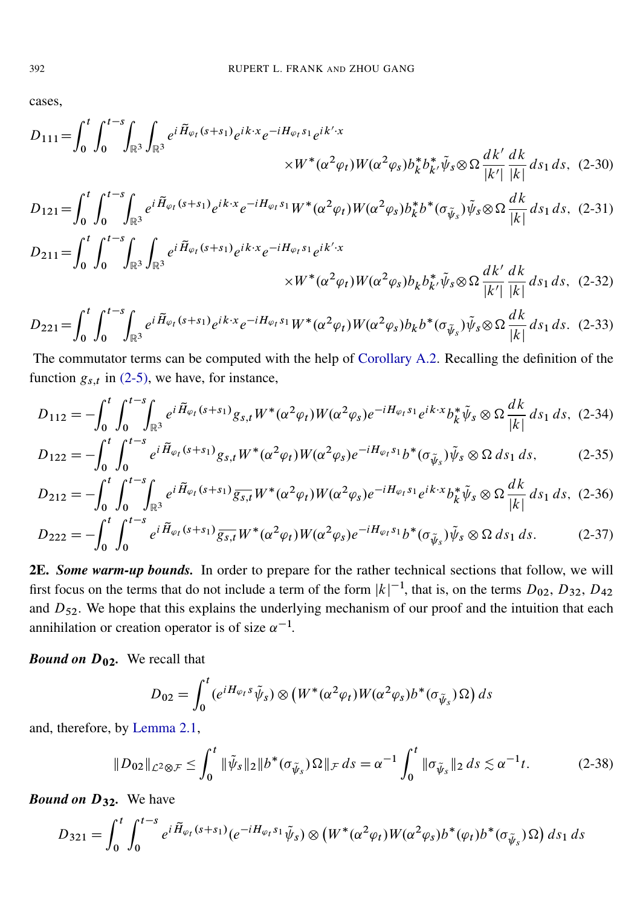cases,

$$D_{111}=\int_0^t\int_0^{t-s}\int_{\mathbb{R}^3}\int_{\mathbb{R}^3} e^{i\widetilde{H}_{\varphi_t}(s+s_1)}e^{ik\cdot x}e^{-iH_{\varphi_t}s_1}e^{ik'\cdot x} \times W^*(\alpha^2\varphi_t)W(\alpha^2\varphi_s)b_k^* b_{k'}^*\tilde{\psi}_s\otimes\Omega\,\frac{dk'}{|k'|}\,\frac{dk}{|k|}\,ds_1\,ds, \quad (2\text{-}30)$$

$$D_{121}=\int_0^t\int_0^{t-s}\int_{\mathbb{R}^3} e^{i\widetilde{H}_{\varphi_t}(s+s_1)}e^{ik\cdot x}e^{-iH_{\varphi_t}s_1}W^*(\alpha^2\varphi_t)W(\alpha^2\varphi_s)b_k^* b^*(\sigma_{\tilde{\psi}_s})\tilde{\psi}_s\otimes\Omega\,\frac{dk}{|k|}\,ds_1\,ds, \quad (2\text{-}31)$$

$$D_{211}=\int_0^t\int_0^{t-s}\int_{\mathbb{R}^3}\int_{\mathbb{R}^3} e^{i\widetilde{H}_{\varphi_t}(s+s_1)}e^{ik\cdot x}e^{-iH_{\varphi_t}s_1}e^{ik'\cdot x} \times W^*(\alpha^2\varphi_t)W(\alpha^2\varphi_s)b_k b_{k'}^*\tilde{\psi}_s\otimes\Omega\,\frac{dk'}{|k'|}\,\frac{dk}{|k|}\,ds_1\,ds, \quad (2\text{-}32)$$

$$D_{221}=\int_0^t\int_0^{t-s}\int_{\mathbb{R}^3} e^{i\widetilde{H}_{\varphi_t}(s+s_1)}e^{ik\cdot x}e^{-iH_{\varphi_t}s_1}W^*(\alpha^2\varphi_t)W(\alpha^2\varphi_s)b_k b^*(\sigma_{\tilde{\psi}_s})\tilde{\psi}_s\otimes\Omega\,\frac{dk}{|k|}\,ds_1\,ds. \quad (2\text{-}33)$$

The commutator terms can be computed with the help of Corollary A.2. Recalling the definition of the function $g_{s,t}$ in (2-5), we have, for instance,

$$D_{112} = -\int_0^t\int_0^{t-s}\int_{\mathbb{R}^3} e^{i\widetilde{H}_{\varphi_t}(s+s_1)}g_{s,t}W^*(\alpha^2\varphi_t)W(\alpha^2\varphi_s)e^{-iH_{\varphi_t}s_1}e^{ik\cdot x}b_k^*\tilde{\psi}_s\otimes\Omega\,\frac{dk}{|k|}\,ds_1\,ds, \quad (2\text{-}34)$$

$$D_{122} = -\int_0^t\int_0^{t-s} e^{i\widetilde{H}_{\varphi_t}(s+s_1)}g_{s,t}W^*(\alpha^2\varphi_t)W(\alpha^2\varphi_s)e^{-iH_{\varphi_t}s_1}b^*(\sigma_{\tilde{\psi}_s})\tilde{\psi}_s\otimes\Omega\,ds_1\,ds, \quad (2\text{-}35)$$

$$D_{212} = -\int_0^t\int_0^{t-s}\int_{\mathbb{R}^3} e^{i\widetilde{H}_{\varphi_t}(s+s_1)}\overline{g_{s,t}}W^*(\alpha^2\varphi_t)W(\alpha^2\varphi_s)e^{-iH_{\varphi_t}s_1}e^{ik\cdot x}b_k^*\tilde{\psi}_s\otimes\Omega\,\frac{dk}{|k|}\,ds_1\,ds, \quad (2\text{-}36)$$

$$D_{222} = -\int_0^t\int_0^{t-s} e^{i\widetilde{H}_{\varphi_t}(s+s_1)}\overline{g_{s,t}}W^*(\alpha^2\varphi_t)W(\alpha^2\varphi_s)e^{-iH_{\varphi_t}s_1}b^*(\sigma_{\tilde{\psi}_s})\tilde{\psi}_s\otimes\Omega\,ds_1\,ds. \quad (2\text{-}37)$$

**2E.** ***Some warm-up bounds.*** In order to prepare for the rather technical sections that follow, we will first focus on the terms that do not include a term of the form $|k|^{-1}$, that is, on the terms $D_{02}$, $D_{32}$, $D_{42}$ and $D_{52}$. We hope that this explains the underlying mechanism of our proof and the intuition that each annihilation or creation operator is of size $\alpha^{-1}$.

***Bound on $D_{02}$.*** We recall that

$$D_{02}=\int_0^t (e^{iH_{\varphi_t}s}\tilde{\psi}_s)\otimes\big(W^*(\alpha^2\varphi_t)W(\alpha^2\varphi_s)b^*(\sigma_{\tilde{\psi}_s})\Omega\big)\,ds$$

and, therefore, by Lemma 2.1,

$$\|D_{02}\|_{\mathcal{L}^2\otimes\mathcal{F}}\le\int_0^t\|\tilde{\psi}_s\|_2\|b^*(\sigma_{\tilde{\psi}_s})\Omega\|_{\mathcal{F}}\,ds=\alpha^{-1}\int_0^t\|\sigma_{\tilde{\psi}_s}\|_2\,ds\lesssim\alpha^{-1}t. \quad (2\text{-}38)$$

***Bound on $D_{32}$.*** We have

$$D_{321}=\int_0^t\int_0^{t-s} e^{i\widetilde{H}_{\varphi_t}(s+s_1)}(e^{-iH_{\varphi_t}s_1}\tilde{\psi}_s)\otimes\big(W^*(\alpha^2\varphi_t)W(\alpha^2\varphi_s)b^*(\varphi_t)b^*(\sigma_{\tilde{\psi}_s})\Omega\big)\,ds_1\,ds$$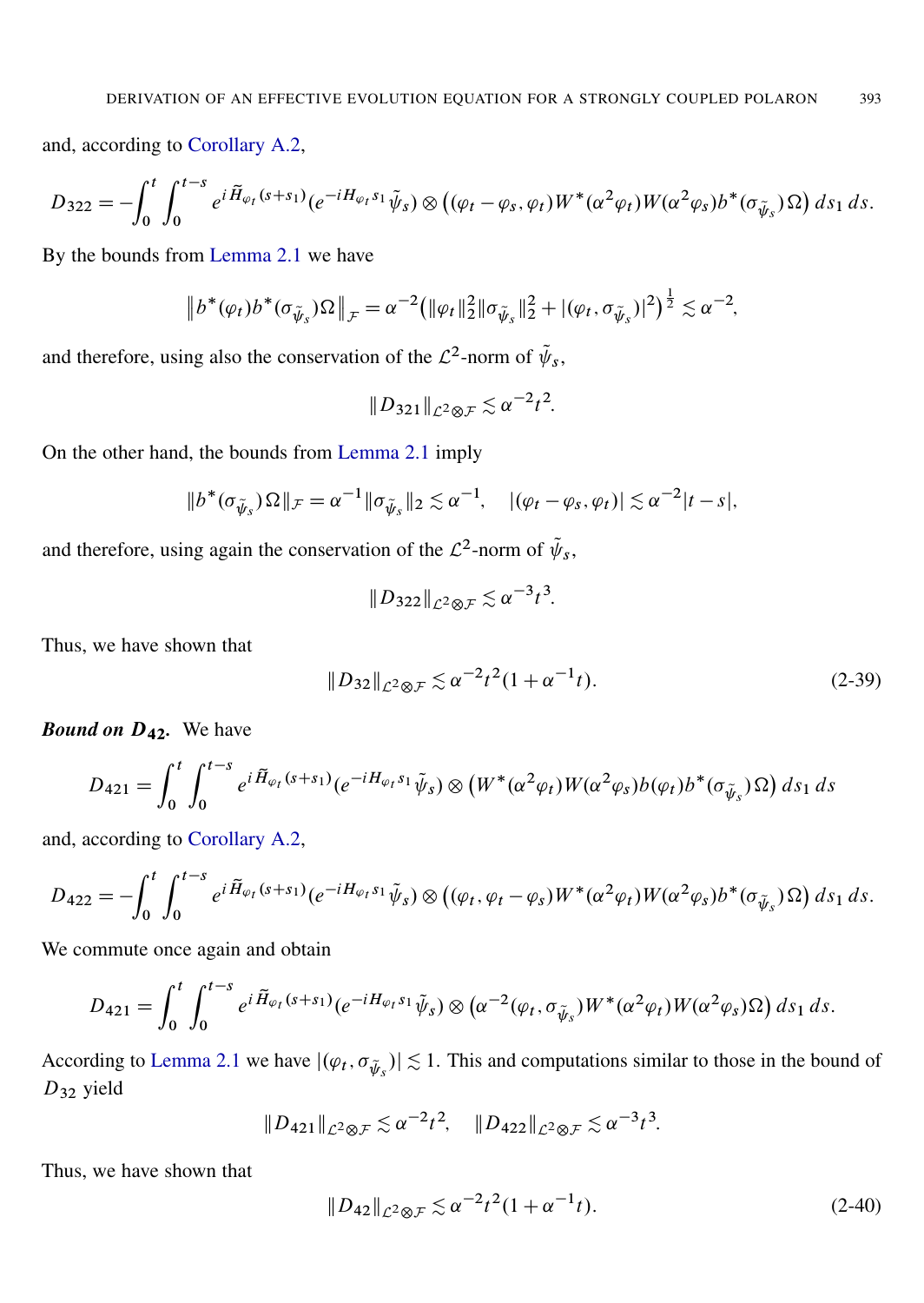and, according to Corollary A.2,

$$D_{322} = -\int_0^t \int_0^{t-s} e^{i\widetilde{H}_{\varphi_t}(s+s_1)}(e^{-iH_{\varphi_t}s_1}\tilde{\psi}_s) \otimes \big((\varphi_t - \varphi_s, \varphi_t) W^*(\alpha^2\varphi_t) W(\alpha^2\varphi_s) b^*(\sigma_{\tilde{\psi}_s})\Omega\big)\, ds_1\, ds.$$

By the bounds from Lemma 2.1 we have

$$\big\| b^*(\varphi_t) b^*(\sigma_{\tilde{\psi}_s})\Omega \big\|_{\mathcal{F}} = \alpha^{-2}\big(\|\varphi_t\|_2^2 \|\sigma_{\tilde{\psi}_s}\|_2^2 + |(\varphi_t, \sigma_{\tilde{\psi}_s})|^2\big)^{\frac{1}{2}} \lesssim \alpha^{-2},$$

and therefore, using also the conservation of the $\mathcal{L}^2$-norm of $\tilde{\psi}_s$,

$$\|D_{321}\|_{\mathcal{L}^2 \otimes \mathcal{F}} \lesssim \alpha^{-2} t^2.$$

On the other hand, the bounds from Lemma 2.1 imply

$$\|b^*(\sigma_{\tilde{\psi}_s})\Omega\|_{\mathcal{F}} = \alpha^{-1}\|\sigma_{\tilde{\psi}_s}\|_2 \lesssim \alpha^{-1}, \quad |(\varphi_t - \varphi_s, \varphi_t)| \lesssim \alpha^{-2}|t-s|,$$

and therefore, using again the conservation of the $\mathcal{L}^2$-norm of $\tilde{\psi}_s$,

$$\|D_{322}\|_{\mathcal{L}^2 \otimes \mathcal{F}} \lesssim \alpha^{-3} t^3.$$

Thus, we have shown that

$$\|D_{32}\|_{\mathcal{L}^2 \otimes \mathcal{F}} \lesssim \alpha^{-2} t^2 (1 + \alpha^{-1} t). \tag{2-39}$$

***Bound on $D_{42}$.*** We have

$$D_{421} = \int_0^t \int_0^{t-s} e^{i\widetilde{H}_{\varphi_t}(s+s_1)}(e^{-iH_{\varphi_t}s_1}\tilde{\psi}_s) \otimes \big(W^*(\alpha^2\varphi_t) W(\alpha^2\varphi_s) b(\varphi_t) b^*(\sigma_{\tilde{\psi}_s})\Omega\big)\, ds_1\, ds$$

and, according to Corollary A.2,

$$D_{422} = -\int_0^t \int_0^{t-s} e^{i\widetilde{H}_{\varphi_t}(s+s_1)}(e^{-iH_{\varphi_t}s_1}\tilde{\psi}_s) \otimes \big((\varphi_t, \varphi_t - \varphi_s) W^*(\alpha^2\varphi_t) W(\alpha^2\varphi_s) b^*(\sigma_{\tilde{\psi}_s})\Omega\big)\, ds_1\, ds.$$

We commute once again and obtain

$$D_{421} = \int_0^t \int_0^{t-s} e^{i\widetilde{H}_{\varphi_t}(s+s_1)}(e^{-iH_{\varphi_t}s_1}\tilde{\psi}_s) \otimes \big(\alpha^{-2}(\varphi_t, \sigma_{\tilde{\psi}_s}) W^*(\alpha^2\varphi_t) W(\alpha^2\varphi_s)\Omega\big)\, ds_1\, ds.$$

According to Lemma 2.1 we have $|(\varphi_t, \sigma_{\tilde{\psi}_s})| \lesssim 1$. This and computations similar to those in the bound of $D_{32}$ yield

$$\|D_{421}\|_{\mathcal{L}^2 \otimes \mathcal{F}} \lesssim \alpha^{-2} t^2, \quad \|D_{422}\|_{\mathcal{L}^2 \otimes \mathcal{F}} \lesssim \alpha^{-3} t^3.$$

Thus, we have shown that

$$\|D_{42}\|_{\mathcal{L}^2 \otimes \mathcal{F}} \lesssim \alpha^{-2} t^2 (1 + \alpha^{-1} t). \tag{2-40}$$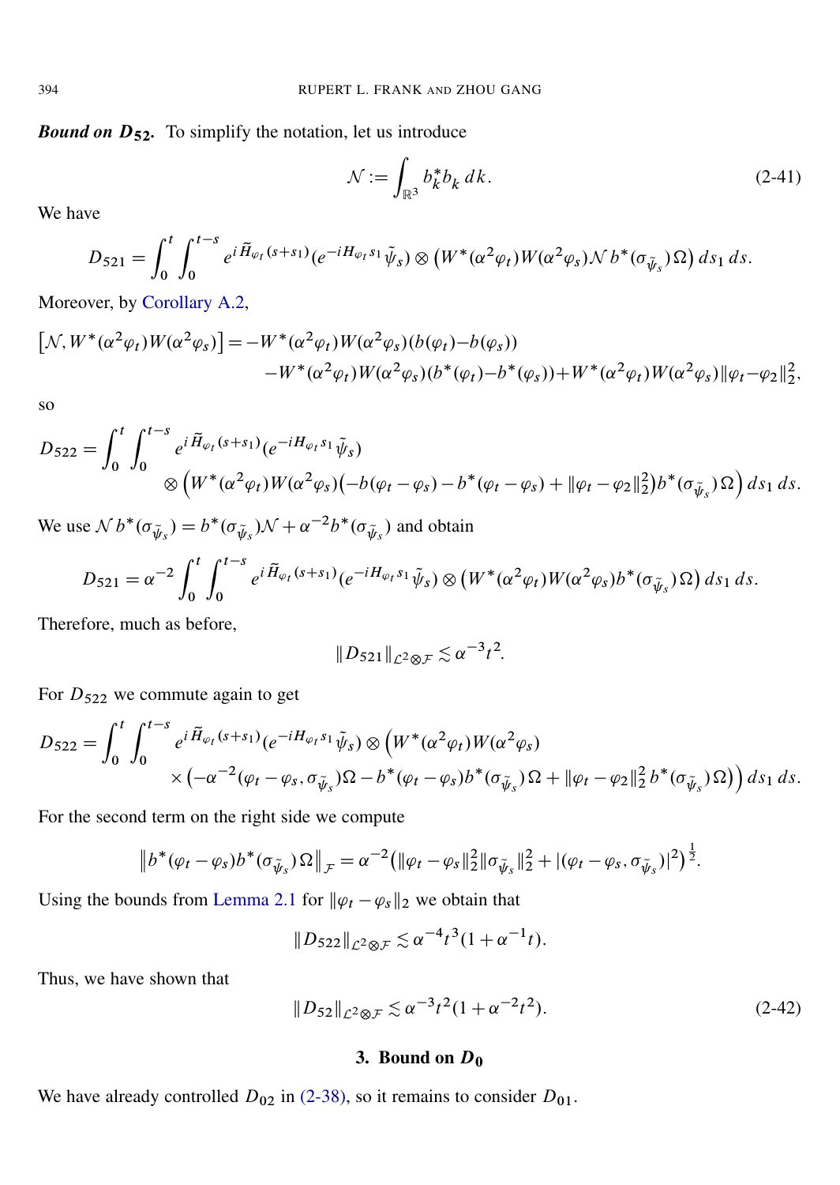***Bound on $D_{52}$.*** To simplify the notation, let us introduce

$$\mathcal{N} := \int_{\mathbb{R}^3} b_k^* b_k \, dk. \tag{2-41}$$

We have

$$D_{521} = \int_0^t \int_0^{t-s} e^{i\widetilde{H}_{\varphi_t}(s+s_1)} (e^{-iH_{\varphi_t}s_1} \tilde{\psi}_s) \otimes \big( W^*(\alpha^2\varphi_t) W(\alpha^2\varphi_s) \mathcal{N} \, b^*(\sigma_{\tilde{\psi}_s})\Omega \big) \, ds_1 \, ds.$$

Moreover, by Corollary A.2,

$$\begin{aligned}\big[\mathcal{N}, W^*(\alpha^2\varphi_t)W(\alpha^2\varphi_s)\big] = &-W^*(\alpha^2\varphi_t)W(\alpha^2\varphi_s)(b(\varphi_t)-b(\varphi_s)) \\ &-W^*(\alpha^2\varphi_t)W(\alpha^2\varphi_s)(b^*(\varphi_t)-b^*(\varphi_s)) + W^*(\alpha^2\varphi_t)W(\alpha^2\varphi_s)\|\varphi_t-\varphi_2\|_2^2,\end{aligned}$$

so

$$\begin{aligned}D_{522} = \int_0^t \int_0^{t-s} & e^{i\widetilde{H}_{\varphi_t}(s+s_1)} (e^{-iH_{\varphi_t}s_1} \tilde{\psi}_s) \\ &\otimes \Big( W^*(\alpha^2\varphi_t) W(\alpha^2\varphi_s) \big( -b(\varphi_t-\varphi_s) - b^*(\varphi_t-\varphi_s) + \|\varphi_t-\varphi_2\|_2^2 \big) b^*(\sigma_{\tilde{\psi}_s})\Omega \Big) \, ds_1 \, ds.\end{aligned}$$

We use $\mathcal{N} b^*(\sigma_{\tilde{\psi}_s}) = b^*(\sigma_{\tilde{\psi}_s})\mathcal{N} + \alpha^{-2} b^*(\sigma_{\tilde{\psi}_s})$ and obtain

$$D_{521} = \alpha^{-2} \int_0^t \int_0^{t-s} e^{i\widetilde{H}_{\varphi_t}(s+s_1)} (e^{-iH_{\varphi_t}s_1} \tilde{\psi}_s) \otimes \big( W^*(\alpha^2\varphi_t) W(\alpha^2\varphi_s) b^*(\sigma_{\tilde{\psi}_s})\Omega \big) \, ds_1 \, ds.$$

Therefore, much as before,

$$\|D_{521}\|_{\mathcal{L}^2 \otimes \mathcal{F}} \lesssim \alpha^{-3} t^2.$$

For $D_{522}$ we commute again to get

$$\begin{aligned}D_{522} = \int_0^t \int_0^{t-s} & e^{i\widetilde{H}_{\varphi_t}(s+s_1)} (e^{-iH_{\varphi_t}s_1} \tilde{\psi}_s) \otimes \Big( W^*(\alpha^2\varphi_t) W(\alpha^2\varphi_s) \\ &\times \big( -\alpha^{-2}(\varphi_t-\varphi_s, \sigma_{\tilde{\psi}_s})\Omega - b^*(\varphi_t-\varphi_s) b^*(\sigma_{\tilde{\psi}_s})\Omega + \|\varphi_t-\varphi_2\|_2^2 \, b^*(\sigma_{\tilde{\psi}_s})\Omega \big) \Big) \, ds_1 \, ds.\end{aligned}$$

For the second term on the right side we compute

$$\big\| b^*(\varphi_t-\varphi_s) b^*(\sigma_{\tilde{\psi}_s})\Omega \big\|_{\mathcal{F}} = \alpha^{-2} \big( \|\varphi_t-\varphi_s\|_2^2 \|\sigma_{\tilde{\psi}_s}\|_2^2 + |(\varphi_t-\varphi_s, \sigma_{\tilde{\psi}_s})|^2 \big)^{\frac{1}{2}}.$$

Using the bounds from Lemma 2.1 for $\|\varphi_t - \varphi_s\|_2$ we obtain that

$$\|D_{522}\|_{\mathcal{L}^2 \otimes \mathcal{F}} \lesssim \alpha^{-4} t^3 (1 + \alpha^{-1} t).$$

Thus, we have shown that

$$\|D_{52}\|_{\mathcal{L}^2 \otimes \mathcal{F}} \lesssim \alpha^{-3} t^2 (1 + \alpha^{-2} t^2). \tag{2-42}$$

## 3. Bound on $D_0$

We have already controlled $D_{02}$ in (2-38), so it remains to consider $D_{01}$.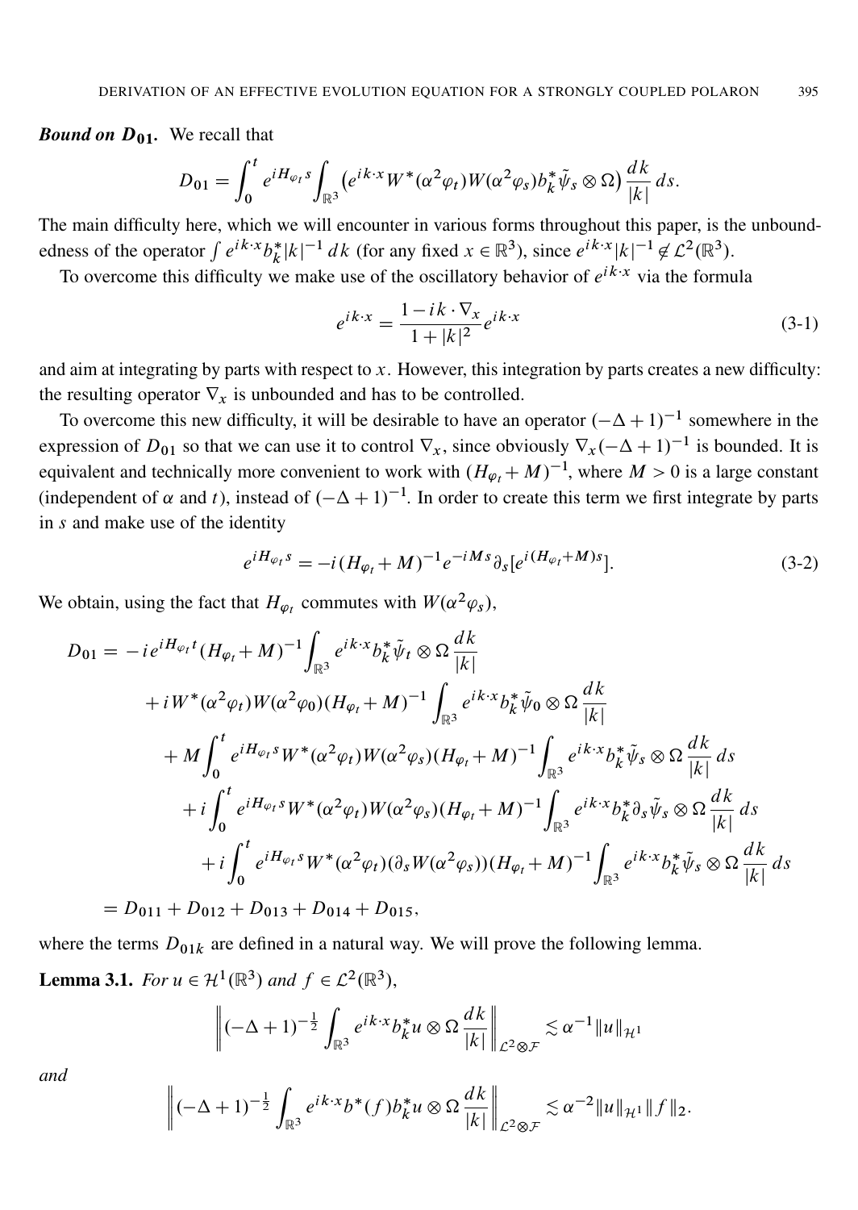***Bound on $D_{01}$.*** We recall that

$$D_{01} = \int_0^t e^{iH_{\varphi_t} s} \int_{\mathbb{R}^3} \big(e^{ik\cdot x} W^*(\alpha^2\varphi_t) W(\alpha^2\varphi_s) b_k^* \tilde{\psi}_s \otimes \Omega\big) \frac{dk}{|k|}\, ds.$$

The main difficulty here, which we will encounter in various forms throughout this paper, is the unboundedness of the operator $\int e^{ik\cdot x} b_k^* |k|^{-1}\, dk$ (for any fixed $x \in \mathbb{R}^3$), since $e^{ik\cdot x}|k|^{-1} \notin \mathcal{L}^2(\mathbb{R}^3)$.

To overcome this difficulty we make use of the oscillatory behavior of $e^{ik\cdot x}$ via the formula

$$e^{ik\cdot x} = \frac{1 - ik\cdot \nabla_x}{1+|k|^2} e^{ik\cdot x} \tag{3-1}$$

and aim at integrating by parts with respect to $x$. However, this integration by parts creates a new difficulty: the resulting operator $\nabla_x$ is unbounded and has to be controlled.

To overcome this new difficulty, it will be desirable to have an operator $(-\Delta+1)^{-1}$ somewhere in the expression of $D_{01}$ so that we can use it to control $\nabla_x$, since obviously $\nabla_x(-\Delta+1)^{-1}$ is bounded. It is equivalent and technically more convenient to work with $(H_{\varphi_t}+M)^{-1}$, where $M>0$ is a large constant (independent of $\alpha$ and $t$), instead of $(-\Delta+1)^{-1}$. In order to create this term we first integrate by parts in $s$ and make use of the identity

$$e^{iH_{\varphi_t} s} = -i(H_{\varphi_t}+M)^{-1} e^{-iMs} \partial_s [e^{i(H_{\varphi_t}+M)s}]. \tag{3-2}$$

We obtain, using the fact that $H_{\varphi_t}$ commutes with $W(\alpha^2\varphi_s)$,

$$\begin{aligned}
D_{01} =& -ie^{iH_{\varphi_t} t}(H_{\varphi_t}+M)^{-1} \int_{\mathbb{R}^3} e^{ik\cdot x} b_k^* \tilde{\psi}_t \otimes \Omega \frac{dk}{|k|} \\
&+ iW^*(\alpha^2\varphi_t) W(\alpha^2\varphi_0)(H_{\varphi_t}+M)^{-1} \int_{\mathbb{R}^3} e^{ik\cdot x} b_k^* \tilde{\psi}_0 \otimes \Omega \frac{dk}{|k|} \\
&+ M\int_0^t e^{iH_{\varphi_t} s} W^*(\alpha^2\varphi_t) W(\alpha^2\varphi_s)(H_{\varphi_t}+M)^{-1} \int_{\mathbb{R}^3} e^{ik\cdot x} b_k^* \tilde{\psi}_s \otimes \Omega \frac{dk}{|k|}\, ds \\
&+ i\int_0^t e^{iH_{\varphi_t} s} W^*(\alpha^2\varphi_t) W(\alpha^2\varphi_s)(H_{\varphi_t}+M)^{-1} \int_{\mathbb{R}^3} e^{ik\cdot x} b_k^* \partial_s \tilde{\psi}_s \otimes \Omega \frac{dk}{|k|}\, ds \\
&+ i\int_0^t e^{iH_{\varphi_t} s} W^*(\alpha^2\varphi_t)(\partial_s W(\alpha^2\varphi_s))(H_{\varphi_t}+M)^{-1} \int_{\mathbb{R}^3} e^{ik\cdot x} b_k^* \tilde{\psi}_s \otimes \Omega \frac{dk}{|k|}\, ds \\
=& D_{011} + D_{012} + D_{013} + D_{014} + D_{015},
\end{aligned}$$

where the terms $D_{01k}$ are defined in a natural way. We will prove the following lemma.

**Lemma 3.1.** *For $u \in \mathcal{H}^1(\mathbb{R}^3)$ and $f \in \mathcal{L}^2(\mathbb{R}^3)$,*

$$\left\| (-\Delta+1)^{-\frac{1}{2}} \int_{\mathbb{R}^3} e^{ik\cdot x} b_k^* u \otimes \Omega \frac{dk}{|k|} \right\|_{\mathcal{L}^2\otimes\mathcal{F}} \lesssim \alpha^{-1} \|u\|_{\mathcal{H}^1}$$

*and*

$$\left\| (-\Delta+1)^{-\frac{1}{2}} \int_{\mathbb{R}^3} e^{ik\cdot x} b^*(f) b_k^* u \otimes \Omega \frac{dk}{|k|} \right\|_{\mathcal{L}^2\otimes\mathcal{F}} \lesssim \alpha^{-2} \|u\|_{\mathcal{H}^1} \|f\|_2.$$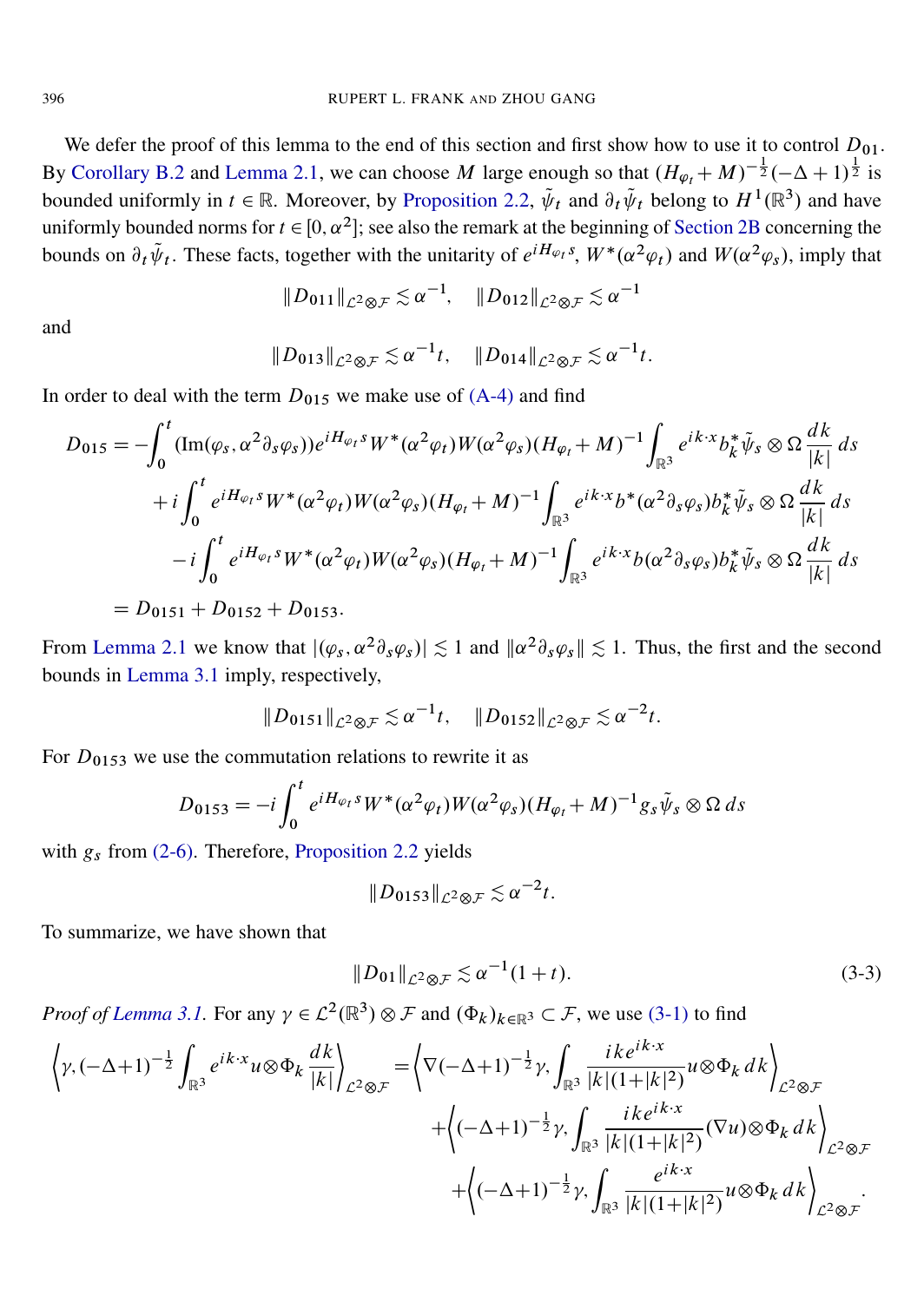We defer the proof of this lemma to the end of this section and first show how to use it to control $D_{01}$. By Corollary B.2 and Lemma 2.1, we can choose $M$ large enough so that $(H_{\varphi_t}+M)^{-\frac{1}{2}}(-\Delta+1)^{\frac{1}{2}}$ is bounded uniformly in $t\in\mathbb{R}$. Moreover, by Proposition 2.2, $\tilde{\psi}_t$ and $\partial_t\tilde{\psi}_t$ belong to $H^1(\mathbb{R}^3)$ and have uniformly bounded norms for $t\in[0,\alpha^2]$; see also the remark at the beginning of Section 2B concerning the bounds on $\partial_t\tilde{\psi}_t$. These facts, together with the unitarity of $e^{iH_{\varphi_t}s}$, $W^*(\alpha^2\varphi_t)$ and $W(\alpha^2\varphi_s)$, imply that

$$\|D_{011}\|_{\mathcal{L}^2\otimes\mathcal{F}}\lesssim\alpha^{-1},\quad \|D_{012}\|_{\mathcal{L}^2\otimes\mathcal{F}}\lesssim\alpha^{-1}$$

and

$$\|D_{013}\|_{\mathcal{L}^2\otimes\mathcal{F}}\lesssim\alpha^{-1}t,\quad \|D_{014}\|_{\mathcal{L}^2\otimes\mathcal{F}}\lesssim\alpha^{-1}t.$$

In order to deal with the term $D_{015}$ we make use of (A-4) and find

$$\begin{aligned}
D_{015}=&-\int_0^t(\operatorname{Im}(\varphi_s,\alpha^2\partial_s\varphi_s))e^{iH_{\varphi_t}s}W^*(\alpha^2\varphi_t)W(\alpha^2\varphi_s)(H_{\varphi_t}+M)^{-1}\int_{\mathbb{R}^3}e^{ik\cdot x}b_k^*\tilde{\psi}_s\otimes\Omega\,\frac{dk}{|k|}\,ds\\
&+i\int_0^t e^{iH_{\varphi_t}s}W^*(\alpha^2\varphi_t)W(\alpha^2\varphi_s)(H_{\varphi_t}+M)^{-1}\int_{\mathbb{R}^3}e^{ik\cdot x}b^*(\alpha^2\partial_s\varphi_s)b_k^*\tilde{\psi}_s\otimes\Omega\,\frac{dk}{|k|}\,ds\\
&-i\int_0^t e^{iH_{\varphi_t}s}W^*(\alpha^2\varphi_t)W(\alpha^2\varphi_s)(H_{\varphi_t}+M)^{-1}\int_{\mathbb{R}^3}e^{ik\cdot x}b(\alpha^2\partial_s\varphi_s)b_k^*\tilde{\psi}_s\otimes\Omega\,\frac{dk}{|k|}\,ds\\
=&\,D_{0151}+D_{0152}+D_{0153}.
\end{aligned}$$

From Lemma 2.1 we know that $|(\varphi_s,\alpha^2\partial_s\varphi_s)|\lesssim 1$ and $\|\alpha^2\partial_s\varphi_s\|\lesssim 1$. Thus, the first and the second bounds in Lemma 3.1 imply, respectively,

$$\|D_{0151}\|_{\mathcal{L}^2\otimes\mathcal{F}}\lesssim\alpha^{-1}t,\quad \|D_{0152}\|_{\mathcal{L}^2\otimes\mathcal{F}}\lesssim\alpha^{-2}t.$$

For $D_{0153}$ we use the commutation relations to rewrite it as

$$D_{0153}=-i\int_0^t e^{iH_{\varphi_t}s}W^*(\alpha^2\varphi_t)W(\alpha^2\varphi_s)(H_{\varphi_t}+M)^{-1}g_s\tilde{\psi}_s\otimes\Omega\,ds$$

with $g_s$ from (2-6). Therefore, Proposition 2.2 yields

$$\|D_{0153}\|_{\mathcal{L}^2\otimes\mathcal{F}}\lesssim\alpha^{-2}t.$$

To summarize, we have shown that

$$\|D_{01}\|_{\mathcal{L}^2\otimes\mathcal{F}}\lesssim\alpha^{-1}(1+t).\tag{3-3}$$

*Proof of Lemma 3.1.* For any $\gamma\in\mathcal{L}^2(\mathbb{R}^3)\otimes\mathcal{F}$ and $(\Phi_k)_{k\in\mathbb{R}^3}\subset\mathcal{F}$, we use (3-1) to find

$$\begin{aligned}
\left\langle\gamma,(-\Delta+1)^{-\frac{1}{2}}\int_{\mathbb{R}^3}e^{ik\cdot x}u\otimes\Phi_k\,\frac{dk}{|k|}\right\rangle_{\mathcal{L}^2\otimes\mathcal{F}}=&\left\langle\nabla(-\Delta+1)^{-\frac{1}{2}}\gamma,\int_{\mathbb{R}^3}\frac{ike^{ik\cdot x}}{|k|(1+|k|^2)}u\otimes\Phi_k\,dk\right\rangle_{\mathcal{L}^2\otimes\mathcal{F}}\\
&+\left\langle(-\Delta+1)^{-\frac{1}{2}}\gamma,\int_{\mathbb{R}^3}\frac{ike^{ik\cdot x}}{|k|(1+|k|^2)}(\nabla u)\otimes\Phi_k\,dk\right\rangle_{\mathcal{L}^2\otimes\mathcal{F}}\\
&+\left\langle(-\Delta+1)^{-\frac{1}{2}}\gamma,\int_{\mathbb{R}^3}\frac{e^{ik\cdot x}}{|k|(1+|k|^2)}u\otimes\Phi_k\,dk\right\rangle_{\mathcal{L}^2\otimes\mathcal{F}}.
\end{aligned}$$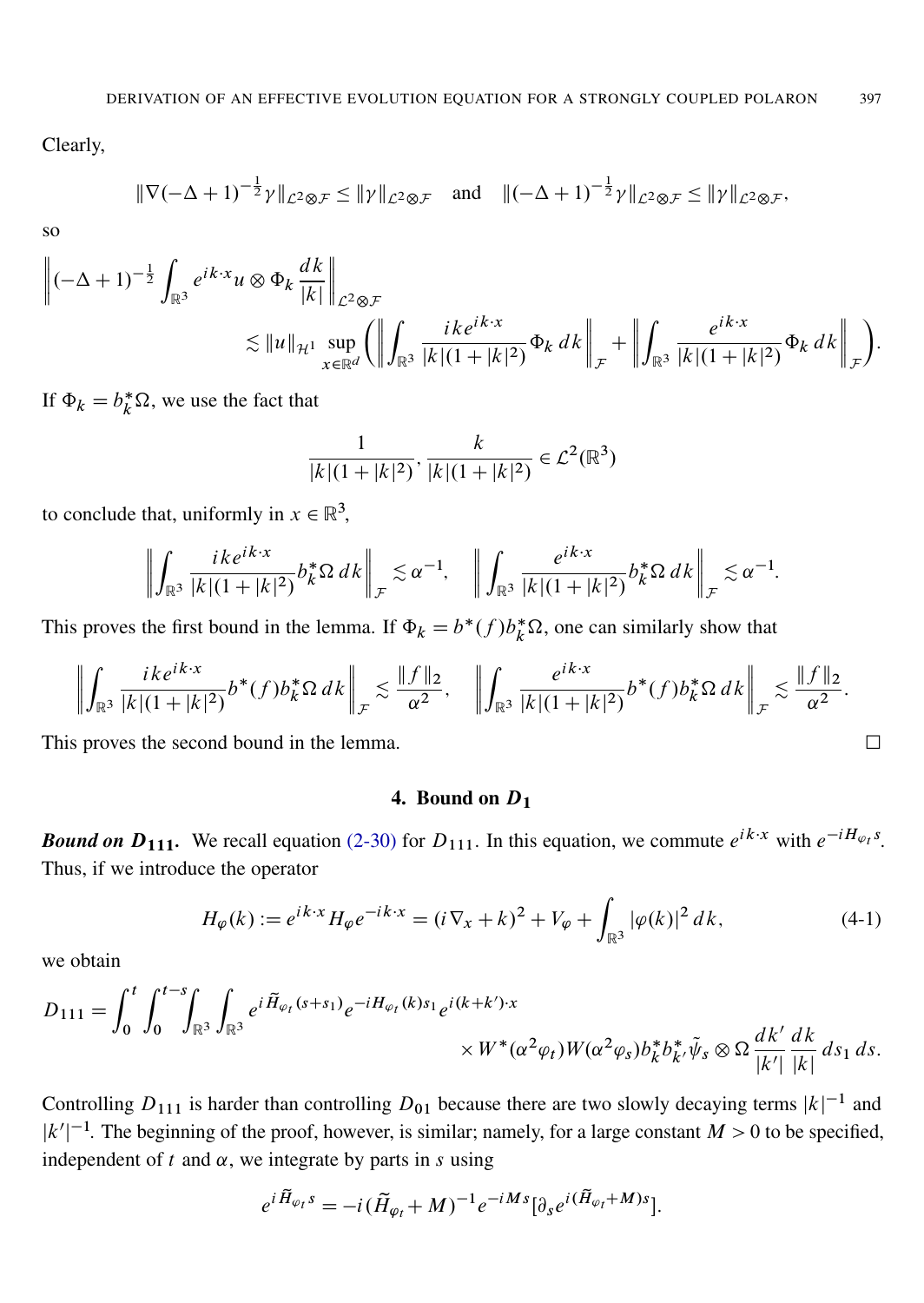Clearly,

$$\|\nabla(-\Delta+1)^{-\frac{1}{2}}\gamma\|_{\mathcal{L}^2\otimes\mathcal{F}} \le \|\gamma\|_{\mathcal{L}^2\otimes\mathcal{F}} \quad\text{and}\quad \|(-\Delta+1)^{-\frac{1}{2}}\gamma\|_{\mathcal{L}^2\otimes\mathcal{F}} \le \|\gamma\|_{\mathcal{L}^2\otimes\mathcal{F}},$$

so

$$\left\|(-\Delta+1)^{-\frac{1}{2}}\int_{\mathbb{R}^3} e^{ik\cdot x}u\otimes\Phi_k\,\frac{dk}{|k|}\right\|_{\mathcal{L}^2\otimes\mathcal{F}} \lesssim \|u\|_{\mathcal{H}^1}\sup_{x\in\mathbb{R}^d}\left(\left\|\int_{\mathbb{R}^3}\frac{ike^{ik\cdot x}}{|k|(1+|k|^2)}\Phi_k\,dk\right\|_{\mathcal{F}} + \left\|\int_{\mathbb{R}^3}\frac{e^{ik\cdot x}}{|k|(1+|k|^2)}\Phi_k\,dk\right\|_{\mathcal{F}}\right).$$

If $\Phi_k = b_k^*\Omega$, we use the fact that

$$\frac{1}{|k|(1+|k|^2)},\ \frac{k}{|k|(1+|k|^2)} \in \mathcal{L}^2(\mathbb{R}^3)$$

to conclude that, uniformly in $x\in\mathbb{R}^3$,

$$\left\|\int_{\mathbb{R}^3}\frac{ike^{ik\cdot x}}{|k|(1+|k|^2)}b_k^*\Omega\,dk\right\|_{\mathcal{F}} \lesssim \alpha^{-1},\quad \left\|\int_{\mathbb{R}^3}\frac{e^{ik\cdot x}}{|k|(1+|k|^2)}b_k^*\Omega\,dk\right\|_{\mathcal{F}} \lesssim \alpha^{-1}.$$

This proves the first bound in the lemma. If $\Phi_k = b^*(f)b_k^*\Omega$, one can similarly show that

$$\left\|\int_{\mathbb{R}^3}\frac{ike^{ik\cdot x}}{|k|(1+|k|^2)}b^*(f)b_k^*\Omega\,dk\right\|_{\mathcal{F}} \lesssim \frac{\|f\|_2}{\alpha^2},\quad \left\|\int_{\mathbb{R}^3}\frac{e^{ik\cdot x}}{|k|(1+|k|^2)}b^*(f)b_k^*\Omega\,dk\right\|_{\mathcal{F}} \lesssim \frac{\|f\|_2}{\alpha^2}.$$

This proves the second bound in the lemma. □

## 4. Bound on $D_1$

***Bound on $D_{111}$.*** We recall equation (2-30) for $D_{111}$. In this equation, we commute $e^{ik\cdot x}$ with $e^{-iH_{\varphi_t}s}$. Thus, if we introduce the operator

$$H_\varphi(k) := e^{ik\cdot x}H_\varphi e^{-ik\cdot x} = (i\nabla_x+k)^2 + V_\varphi + \int_{\mathbb{R}^3}|\varphi(k)|^2\,dk, \tag{4-1}$$

we obtain

$$D_{111} = \int_0^t\int_0^{t-s}\int_{\mathbb{R}^3}\int_{\mathbb{R}^3} e^{i\widetilde{H}_{\varphi_t}(s+s_1)}e^{-iH_{\varphi_t}(k)s_1}e^{i(k+k')\cdot x} \times W^*(\alpha^2\varphi_t)W(\alpha^2\varphi_s)b_k^*b_{k'}^*\tilde{\psi}_s\otimes\Omega\,\frac{dk'}{|k'|}\frac{dk}{|k|}\,ds_1\,ds.$$

Controlling $D_{111}$ is harder than controlling $D_{01}$ because there are two slowly decaying terms $|k|^{-1}$ and $|k'|^{-1}$. The beginning of the proof, however, is similar; namely, for a large constant $M>0$ to be specified, independent of $t$ and $\alpha$, we integrate by parts in $s$ using

$$e^{i\widetilde{H}_{\varphi_t}s} = -i(\widetilde{H}_{\varphi_t}+M)^{-1}e^{-iMs}[\partial_s e^{i(\widetilde{H}_{\varphi_t}+M)s}].$$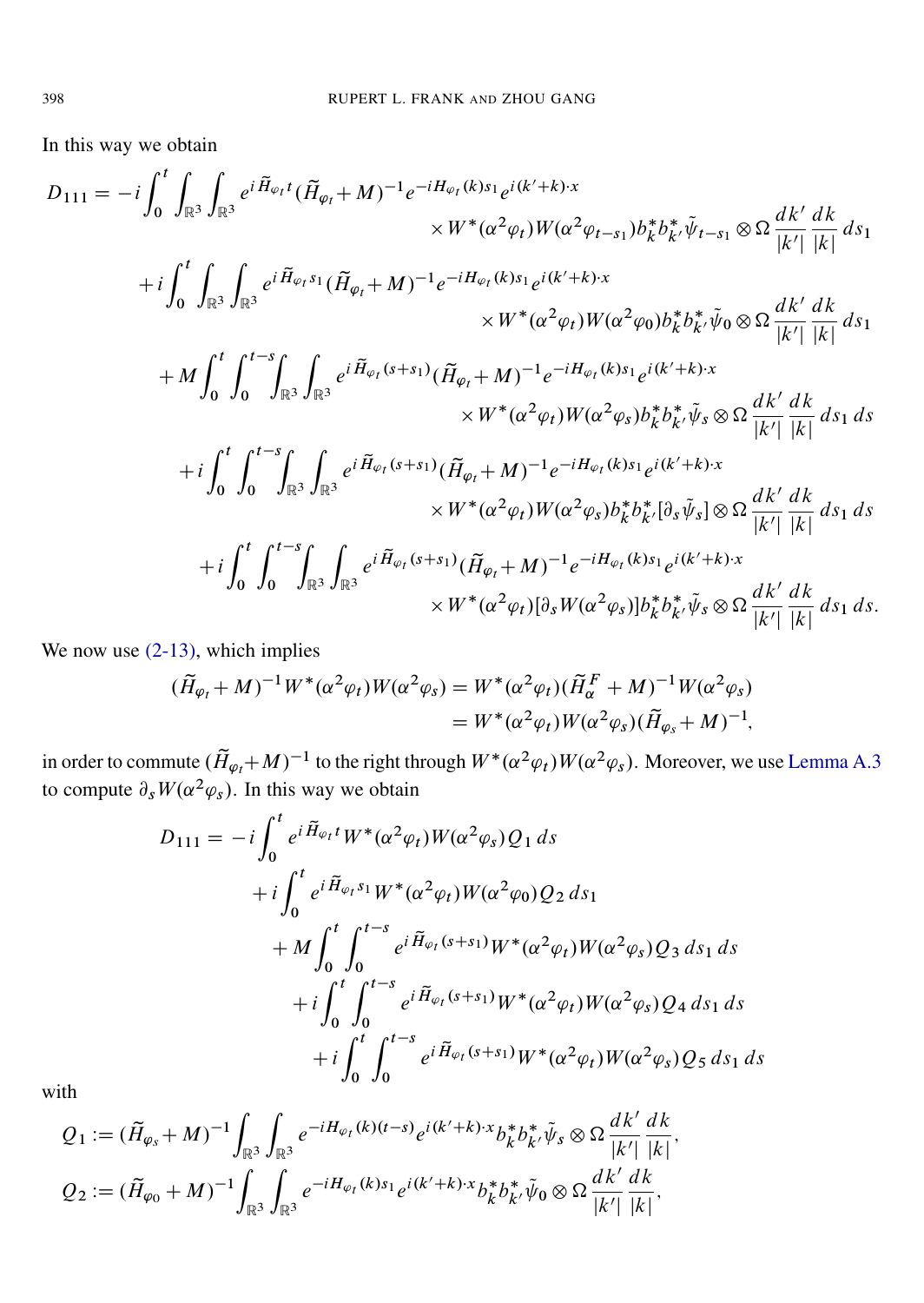In this way we obtain

$$
\begin{aligned}
D_{111} = &-i\int_0^t \int_{\mathbb{R}^3}\int_{\mathbb{R}^3} e^{i\widetilde{H}_{\varphi_t}t}(\widetilde{H}_{\varphi_t}+M)^{-1}e^{-iH_{\varphi_t}(k)s_1}e^{i(k'+k)\cdot x} \\
&\qquad\qquad \times W^*(\alpha^2\varphi_t)W(\alpha^2\varphi_{t-s_1})b_k^* b_{k'}^*\tilde{\psi}_{t-s_1}\otimes\Omega\,\frac{dk'}{|k'|}\,\frac{dk}{|k|}\,ds_1 \\
&+i\int_0^t \int_{\mathbb{R}^3}\int_{\mathbb{R}^3} e^{i\widetilde{H}_{\varphi_t}s_1}(\widetilde{H}_{\varphi_t}+M)^{-1}e^{-iH_{\varphi_t}(k)s_1}e^{i(k'+k)\cdot x} \\
&\qquad\qquad \times W^*(\alpha^2\varphi_t)W(\alpha^2\varphi_0)b_k^* b_{k'}^*\tilde{\psi}_0\otimes\Omega\,\frac{dk'}{|k'|}\,\frac{dk}{|k|}\,ds_1 \\
&+M\int_0^t\int_0^{t-s}\int_{\mathbb{R}^3}\int_{\mathbb{R}^3} e^{i\widetilde{H}_{\varphi_t}(s+s_1)}(\widetilde{H}_{\varphi_t}+M)^{-1}e^{-iH_{\varphi_t}(k)s_1}e^{i(k'+k)\cdot x} \\
&\qquad\qquad \times W^*(\alpha^2\varphi_t)W(\alpha^2\varphi_s)b_k^* b_{k'}^*\tilde{\psi}_s\otimes\Omega\,\frac{dk'}{|k'|}\,\frac{dk}{|k|}\,ds_1\,ds \\
&+i\int_0^t\int_0^{t-s}\int_{\mathbb{R}^3}\int_{\mathbb{R}^3} e^{i\widetilde{H}_{\varphi_t}(s+s_1)}(\widetilde{H}_{\varphi_t}+M)^{-1}e^{-iH_{\varphi_t}(k)s_1}e^{i(k'+k)\cdot x} \\
&\qquad\qquad \times W^*(\alpha^2\varphi_t)W(\alpha^2\varphi_s)b_k^* b_{k'}^*[\partial_s\tilde{\psi}_s]\otimes\Omega\,\frac{dk'}{|k'|}\,\frac{dk}{|k|}\,ds_1\,ds \\
&+i\int_0^t\int_0^{t-s}\int_{\mathbb{R}^3}\int_{\mathbb{R}^3} e^{i\widetilde{H}_{\varphi_t}(s+s_1)}(\widetilde{H}_{\varphi_t}+M)^{-1}e^{-iH_{\varphi_t}(k)s_1}e^{i(k'+k)\cdot x} \\
&\qquad\qquad \times W^*(\alpha^2\varphi_t)[\partial_s W(\alpha^2\varphi_s)]b_k^* b_{k'}^*\tilde{\psi}_s\otimes\Omega\,\frac{dk'}{|k'|}\,\frac{dk}{|k|}\,ds_1\,ds.
\end{aligned}
$$

We now use (2-13), which implies

$$
\begin{aligned}
(\widetilde{H}_{\varphi_t}+M)^{-1}W^*(\alpha^2\varphi_t)W(\alpha^2\varphi_s) &= W^*(\alpha^2\varphi_t)(\widetilde{H}_\alpha^F+M)^{-1}W(\alpha^2\varphi_s) \\
&= W^*(\alpha^2\varphi_t)W(\alpha^2\varphi_s)(\widetilde{H}_{\varphi_s}+M)^{-1},
\end{aligned}
$$

in order to commute $(\widetilde{H}_{\varphi_t}+M)^{-1}$ to the right through $W^*(\alpha^2\varphi_t)W(\alpha^2\varphi_s)$. Moreover, we use Lemma A.3 to compute $\partial_s W(\alpha^2\varphi_s)$. In this way we obtain

$$
\begin{aligned}
D_{111} = &-i\int_0^t e^{i\widetilde{H}_{\varphi_t}t}W^*(\alpha^2\varphi_t)W(\alpha^2\varphi_s)Q_1\,ds \\
&+i\int_0^t e^{i\widetilde{H}_{\varphi_t}s_1}W^*(\alpha^2\varphi_t)W(\alpha^2\varphi_0)Q_2\,ds_1 \\
&+M\int_0^t\int_0^{t-s} e^{i\widetilde{H}_{\varphi_t}(s+s_1)}W^*(\alpha^2\varphi_t)W(\alpha^2\varphi_s)Q_3\,ds_1\,ds \\
&+i\int_0^t\int_0^{t-s} e^{i\widetilde{H}_{\varphi_t}(s+s_1)}W^*(\alpha^2\varphi_t)W(\alpha^2\varphi_s)Q_4\,ds_1\,ds \\
&+i\int_0^t\int_0^{t-s} e^{i\widetilde{H}_{\varphi_t}(s+s_1)}W^*(\alpha^2\varphi_t)W(\alpha^2\varphi_s)Q_5\,ds_1\,ds
\end{aligned}
$$

with

$$
Q_1 := (\widetilde{H}_{\varphi_s}+M)^{-1}\int_{\mathbb{R}^3}\int_{\mathbb{R}^3} e^{-iH_{\varphi_t}(k)(t-s)}e^{i(k'+k)\cdot x}b_k^* b_{k'}^*\tilde{\psi}_s\otimes\Omega\,\frac{dk'}{|k'|}\,\frac{dk}{|k|},
$$

$$
Q_2 := (\widetilde{H}_{\varphi_0}+M)^{-1}\int_{\mathbb{R}^3}\int_{\mathbb{R}^3} e^{-iH_{\varphi_t}(k)s_1}e^{i(k'+k)\cdot x}b_k^* b_{k'}^*\tilde{\psi}_0\otimes\Omega\,\frac{dk'}{|k'|}\,\frac{dk}{|k|},
$$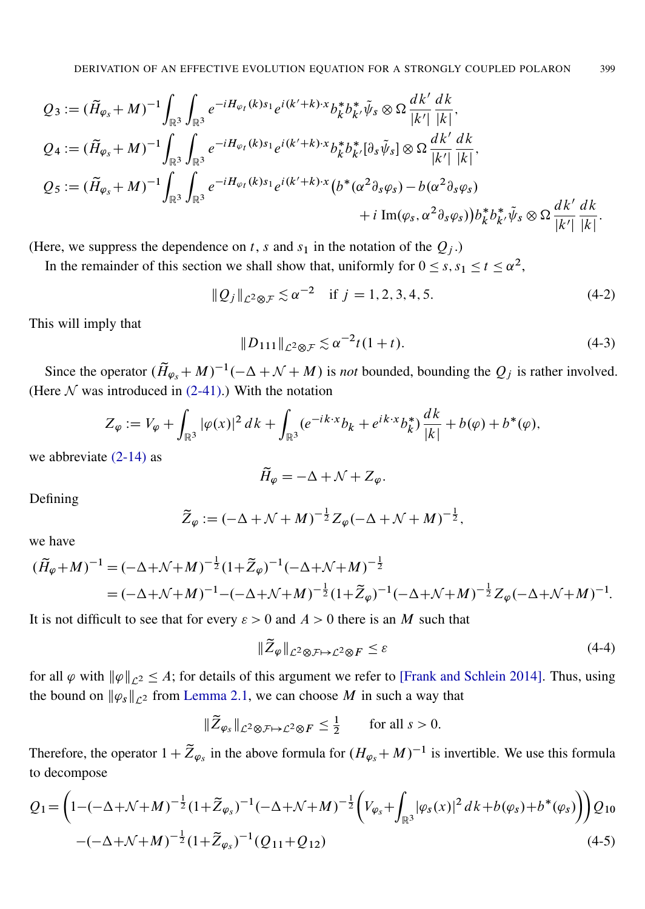$$Q_3 := (\widetilde{H}_{\varphi_s} + M)^{-1} \int_{\mathbb{R}^3} \int_{\mathbb{R}^3} e^{-iH_{\varphi_t}(k)s_1} e^{i(k'+k)\cdot x} b_k^* b_{k'}^* \tilde{\psi}_s \otimes \Omega \, \frac{dk'}{|k'|} \frac{dk}{|k|},$$

$$Q_4 := (\widetilde{H}_{\varphi_s} + M)^{-1} \int_{\mathbb{R}^3} \int_{\mathbb{R}^3} e^{-iH_{\varphi_t}(k)s_1} e^{i(k'+k)\cdot x} b_k^* b_{k'}^* [\partial_s \tilde{\psi}_s] \otimes \Omega \, \frac{dk'}{|k'|} \frac{dk}{|k|},$$

$$Q_5 := (\widetilde{H}_{\varphi_s} + M)^{-1} \int_{\mathbb{R}^3} \int_{\mathbb{R}^3} e^{-iH_{\varphi_t}(k)s_1} e^{i(k'+k)\cdot x} \big(b^*(\alpha^2 \partial_s \varphi_s) - b(\alpha^2 \partial_s \varphi_s) + i \, \mathrm{Im}(\varphi_s, \alpha^2 \partial_s \varphi_s)\big) b_k^* b_{k'}^* \tilde{\psi}_s \otimes \Omega \, \frac{dk'}{|k'|} \frac{dk}{|k|}.$$

(Here, we suppress the dependence on $t$, $s$ and $s_1$ in the notation of the $Q_j$.)

In the remainder of this section we shall show that, uniformly for $0 \le s, s_1 \le t \le \alpha^2$,

$$\|Q_j\|_{\mathcal{L}^2 \otimes \mathcal{F}} \lesssim \alpha^{-2} \quad \text{if } j = 1, 2, 3, 4, 5. \tag{4-2}$$

This will imply that

$$\|D_{111}\|_{\mathcal{L}^2 \otimes \mathcal{F}} \lesssim \alpha^{-2} t(1+t). \tag{4-3}$$

Since the operator $(\widetilde{H}_{\varphi_s} + M)^{-1}(-\Delta + \mathcal{N} + M)$ is *not* bounded, bounding the $Q_j$ is rather involved. (Here $\mathcal{N}$ was introduced in (2-41).) With the notation

$$Z_\varphi := V_\varphi + \int_{\mathbb{R}^3} |\varphi(x)|^2 \, dk + \int_{\mathbb{R}^3} (e^{-ik\cdot x} b_k + e^{ik\cdot x} b_k^*) \frac{dk}{|k|} + b(\varphi) + b^*(\varphi),$$

we abbreviate (2-14) as

$$\widetilde{H}_\varphi = -\Delta + \mathcal{N} + Z_\varphi.$$

Defining

$$\widetilde{Z}_\varphi := (-\Delta + \mathcal{N} + M)^{-\frac{1}{2}} Z_\varphi (-\Delta + \mathcal{N} + M)^{-\frac{1}{2}},$$

we have

$$\begin{aligned}
(\widetilde{H}_\varphi + M)^{-1} &= (-\Delta + \mathcal{N} + M)^{-\frac{1}{2}} (1 + \widetilde{Z}_\varphi)^{-1} (-\Delta + \mathcal{N} + M)^{-\frac{1}{2}} \\
&= (-\Delta + \mathcal{N} + M)^{-1} - (-\Delta + \mathcal{N} + M)^{-\frac{1}{2}} (1 + \widetilde{Z}_\varphi)^{-1} (-\Delta + \mathcal{N} + M)^{-\frac{1}{2}} Z_\varphi (-\Delta + \mathcal{N} + M)^{-1}.
\end{aligned}$$

It is not difficult to see that for every $\varepsilon > 0$ and $A > 0$ there is an $M$ such that

$$\|\widetilde{Z}_\varphi\|_{\mathcal{L}^2 \otimes \mathcal{F} \mapsto \mathcal{L}^2 \otimes F} \le \varepsilon \tag{4-4}$$

for all $\varphi$ with $\|\varphi\|_{\mathcal{L}^2} \le A$; for details of this argument we refer to [Frank and Schlein 2014]. Thus, using the bound on $\|\varphi_s\|_{\mathcal{L}^2}$ from Lemma 2.1, we can choose $M$ in such a way that

$$\|\widetilde{Z}_{\varphi_s}\|_{\mathcal{L}^2 \otimes \mathcal{F} \mapsto \mathcal{L}^2 \otimes F} \le \tfrac{1}{2} \qquad \text{for all } s > 0.$$

Therefore, the operator $1 + \widetilde{Z}_{\varphi_s}$ in the above formula for $(H_{\varphi_s} + M)^{-1}$ is invertible. We use this formula to decompose

$$\begin{aligned}
Q_1 = \bigg(1 - (-\Delta + \mathcal{N} + M)^{-\frac{1}{2}} (1 + \widetilde{Z}_{\varphi_s})^{-1} (-\Delta + \mathcal{N} + M)^{-\frac{1}{2}} \bigg( V_{\varphi_s} + \int_{\mathbb{R}^3} |\varphi_s(x)|^2 \, dk + b(\varphi_s) + b^*(\varphi_s) \bigg) \bigg) Q_{10} \\
- (-\Delta + \mathcal{N} + M)^{-\frac{1}{2}} (1 + \widetilde{Z}_{\varphi_s})^{-1} (Q_{11} + Q_{12})
\end{aligned} \tag{4-5}$$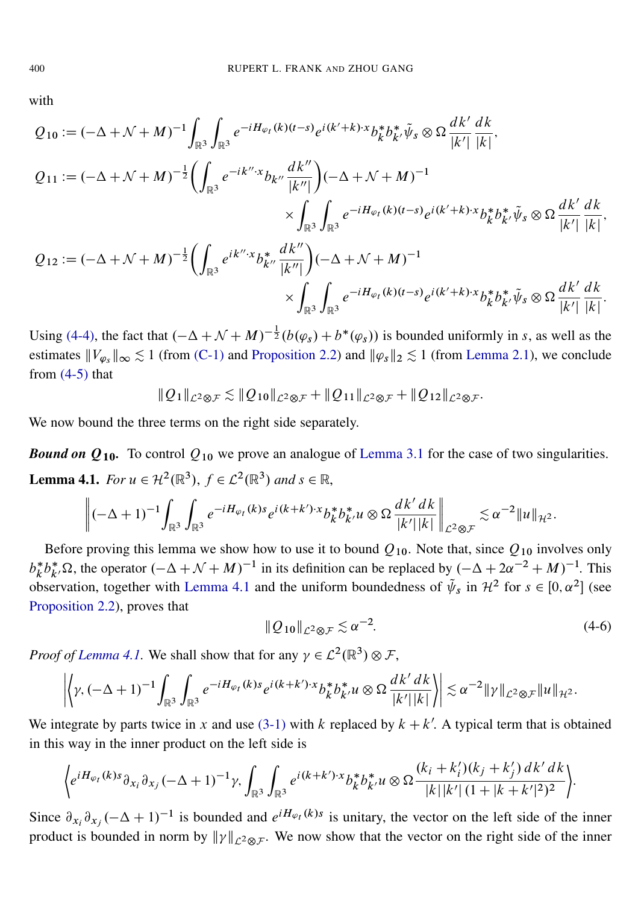with

$$Q_{10} := (-\Delta + \mathcal{N} + M)^{-1} \int_{\mathbb{R}^3} \int_{\mathbb{R}^3} e^{-iH_{\varphi_t}(k)(t-s)} e^{i(k'+k)\cdot x} b_k^* b_{k'}^* \tilde{\psi}_s \otimes \Omega \, \frac{dk'}{|k'|} \frac{dk}{|k|},$$

$$Q_{11} := (-\Delta + \mathcal{N} + M)^{-\frac{1}{2}} \left( \int_{\mathbb{R}^3} e^{-ik''\cdot x} b_{k''} \frac{dk''}{|k''|} \right) (-\Delta + \mathcal{N} + M)^{-1} \times \int_{\mathbb{R}^3} \int_{\mathbb{R}^3} e^{-iH_{\varphi_t}(k)(t-s)} e^{i(k'+k)\cdot x} b_k^* b_{k'}^* \tilde{\psi}_s \otimes \Omega \, \frac{dk'}{|k'|} \frac{dk}{|k|},$$

$$Q_{12} := (-\Delta + \mathcal{N} + M)^{-\frac{1}{2}} \left( \int_{\mathbb{R}^3} e^{ik''\cdot x} b_{k''}^* \frac{dk''}{|k''|} \right) (-\Delta + \mathcal{N} + M)^{-1} \times \int_{\mathbb{R}^3} \int_{\mathbb{R}^3} e^{-iH_{\varphi_t}(k)(t-s)} e^{i(k'+k)\cdot x} b_k^* b_{k'}^* \tilde{\psi}_s \otimes \Omega \, \frac{dk'}{|k'|} \frac{dk}{|k|}.$$

Using (4-4), the fact that $(-\Delta + \mathcal{N} + M)^{-\frac{1}{2}}(b(\varphi_s) + b^*(\varphi_s))$ is bounded uniformly in $s$, as well as the estimates $\|V_{\varphi_s}\|_\infty \lesssim 1$ (from (C-1) and Proposition 2.2) and $\|\varphi_s\|_2 \lesssim 1$ (from Lemma 2.1), we conclude from (4-5) that

$$\|Q_1\|_{\mathcal{L}^2 \otimes \mathcal{F}} \lesssim \|Q_{10}\|_{\mathcal{L}^2 \otimes \mathcal{F}} + \|Q_{11}\|_{\mathcal{L}^2 \otimes \mathcal{F}} + \|Q_{12}\|_{\mathcal{L}^2 \otimes \mathcal{F}}.$$

We now bound the three terms on the right side separately.

***Bound on $Q_{10}$.*** To control $Q_{10}$ we prove an analogue of Lemma 3.1 for the case of two singularities.

**Lemma 4.1.** *For $u \in \mathcal{H}^2(\mathbb{R}^3)$, $f \in \mathcal{L}^2(\mathbb{R}^3)$ and $s \in \mathbb{R}$,*

$$\left\| (-\Delta + 1)^{-1} \int_{\mathbb{R}^3} \int_{\mathbb{R}^3} e^{-iH_{\varphi_t}(k)s} e^{i(k+k')\cdot x} b_k^* b_{k'}^* u \otimes \Omega \, \frac{dk' \, dk}{|k'| \, |k|} \right\|_{\mathcal{L}^2 \otimes \mathcal{F}} \lesssim \alpha^{-2} \|u\|_{\mathcal{H}^2}.$$

Before proving this lemma we show how to use it to bound $Q_{10}$. Note that, since $Q_{10}$ involves only $b_k^* b_{k'}^* \Omega$, the operator $(-\Delta + \mathcal{N} + M)^{-1}$ in its definition can be replaced by $(-\Delta + 2\alpha^{-2} + M)^{-1}$. This observation, together with Lemma 4.1 and the uniform boundedness of $\tilde{\psi}_s$ in $\mathcal{H}^2$ for $s \in [0, \alpha^2]$ (see Proposition 2.2), proves that

$$\|Q_{10}\|_{\mathcal{L}^2 \otimes \mathcal{F}} \lesssim \alpha^{-2}. \tag{4-6}$$

*Proof of Lemma 4.1.* We shall show that for any $\gamma \in \mathcal{L}^2(\mathbb{R}^3) \otimes \mathcal{F}$,

$$\left| \left\langle \gamma, (-\Delta + 1)^{-1} \int_{\mathbb{R}^3} \int_{\mathbb{R}^3} e^{-iH_{\varphi_t}(k)s} e^{i(k+k')\cdot x} b_k^* b_{k'}^* u \otimes \Omega \, \frac{dk' \, dk}{|k'| \, |k|} \right\rangle \right| \lesssim \alpha^{-2} \|\gamma\|_{\mathcal{L}^2 \otimes \mathcal{F}} \|u\|_{\mathcal{H}^2}.$$

We integrate by parts twice in $x$ and use (3-1) with $k$ replaced by $k + k'$. A typical term that is obtained in this way in the inner product on the left side is

$$\left\langle e^{iH_{\varphi_t}(k)s} \partial_{x_i} \partial_{x_j} (-\Delta + 1)^{-1} \gamma, \int_{\mathbb{R}^3} \int_{\mathbb{R}^3} e^{i(k+k')\cdot x} b_k^* b_{k'}^* u \otimes \Omega \, \frac{(k_i + k_i')(k_j + k_j') \, dk' \, dk}{|k| |k'| \, (1 + |k + k'|^2)^2} \right\rangle.$$

Since $\partial_{x_i} \partial_{x_j} (-\Delta + 1)^{-1}$ is bounded and $e^{iH_{\varphi_t}(k)s}$ is unitary, the vector on the left side of the inner product is bounded in norm by $\|\gamma\|_{\mathcal{L}^2 \otimes \mathcal{F}}$. We now show that the vector on the right side of the inner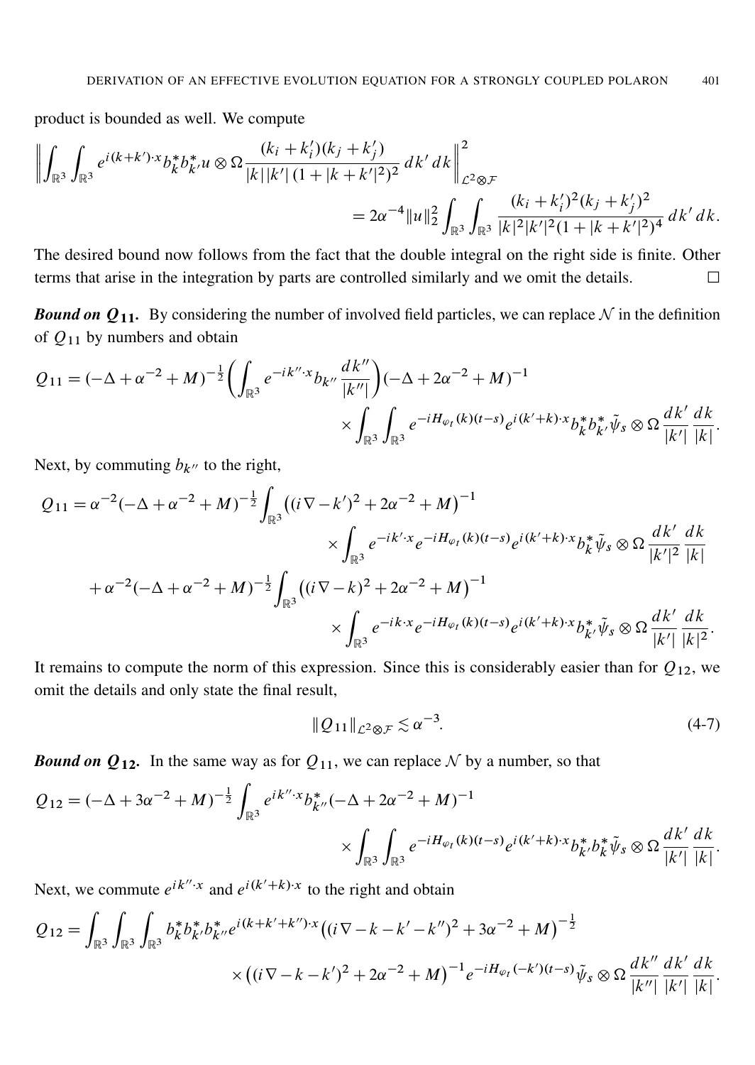product is bounded as well. We compute

$$\left\| \int_{\mathbb{R}^3} \int_{\mathbb{R}^3} e^{i(k+k')\cdot x} b_k^* b_{k'}^* u \otimes \Omega \frac{(k_i + k_i')(k_j + k_j')}{|k||k'|\,(1+|k+k'|^2)^2} \, dk' \, dk \right\|_{\mathcal{L}^2 \otimes \mathcal{F}}^2 = 2\alpha^{-4} \|u\|_2^2 \int_{\mathbb{R}^3} \int_{\mathbb{R}^3} \frac{(k_i + k_i')^2 (k_j + k_j')^2}{|k|^2 |k'|^2 (1+|k+k'|^2)^4} \, dk' \, dk.$$

The desired bound now follows from the fact that the double integral on the right side is finite. Other terms that arise in the integration by parts are controlled similarly and we omit the details. $\square$

***Bound on $Q_{11}$.*** By considering the number of involved field particles, we can replace $\mathcal{N}$ in the definition of $Q_{11}$ by numbers and obtain

$$Q_{11} = (-\Delta + \alpha^{-2} + M)^{-\frac{1}{2}} \left( \int_{\mathbb{R}^3} e^{-ik''\cdot x} b_{k''} \frac{dk''}{|k''|} \right) (-\Delta + 2\alpha^{-2} + M)^{-1} \times \int_{\mathbb{R}^3} \int_{\mathbb{R}^3} e^{-iH_{\varphi_t}(k)(t-s)} e^{i(k'+k)\cdot x} b_k^* b_{k'}^* \tilde{\psi}_s \otimes \Omega \frac{dk'}{|k'|} \frac{dk}{|k|}.$$

Next, by commuting $b_{k''}$ to the right,

$$\begin{aligned} Q_{11} &= \alpha^{-2} (-\Delta + \alpha^{-2} + M)^{-\frac{1}{2}} \int_{\mathbb{R}^3} \left( (i\nabla - k')^2 + 2\alpha^{-2} + M \right)^{-1} \\ &\qquad \times \int_{\mathbb{R}^3} e^{-ik'\cdot x} e^{-iH_{\varphi_t}(k)(t-s)} e^{i(k'+k)\cdot x} b_k^* \tilde{\psi}_s \otimes \Omega \frac{dk'}{|k'|^2} \frac{dk}{|k|} \\ &\quad + \alpha^{-2} (-\Delta + \alpha^{-2} + M)^{-\frac{1}{2}} \int_{\mathbb{R}^3} \left( (i\nabla - k)^2 + 2\alpha^{-2} + M \right)^{-1} \\ &\qquad \times \int_{\mathbb{R}^3} e^{-ik\cdot x} e^{-iH_{\varphi_t}(k)(t-s)} e^{i(k'+k)\cdot x} b_{k'}^* \tilde{\psi}_s \otimes \Omega \frac{dk'}{|k'|} \frac{dk}{|k|^2}. \end{aligned}$$

It remains to compute the norm of this expression. Since this is considerably easier than for $Q_{12}$, we omit the details and only state the final result,

$$\|Q_{11}\|_{\mathcal{L}^2 \otimes \mathcal{F}} \lesssim \alpha^{-3}. \tag{4-7}$$

***Bound on $Q_{12}$.*** In the same way as for $Q_{11}$, we can replace $\mathcal{N}$ by a number, so that

$$Q_{12} = (-\Delta + 3\alpha^{-2} + M)^{-\frac{1}{2}} \int_{\mathbb{R}^3} e^{ik''\cdot x} b_{k''}^* (-\Delta + 2\alpha^{-2} + M)^{-1} \times \int_{\mathbb{R}^3} \int_{\mathbb{R}^3} e^{-iH_{\varphi_t}(k)(t-s)} e^{i(k'+k)\cdot x} b_{k'}^* b_k^* \tilde{\psi}_s \otimes \Omega \frac{dk'}{|k'|} \frac{dk}{|k|}.$$

Next, we commute $e^{ik''\cdot x}$ and $e^{i(k'+k)\cdot x}$ to the right and obtain

$$Q_{12} = \int_{\mathbb{R}^3} \int_{\mathbb{R}^3} \int_{\mathbb{R}^3} b_k^* b_{k'}^* b_{k''}^* e^{i(k+k'+k'')\cdot x} \left( (i\nabla - k - k' - k'')^2 + 3\alpha^{-2} + M \right)^{-\frac{1}{2}} \times \left( (i\nabla - k - k')^2 + 2\alpha^{-2} + M \right)^{-1} e^{-iH_{\varphi_t}(-k')(t-s)} \tilde{\psi}_s \otimes \Omega \frac{dk''}{|k''|} \frac{dk'}{|k'|} \frac{dk}{|k|}.$$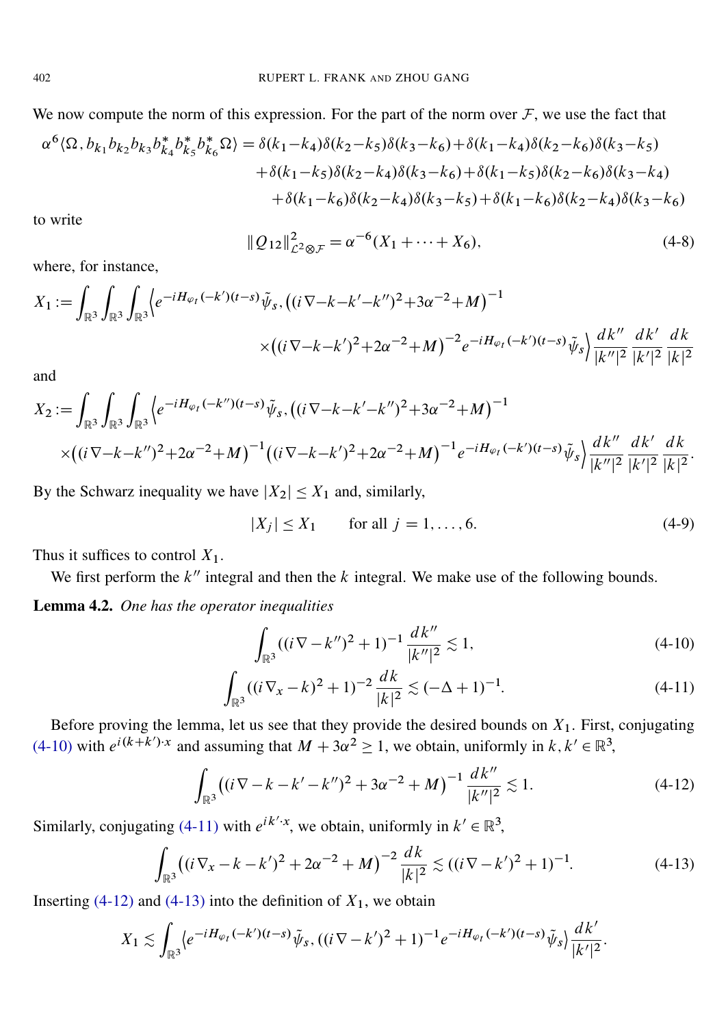We now compute the norm of this expression. For the part of the norm over $\mathcal{F}$, we use the fact that

$$
\begin{aligned}
\alpha^6\langle\Omega, b_{k_1}b_{k_2}b_{k_3}b_{k_4}^*b_{k_5}^*b_{k_6}^*\Omega\rangle &= \delta(k_1-k_4)\delta(k_2-k_5)\delta(k_3-k_6)+\delta(k_1-k_4)\delta(k_2-k_6)\delta(k_3-k_5)\\
&\quad+\delta(k_1-k_5)\delta(k_2-k_4)\delta(k_3-k_6)+\delta(k_1-k_5)\delta(k_2-k_6)\delta(k_3-k_4)\\
&\quad+\delta(k_1-k_6)\delta(k_2-k_4)\delta(k_3-k_5)+\delta(k_1-k_6)\delta(k_2-k_4)\delta(k_3-k_6)
\end{aligned}
$$

to write

$$
\|Q_{12}\|^2_{\mathcal{L}^2\otimes\mathcal{F}} = \alpha^{-6}(X_1+\cdots+X_6), \tag{4-8}
$$

where, for instance,

$$
\begin{aligned}
X_1 := \int_{\mathbb{R}^3}\int_{\mathbb{R}^3}\int_{\mathbb{R}^3}\Big\langle e^{-iH_{\varphi_t}(-k')(t-s)}\tilde{\psi}_s, \big((i\nabla-k-k'-k'')^2+3\alpha^{-2}+M\big)^{-1}&\\
\times\big((i\nabla-k-k')^2+2\alpha^{-2}+M\big)^{-2}e^{-iH_{\varphi_t}(-k')(t-s)}\tilde{\psi}_s\Big\rangle \frac{dk''}{|k''|^2}\frac{dk'}{|k'|^2}\frac{dk}{|k|^2}&
\end{aligned}
$$

and

$$
\begin{aligned}
X_2 := \int_{\mathbb{R}^3}\int_{\mathbb{R}^3}\int_{\mathbb{R}^3}\Big\langle e^{-iH_{\varphi_t}(-k'')(t-s)}\tilde{\psi}_s, \big((i\nabla-k-k'-k'')^2+3\alpha^{-2}+M\big)^{-1}&\\
\times\big((i\nabla-k-k'')^2+2\alpha^{-2}+M\big)^{-1}\big((i\nabla-k-k')^2+2\alpha^{-2}+M\big)^{-1}e^{-iH_{\varphi_t}(-k')(t-s)}\tilde{\psi}_s\Big\rangle \frac{dk''}{|k''|^2}\frac{dk'}{|k'|^2}\frac{dk}{|k|^2}.&
\end{aligned}
$$

By the Schwarz inequality we have $|X_2|\le X_1$ and, similarly,

$$
|X_j|\le X_1 \qquad \text{for all } j=1,\ldots,6. \tag{4-9}
$$

Thus it suffices to control $X_1$.

We first perform the $k''$ integral and then the $k$ integral. We make use of the following bounds.

**Lemma 4.2.** *One has the operator inequalities*

$$
\int_{\mathbb{R}^3}((i\nabla-k'')^2+1)^{-1}\frac{dk''}{|k''|^2}\lesssim 1, \tag{4-10}
$$

$$
\int_{\mathbb{R}^3}((i\nabla_x-k)^2+1)^{-2}\frac{dk}{|k|^2}\lesssim(-\Delta+1)^{-1}. \tag{4-11}
$$

Before proving the lemma, let us see that they provide the desired bounds on $X_1$. First, conjugating (4-10) with $e^{i(k+k')\cdot x}$ and assuming that $M+3\alpha^2\ge 1$, we obtain, uniformly in $k,k'\in\mathbb{R}^3$,

$$
\int_{\mathbb{R}^3}\big((i\nabla-k-k'-k'')^2+3\alpha^{-2}+M\big)^{-1}\frac{dk''}{|k''|^2}\lesssim 1. \tag{4-12}
$$

Similarly, conjugating (4-11) with $e^{ik'\cdot x}$, we obtain, uniformly in $k'\in\mathbb{R}^3$,

$$
\int_{\mathbb{R}^3}\big((i\nabla_x-k-k')^2+2\alpha^{-2}+M\big)^{-2}\frac{dk}{|k|^2}\lesssim((i\nabla-k')^2+1)^{-1}. \tag{4-13}
$$

Inserting (4-12) and (4-13) into the definition of $X_1$, we obtain

$$
X_1\lesssim\int_{\mathbb{R}^3}\big\langle e^{-iH_{\varphi_t}(-k')(t-s)}\tilde{\psi}_s, ((i\nabla-k')^2+1)^{-1}e^{-iH_{\varphi_t}(-k')(t-s)}\tilde{\psi}_s\big\rangle\frac{dk'}{|k'|^2}.
$$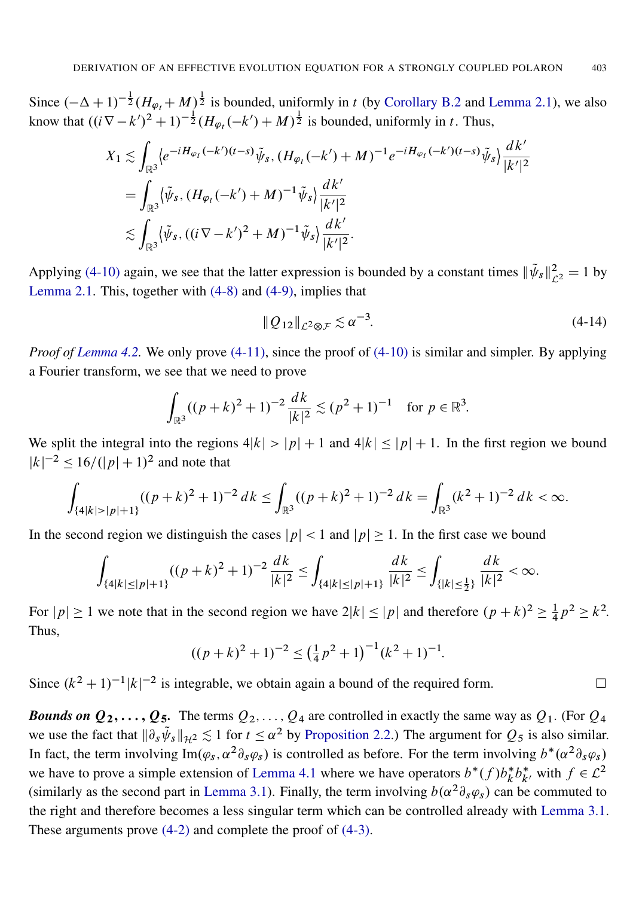Since $(-\Delta+1)^{-\frac{1}{2}}(H_{\varphi_t}+M)^{\frac{1}{2}}$ is bounded, uniformly in $t$ (by Corollary B.2 and Lemma 2.1), we also know that $((i\nabla-k')^2+1)^{-\frac{1}{2}}(H_{\varphi_t}(-k')+M)^{\frac{1}{2}}$ is bounded, uniformly in $t$. Thus,

$$
\begin{aligned}
X_1 &\lesssim \int_{\mathbb{R}^3} \langle e^{-iH_{\varphi_t}(-k')(t-s)}\tilde{\psi}_s, (H_{\varphi_t}(-k')+M)^{-1} e^{-iH_{\varphi_t}(-k')(t-s)}\tilde{\psi}_s \rangle \frac{dk'}{|k'|^2} \\
&= \int_{\mathbb{R}^3} \langle \tilde{\psi}_s, (H_{\varphi_t}(-k')+M)^{-1}\tilde{\psi}_s \rangle \frac{dk'}{|k'|^2} \\
&\lesssim \int_{\mathbb{R}^3} \langle \tilde{\psi}_s, ((i\nabla-k')^2+M)^{-1}\tilde{\psi}_s \rangle \frac{dk'}{|k'|^2}.
\end{aligned}
$$

Applying (4-10) again, we see that the latter expression is bounded by a constant times $\|\tilde{\psi}_s\|_{\mathcal{L}^2}^2 = 1$ by Lemma 2.1. This, together with (4-8) and (4-9), implies that

$$
\|Q_{12}\|_{\mathcal{L}^2\otimes\mathcal{F}} \lesssim \alpha^{-3}. \tag{4-14}
$$

*Proof of Lemma 4.2.* We only prove (4-11), since the proof of (4-10) is similar and simpler. By applying a Fourier transform, we see that we need to prove

$$
\int_{\mathbb{R}^3} ((p+k)^2+1)^{-2} \frac{dk}{|k|^2} \lesssim (p^2+1)^{-1} \quad \text{for } p \in \mathbb{R}^3.
$$

We split the integral into the regions $4|k| > |p|+1$ and $4|k| \le |p|+1$. In the first region we bound $|k|^{-2} \le 16/(|p|+1)^2$ and note that

$$
\int_{\{4|k|>|p|+1\}} ((p+k)^2+1)^{-2}\, dk \le \int_{\mathbb{R}^3} ((p+k)^2+1)^{-2}\, dk = \int_{\mathbb{R}^3} (k^2+1)^{-2}\, dk < \infty.
$$

In the second region we distinguish the cases $|p|<1$ and $|p| \ge 1$. In the first case we bound

$$
\int_{\{4|k|\le|p|+1\}} ((p+k)^2+1)^{-2} \frac{dk}{|k|^2} \le \int_{\{4|k|\le|p|+1\}} \frac{dk}{|k|^2} \le \int_{\{|k|\le\frac{1}{2}\}} \frac{dk}{|k|^2} < \infty.
$$

For $|p| \ge 1$ we note that in the second region we have $2|k| \le |p|$ and therefore $(p+k)^2 \ge \frac{1}{4}p^2 \ge k^2$. Thus,

$$
((p+k)^2+1)^{-2} \le \left(\tfrac{1}{4}p^2+1\right)^{-1}(k^2+1)^{-1}.
$$

Since $(k^2+1)^{-1}|k|^{-2}$ is integrable, we obtain again a bound of the required form. □

***Bounds on $Q_2, \dots, Q_5$.*** The terms $Q_2, \dots, Q_4$ are controlled in exactly the same way as $Q_1$. (For $Q_4$ we use the fact that $\|\partial_s\tilde{\psi}_s\|_{\mathcal{H}^2} \lesssim 1$ for $t \le \alpha^2$ by Proposition 2.2.) The argument for $Q_5$ is also similar. In fact, the term involving $\operatorname{Im}(\varphi_s, \alpha^2\partial_s\varphi_s)$ is controlled as before. For the term involving $b^*(\alpha^2\partial_s\varphi_s)$ we have to prove a simple extension of Lemma 4.1 where we have operators $b^*(f)b_k^*b_{k'}^*$ with $f \in \mathcal{L}^2$ (similarly as the second part in Lemma 3.1). Finally, the term involving $b(\alpha^2\partial_s\varphi_s)$ can be commuted to the right and therefore becomes a less singular term which can be controlled already with Lemma 3.1. These arguments prove (4-2) and complete the proof of (4-3).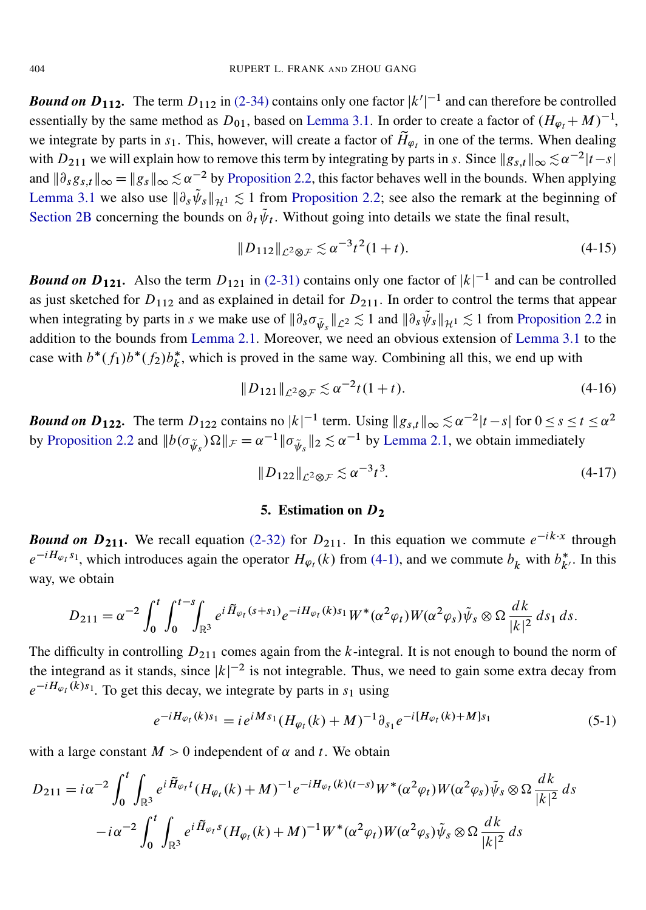***Bound on $D_{112}$.*** The term $D_{112}$ in (2-34) contains only one factor $|k'|^{-1}$ and can therefore be controlled essentially by the same method as $D_{01}$, based on Lemma 3.1. In order to create a factor of $(H_{\varphi_t} + M)^{-1}$, we integrate by parts in $s_1$. This, however, will create a factor of $\widetilde{H}_{\varphi_t}$ in one of the terms. When dealing with $D_{211}$ we will explain how to remove this term by integrating by parts in $s$. Since $\|g_{s,t}\|_\infty \lesssim \alpha^{-2}|t-s|$ and $\|\partial_s g_{s,t}\|_\infty = \|g_s\|_\infty \lesssim \alpha^{-2}$ by Proposition 2.2, this factor behaves well in the bounds. When applying Lemma 3.1 we also use $\|\partial_s \tilde{\psi}_s\|_{\mathcal{H}^1} \lesssim 1$ from Proposition 2.2; see also the remark at the beginning of Section 2B concerning the bounds on $\partial_t \tilde{\psi}_t$. Without going into details we state the final result,

$$\|D_{112}\|_{\mathcal{L}^2 \otimes \mathcal{F}} \lesssim \alpha^{-3} t^2 (1+t). \tag{4-15}$$

***Bound on $D_{121}$.*** Also the term $D_{121}$ in (2-31) contains only one factor of $|k|^{-1}$ and can be controlled as just sketched for $D_{112}$ and as explained in detail for $D_{211}$. In order to control the terms that appear when integrating by parts in $s$ we make use of $\|\partial_s \sigma_{\tilde{\psi}_s}\|_{\mathcal{L}^2} \lesssim 1$ and $\|\partial_s \tilde{\psi}_s\|_{\mathcal{H}^1} \lesssim 1$ from Proposition 2.2 in addition to the bounds from Lemma 2.1. Moreover, we need an obvious extension of Lemma 3.1 to the case with $b^*(f_1) b^*(f_2) b_k^*$, which is proved in the same way. Combining all this, we end up with

$$\|D_{121}\|_{\mathcal{L}^2 \otimes \mathcal{F}} \lesssim \alpha^{-2} t (1+t). \tag{4-16}$$

***Bound on $D_{122}$.*** The term $D_{122}$ contains no $|k|^{-1}$ term. Using $\|g_{s,t}\|_\infty \lesssim \alpha^{-2}|t-s|$ for $0 \le s \le t \le \alpha^2$ by Proposition 2.2 and $\|b(\sigma_{\tilde{\psi}_s})\Omega\|_{\mathcal{F}} = \alpha^{-1}\|\sigma_{\tilde{\psi}_s}\|_2 \lesssim \alpha^{-1}$ by Lemma 2.1, we obtain immediately

$$\|D_{122}\|_{\mathcal{L}^2 \otimes \mathcal{F}} \lesssim \alpha^{-3} t^3. \tag{4-17}$$

## 5. Estimation on $D_2$

***Bound on $D_{211}$.*** We recall equation (2-32) for $D_{211}$. In this equation we commute $e^{-ik\cdot x}$ through $e^{-iH_{\varphi_t} s_1}$, which introduces again the operator $H_{\varphi_t}(k)$ from (4-1), and we commute $b_k$ with $b_{k'}^*$. In this way, we obtain

$$D_{211} = \alpha^{-2} \int_0^t \int_0^{t-s} \int_{\mathbb{R}^3} e^{i\widetilde{H}_{\varphi_t}(s+s_1)} e^{-iH_{\varphi_t}(k)s_1} W^*(\alpha^2 \varphi_t) W(\alpha^2 \varphi_s) \tilde{\psi}_s \otimes \Omega \, \frac{dk}{|k|^2} \, ds_1 \, ds.$$

The difficulty in controlling $D_{211}$ comes again from the $k$-integral. It is not enough to bound the norm of the integrand as it stands, since $|k|^{-2}$ is not integrable. Thus, we need to gain some extra decay from $e^{-iH_{\varphi_t}(k)s_1}$. To get this decay, we integrate by parts in $s_1$ using

$$e^{-iH_{\varphi_t}(k)s_1} = i e^{iMs_1} (H_{\varphi_t}(k) + M)^{-1} \partial_{s_1} e^{-i[H_{\varphi_t}(k)+M]s_1} \tag{5-1}$$

with a large constant $M > 0$ independent of $\alpha$ and $t$. We obtain

$$\begin{aligned}
D_{211} = {} & i\alpha^{-2} \int_0^t \int_{\mathbb{R}^3} e^{i\widetilde{H}_{\varphi_t} t} (H_{\varphi_t}(k) + M)^{-1} e^{-iH_{\varphi_t}(k)(t-s)} W^*(\alpha^2 \varphi_t) W(\alpha^2 \varphi_s) \tilde{\psi}_s \otimes \Omega \, \frac{dk}{|k|^2} \, ds \\
& - i\alpha^{-2} \int_0^t \int_{\mathbb{R}^3} e^{i\widetilde{H}_{\varphi_t} s} (H_{\varphi_t}(k) + M)^{-1} W^*(\alpha^2 \varphi_t) W(\alpha^2 \varphi_s) \tilde{\psi}_s \otimes \Omega \, \frac{dk}{|k|^2} \, ds
\end{aligned}$$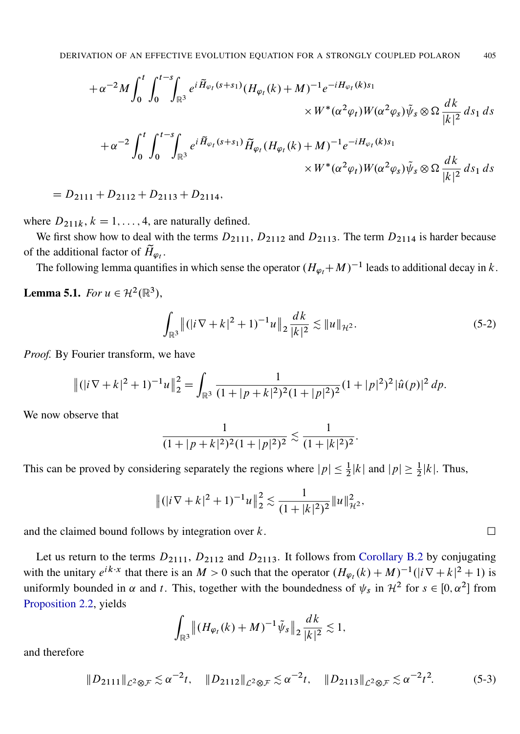$$
\begin{aligned}
&+\alpha^{-2} M \int_0^t \int_0^{t-s} \int_{\mathbb{R}^3} e^{i \widetilde{H}_{\varphi_t}(s+s_1)} (H_{\varphi_t}(k)+M)^{-1} e^{-i H_{\varphi_t}(k) s_1} \\
&\qquad\qquad\qquad \times W^*(\alpha^2 \varphi_t) W(\alpha^2 \varphi_s) \tilde{\psi}_s \otimes \Omega \, \frac{dk}{|k|^2} \, ds_1 \, ds \\
&+\alpha^{-2} \int_0^t \int_0^{t-s} \int_{\mathbb{R}^3} e^{i \widetilde{H}_{\varphi_t}(s+s_1)} \widetilde{H}_{\varphi_t} (H_{\varphi_t}(k)+M)^{-1} e^{-i H_{\varphi_t}(k) s_1} \\
&\qquad\qquad\qquad \times W^*(\alpha^2 \varphi_t) W(\alpha^2 \varphi_s) \tilde{\psi}_s \otimes \Omega \, \frac{dk}{|k|^2} \, ds_1 \, ds \\
&= D_{2111} + D_{2112} + D_{2113} + D_{2114},
\end{aligned}
$$

where $D_{211k}$, $k = 1, \ldots, 4$, are naturally defined.

We first show how to deal with the terms $D_{2111}$, $D_{2112}$ and $D_{2113}$. The term $D_{2114}$ is harder because of the additional factor of $\widetilde{H}_{\varphi_t}$.

The following lemma quantifies in which sense the operator $(H_{\varphi_t}+M)^{-1}$ leads to additional decay in $k$.

**Lemma 5.1.** *For $u \in \mathcal{H}^2(\mathbb{R}^3)$,*

$$
\int_{\mathbb{R}^3} \left\| (|i\nabla + k|^2 + 1)^{-1} u \right\|_2 \frac{dk}{|k|^2} \lesssim \|u\|_{\mathcal{H}^2}. \tag{5-2}
$$

*Proof.* By Fourier transform, we have

$$
\left\| (|i\nabla + k|^2 + 1)^{-1} u \right\|_2^2 = \int_{\mathbb{R}^3} \frac{1}{(1+|p+k|^2)^2 (1+|p|^2)^2} (1+|p|^2)^2 |\hat{u}(p)|^2 \, dp.
$$

We now observe that

$$
\frac{1}{(1+|p+k|^2)^2 (1+|p|^2)^2} \lesssim \frac{1}{(1+|k|^2)^2}.
$$

This can be proved by considering separately the regions where $|p| \le \frac{1}{2}|k|$ and $|p| \ge \frac{1}{2}|k|$. Thus,

$$
\left\| (|i\nabla + k|^2 + 1)^{-1} u \right\|_2^2 \lesssim \frac{1}{(1+|k|^2)^2} \|u\|_{\mathcal{H}^2}^2,
$$

and the claimed bound follows by integration over $k$. □

Let us return to the terms $D_{2111}$, $D_{2112}$ and $D_{2113}$. It follows from Corollary B.2 by conjugating with the unitary $e^{ik\cdot x}$ that there is an $M > 0$ such that the operator $(H_{\varphi_t}(k) + M)^{-1}(|i\nabla + k|^2 + 1)$ is uniformly bounded in $\alpha$ and $t$. This, together with the boundedness of $\psi_s$ in $\mathcal{H}^2$ for $s \in [0, \alpha^2]$ from Proposition 2.2, yields

$$
\int_{\mathbb{R}^3} \left\| (H_{\varphi_t}(k) + M)^{-1} \tilde{\psi}_s \right\|_2 \frac{dk}{|k|^2} \lesssim 1,
$$

and therefore

$$
\|D_{2111}\|_{\mathcal{L}^2 \otimes \mathcal{F}} \lesssim \alpha^{-2} t, \quad \|D_{2112}\|_{\mathcal{L}^2 \otimes \mathcal{F}} \lesssim \alpha^{-2} t, \quad \|D_{2113}\|_{\mathcal{L}^2 \otimes \mathcal{F}} \lesssim \alpha^{-2} t^2. \tag{5-3}
$$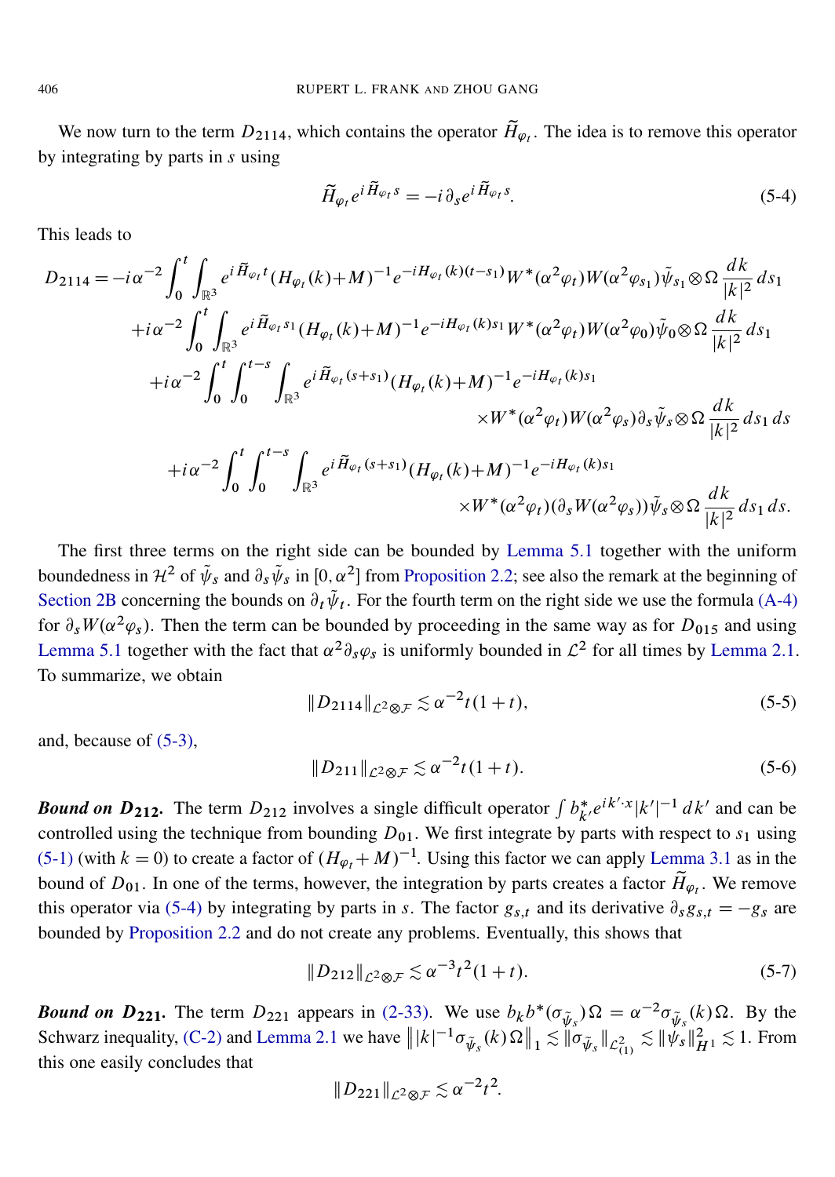We now turn to the term $D_{2114}$, which contains the operator $\widetilde{H}_{\varphi_t}$. The idea is to remove this operator by integrating by parts in $s$ using

$$\widetilde{H}_{\varphi_t} e^{i\widetilde{H}_{\varphi_t} s} = -i\partial_s e^{i\widetilde{H}_{\varphi_t} s}. \tag{5-4}$$

This leads to

$$\begin{aligned}
D_{2114} = & -i\alpha^{-2}\int_0^t \int_{\mathbb{R}^3} e^{i\widetilde{H}_{\varphi_t} t}(H_{\varphi_t}(k)+M)^{-1} e^{-iH_{\varphi_t}(k)(t-s_1)} W^*(\alpha^2\varphi_t)W(\alpha^2\varphi_{s_1})\tilde{\psi}_{s_1}\otimes\Omega \frac{dk}{|k|^2}\,ds_1 \\
& + i\alpha^{-2}\int_0^t \int_{\mathbb{R}^3} e^{i\widetilde{H}_{\varphi_t} s_1}(H_{\varphi_t}(k)+M)^{-1} e^{-iH_{\varphi_t}(k)s_1} W^*(\alpha^2\varphi_t)W(\alpha^2\varphi_0)\tilde{\psi}_0\otimes\Omega \frac{dk}{|k|^2}\,ds_1 \\
& + i\alpha^{-2}\int_0^t \int_0^{t-s} \int_{\mathbb{R}^3} e^{i\widetilde{H}_{\varphi_t}(s+s_1)}(H_{\varphi_t}(k)+M)^{-1} e^{-iH_{\varphi_t}(k)s_1} \\
& \qquad\qquad \times W^*(\alpha^2\varphi_t)W(\alpha^2\varphi_s)\partial_s\tilde{\psi}_s\otimes\Omega \frac{dk}{|k|^2}\,ds_1\,ds \\
& + i\alpha^{-2}\int_0^t \int_0^{t-s} \int_{\mathbb{R}^3} e^{i\widetilde{H}_{\varphi_t}(s+s_1)}(H_{\varphi_t}(k)+M)^{-1} e^{-iH_{\varphi_t}(k)s_1} \\
& \qquad\qquad \times W^*(\alpha^2\varphi_t)(\partial_s W(\alpha^2\varphi_s))\tilde{\psi}_s\otimes\Omega \frac{dk}{|k|^2}\,ds_1\,ds.
\end{aligned}$$

The first three terms on the right side can be bounded by Lemma 5.1 together with the uniform boundedness in $\mathcal{H}^2$ of $\tilde{\psi}_s$ and $\partial_s\tilde{\psi}_s$ in $[0,\alpha^2]$ from Proposition 2.2; see also the remark at the beginning of Section 2B concerning the bounds on $\partial_t\tilde{\psi}_t$. For the fourth term on the right side we use the formula (A-4) for $\partial_s W(\alpha^2\varphi_s)$. Then the term can be bounded by proceeding in the same way as for $D_{015}$ and using Lemma 5.1 together with the fact that $\alpha^2\partial_s\varphi_s$ is uniformly bounded in $\mathcal{L}^2$ for all times by Lemma 2.1. To summarize, we obtain

$$\|D_{2114}\|_{\mathcal{L}^2\otimes\mathcal{F}} \lesssim \alpha^{-2}t(1+t), \tag{5-5}$$

and, because of (5-3),

$$\|D_{211}\|_{\mathcal{L}^2\otimes\mathcal{F}} \lesssim \alpha^{-2}t(1+t). \tag{5-6}$$

***Bound on $D_{212}$.*** The term $D_{212}$ involves a single difficult operator $\int b_{k'}^* e^{ik'\cdot x}|k'|^{-1}\,dk'$ and can be controlled using the technique from bounding $D_{01}$. We first integrate by parts with respect to $s_1$ using (5-1) (with $k=0$) to create a factor of $(H_{\varphi_t}+M)^{-1}$. Using this factor we can apply Lemma 3.1 as in the bound of $D_{01}$. In one of the terms, however, the integration by parts creates a factor $\widetilde{H}_{\varphi_t}$. We remove this operator via (5-4) by integrating by parts in $s$. The factor $g_{s,t}$ and its derivative $\partial_s g_{s,t} = -g_s$ are bounded by Proposition 2.2 and do not create any problems. Eventually, this shows that

$$\|D_{212}\|_{\mathcal{L}^2\otimes\mathcal{F}} \lesssim \alpha^{-3}t^2(1+t). \tag{5-7}$$

***Bound on $D_{221}$.*** The term $D_{221}$ appears in (2-33). We use $b_k b^*(\sigma_{\tilde{\psi}_s})\Omega = \alpha^{-2}\sigma_{\tilde{\psi}_s}(k)\Omega$. By the Schwarz inequality, (C-2) and Lemma 2.1 we have $\big\||k|^{-1}\sigma_{\tilde{\psi}_s}(k)\Omega\big\|_1 \lesssim \|\sigma_{\tilde{\psi}_s}\|_{\mathcal{L}^2_{(1)}} \lesssim \|\psi_s\|_{H^1}^2 \lesssim 1$. From this one easily concludes that

$$\|D_{221}\|_{\mathcal{L}^2\otimes\mathcal{F}} \lesssim \alpha^{-2}t^2.$$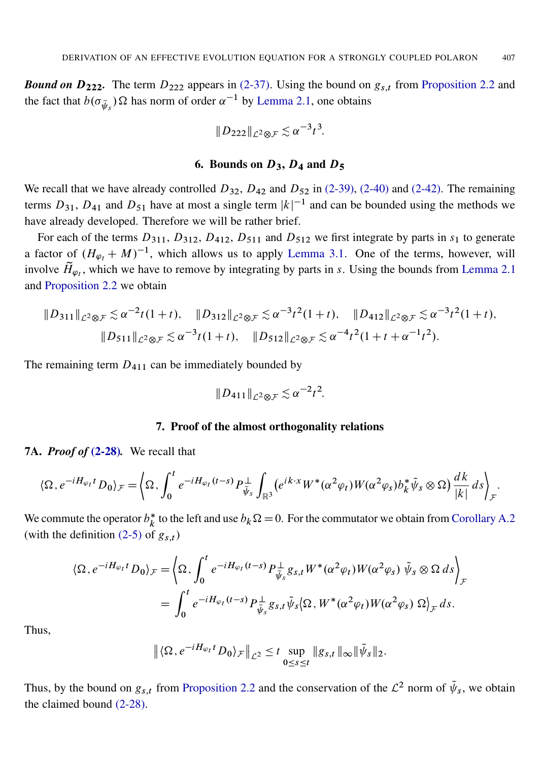***Bound on $D_{222}$.*** The term $D_{222}$ appears in (2-37). Using the bound on $g_{s,t}$ from Proposition 2.2 and the fact that $b(\sigma_{\tilde{\psi}_s})\Omega$ has norm of order $\alpha^{-1}$ by Lemma 2.1, one obtains

$$\|D_{222}\|_{\mathcal{L}^2\otimes\mathcal{F}} \lesssim \alpha^{-3}t^3.$$

## 6. Bounds on $D_3$, $D_4$ and $D_5$

We recall that we have already controlled $D_{32}$, $D_{42}$ and $D_{52}$ in (2-39), (2-40) and (2-42). The remaining terms $D_{31}$, $D_{41}$ and $D_{51}$ have at most a single term $|k|^{-1}$ and can be bounded using the methods we have already developed. Therefore we will be rather brief.

For each of the terms $D_{311}$, $D_{312}$, $D_{412}$, $D_{511}$ and $D_{512}$ we first integrate by parts in $s_1$ to generate a factor of $(H_{\varphi_t}+M)^{-1}$, which allows us to apply Lemma 3.1. One of the terms, however, will involve $\widetilde{H}_{\varphi_t}$, which we have to remove by integrating by parts in $s$. Using the bounds from Lemma 2.1 and Proposition 2.2 we obtain

$$\|D_{311}\|_{\mathcal{L}^2\otimes\mathcal{F}} \lesssim \alpha^{-2}t(1+t), \quad \|D_{312}\|_{\mathcal{L}^2\otimes\mathcal{F}} \lesssim \alpha^{-3}t^2(1+t), \quad \|D_{412}\|_{\mathcal{L}^2\otimes\mathcal{F}} \lesssim \alpha^{-3}t^2(1+t),$$
$$\|D_{511}\|_{\mathcal{L}^2\otimes\mathcal{F}} \lesssim \alpha^{-3}t(1+t), \quad \|D_{512}\|_{\mathcal{L}^2\otimes\mathcal{F}} \lesssim \alpha^{-4}t^2(1+t+\alpha^{-1}t^2).$$

The remaining term $D_{411}$ can be immediately bounded by

$$\|D_{411}\|_{\mathcal{L}^2\otimes\mathcal{F}} \lesssim \alpha^{-2}t^2.$$

## 7. Proof of the almost orthogonality relations

**7A.** ***Proof of (2-28).*** We recall that

$$\langle \Omega, e^{-iH_{\varphi_t}t}D_0\rangle_{\mathcal{F}} = \left\langle \Omega, \int_0^t e^{-iH_{\varphi_t}(t-s)}P^{\perp}_{\tilde{\psi}_s}\int_{\mathbb{R}^3}\left(e^{ik\cdot x}W^*(\alpha^2\varphi_t)W(\alpha^2\varphi_s)b_k^*\tilde{\psi}_s\otimes\Omega\right)\frac{dk}{|k|}\,ds\right\rangle_{\mathcal{F}}.$$

We commute the operator $b_k^*$ to the left and use $b_k\Omega=0$. For the commutator we obtain from Corollary A.2 (with the definition (2-5) of $g_{s,t}$)

$$\begin{aligned}\langle \Omega, e^{-iH_{\varphi_t}t}D_0\rangle_{\mathcal{F}} &= \left\langle \Omega, \int_0^t e^{-iH_{\varphi_t}(t-s)}P^{\perp}_{\tilde{\psi}_s}g_{s,t}W^*(\alpha^2\varphi_t)W(\alpha^2\varphi_s)\,\tilde{\psi}_s\otimes\Omega\,ds\right\rangle_{\mathcal{F}}\\ &= \int_0^t e^{-iH_{\varphi_t}(t-s)}P^{\perp}_{\tilde{\psi}_s}g_{s,t}\tilde{\psi}_s\langle\Omega, W^*(\alpha^2\varphi_t)W(\alpha^2\varphi_s)\,\Omega\rangle_{\mathcal{F}}\,ds.\end{aligned}$$

Thus,

$$\left\|\langle\Omega, e^{-iH_{\varphi_t}t}D_0\rangle_{\mathcal{F}}\right\|_{\mathcal{L}^2} \le t\sup_{0\le s\le t}\|g_{s,t}\|_\infty\|\tilde{\psi}_s\|_2.$$

Thus, by the bound on $g_{s,t}$ from Proposition 2.2 and the conservation of the $\mathcal{L}^2$ norm of $\tilde{\psi}_s$, we obtain the claimed bound (2-28).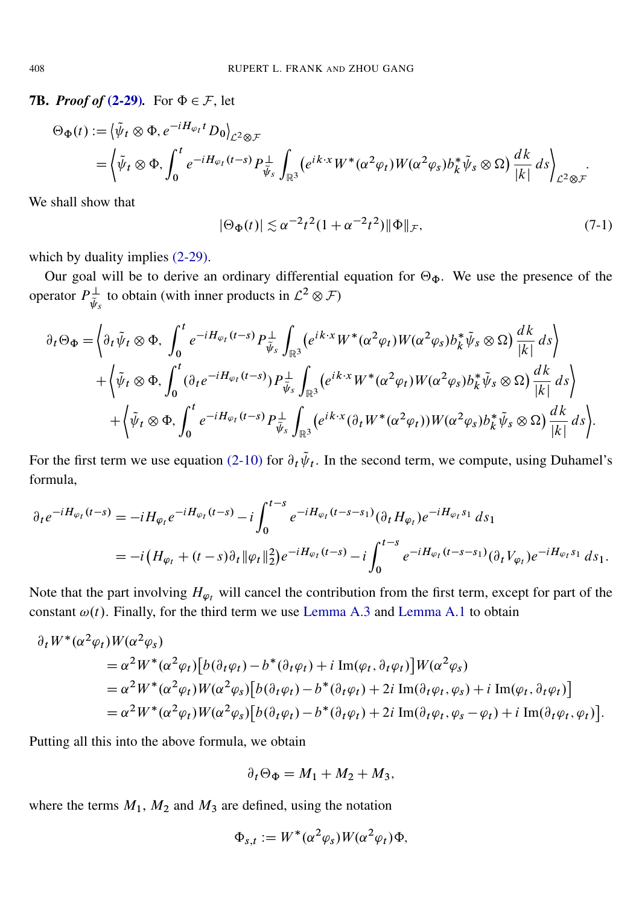**7B.** ***Proof of (2-29).*** For $\Phi \in \mathcal{F}$, let

$$
\begin{aligned}
\Theta_\Phi(t) &:= \langle \tilde\psi_t \otimes \Phi, e^{-iH_{\varphi_t} t} D_0 \rangle_{\mathcal{L}^2 \otimes \mathcal{F}} \\
&= \left\langle \tilde\psi_t \otimes \Phi, \int_0^t e^{-iH_{\varphi_t}(t-s)} P^\perp_{\tilde\psi_s} \int_{\mathbb{R}^3} \bigl( e^{ik\cdot x} W^*(\alpha^2\varphi_t) W(\alpha^2\varphi_s) b_k^* \tilde\psi_s \otimes \Omega \bigr) \frac{dk}{|k|}\, ds \right\rangle_{\mathcal{L}^2 \otimes \mathcal{F}}.
\end{aligned}
$$

We shall show that

$$
|\Theta_\Phi(t)| \lesssim \alpha^{-2} t^2 (1 + \alpha^{-2} t^2) \|\Phi\|_{\mathcal{F}}, \tag{7-1}
$$

which by duality implies (2-29).

Our goal will be to derive an ordinary differential equation for $\Theta_\Phi$. We use the presence of the operator $P^\perp_{\tilde\psi_s}$ to obtain (with inner products in $\mathcal{L}^2 \otimes \mathcal{F}$)

$$
\begin{aligned}
\partial_t \Theta_\Phi &= \left\langle \partial_t \tilde\psi_t \otimes \Phi,\ \int_0^t e^{-iH_{\varphi_t}(t-s)} P^\perp_{\tilde\psi_s} \int_{\mathbb{R}^3} \bigl( e^{ik\cdot x} W^*(\alpha^2\varphi_t) W(\alpha^2\varphi_s) b_k^* \tilde\psi_s \otimes \Omega \bigr) \frac{dk}{|k|}\, ds \right\rangle \\
&\quad + \left\langle \tilde\psi_t \otimes \Phi, \int_0^t (\partial_t e^{-iH_{\varphi_t}(t-s)}) P^\perp_{\tilde\psi_s} \int_{\mathbb{R}^3} \bigl( e^{ik\cdot x} W^*(\alpha^2\varphi_t) W(\alpha^2\varphi_s) b_k^* \tilde\psi_s \otimes \Omega \bigr) \frac{dk}{|k|}\, ds \right\rangle \\
&\quad + \left\langle \tilde\psi_t \otimes \Phi, \int_0^t e^{-iH_{\varphi_t}(t-s)} P^\perp_{\tilde\psi_s} \int_{\mathbb{R}^3} \bigl( e^{ik\cdot x} (\partial_t W^*(\alpha^2\varphi_t)) W(\alpha^2\varphi_s) b_k^* \tilde\psi_s \otimes \Omega \bigr) \frac{dk}{|k|}\, ds \right\rangle.
\end{aligned}
$$

For the first term we use equation (2-10) for $\partial_t \tilde\psi_t$. In the second term, we compute, using Duhamel's formula,

$$
\begin{aligned}
\partial_t e^{-iH_{\varphi_t}(t-s)} &= -iH_{\varphi_t} e^{-iH_{\varphi_t}(t-s)} - i \int_0^{t-s} e^{-iH_{\varphi_t}(t-s-s_1)} (\partial_t H_{\varphi_t}) e^{-iH_{\varphi_t} s_1}\, ds_1 \\
&= -i\bigl(H_{\varphi_t} + (t-s)\partial_t \|\varphi_t\|_2^2\bigr) e^{-iH_{\varphi_t}(t-s)} - i \int_0^{t-s} e^{-iH_{\varphi_t}(t-s-s_1)} (\partial_t V_{\varphi_t}) e^{-iH_{\varphi_t} s_1}\, ds_1.
\end{aligned}
$$

Note that the part involving $H_{\varphi_t}$ will cancel the contribution from the first term, except for part of the constant $\omega(t)$. Finally, for the third term we use Lemma A.3 and Lemma A.1 to obtain

$$
\begin{aligned}
\partial_t W^*(\alpha^2\varphi_t) W(\alpha^2\varphi_s) &= \alpha^2 W^*(\alpha^2\varphi_t)\bigl[b(\partial_t\varphi_t) - b^*(\partial_t\varphi_t) + i\,\mathrm{Im}(\varphi_t, \partial_t\varphi_t)\bigr] W(\alpha^2\varphi_s) \\
&= \alpha^2 W^*(\alpha^2\varphi_t) W(\alpha^2\varphi_s)\bigl[b(\partial_t\varphi_t) - b^*(\partial_t\varphi_t) + 2i\,\mathrm{Im}(\partial_t\varphi_t, \varphi_s) + i\,\mathrm{Im}(\varphi_t, \partial_t\varphi_t)\bigr] \\
&= \alpha^2 W^*(\alpha^2\varphi_t) W(\alpha^2\varphi_s)\bigl[b(\partial_t\varphi_t) - b^*(\partial_t\varphi_t) + 2i\,\mathrm{Im}(\partial_t\varphi_t, \varphi_s - \varphi_t) + i\,\mathrm{Im}(\partial_t\varphi_t, \varphi_t)\bigr].
\end{aligned}
$$

Putting all this into the above formula, we obtain

$$
\partial_t \Theta_\Phi = M_1 + M_2 + M_3,
$$

where the terms $M_1$, $M_2$ and $M_3$ are defined, using the notation

$$
\Phi_{s,t} := W^*(\alpha^2\varphi_s) W(\alpha^2\varphi_t)\Phi,
$$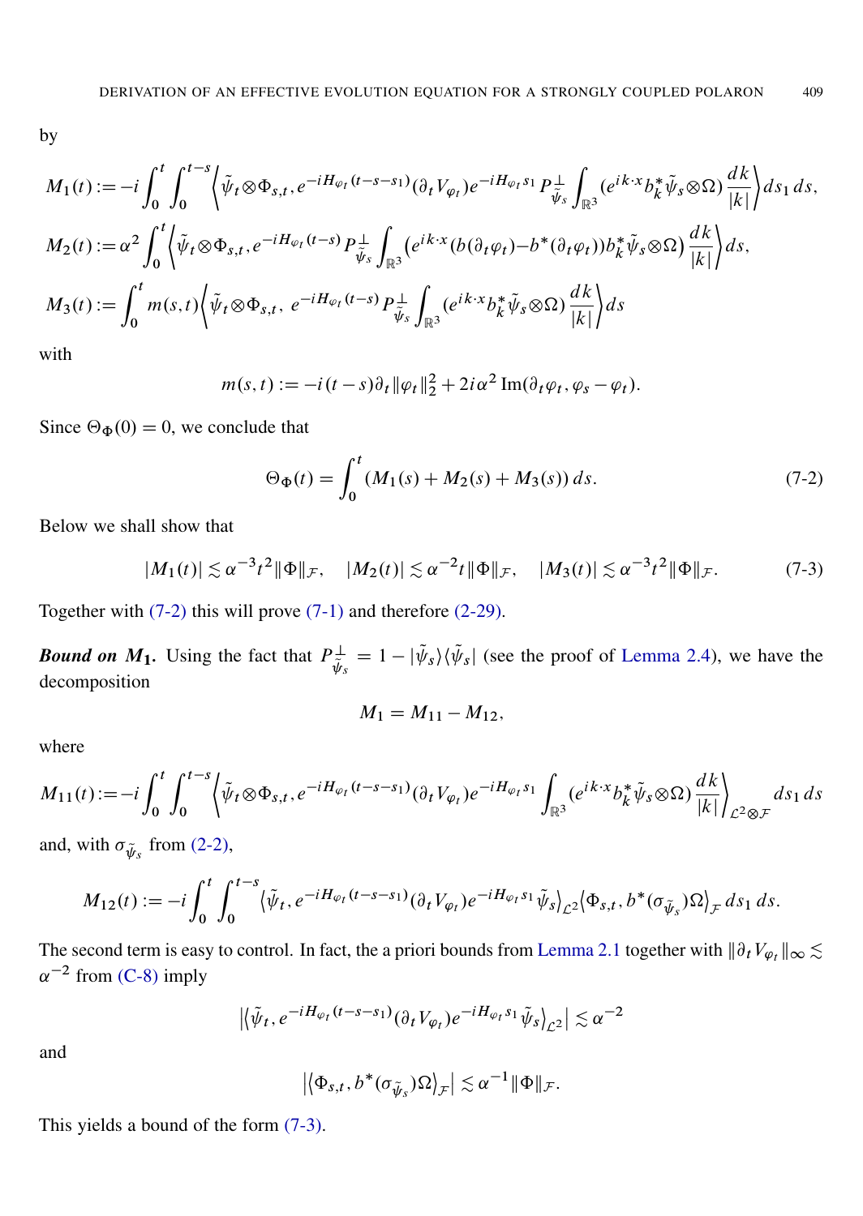by

$$M_1(t) := -i \int_0^t \int_0^{t-s} \left\langle \tilde{\psi}_t \otimes \Phi_{s,t}, e^{-iH_{\varphi_t}(t-s-s_1)} (\partial_t V_{\varphi_t}) e^{-iH_{\varphi_t} s_1} P^{\perp}_{\tilde{\psi}_s} \int_{\mathbb{R}^3} (e^{ik\cdot x} b_k^* \tilde{\psi}_s \otimes \Omega) \frac{dk}{|k|} \right\rangle ds_1\, ds,$$

$$M_2(t) := \alpha^2 \int_0^t \left\langle \tilde{\psi}_t \otimes \Phi_{s,t}, e^{-iH_{\varphi_t}(t-s)} P^{\perp}_{\tilde{\psi}_s} \int_{\mathbb{R}^3} \big(e^{ik\cdot x} (b(\partial_t \varphi_t) - b^*(\partial_t \varphi_t)) b_k^* \tilde{\psi}_s \otimes \Omega\big) \frac{dk}{|k|} \right\rangle ds,$$

$$M_3(t) := \int_0^t m(s,t) \left\langle \tilde{\psi}_t \otimes \Phi_{s,t},\ e^{-iH_{\varphi_t}(t-s)} P^{\perp}_{\tilde{\psi}_s} \int_{\mathbb{R}^3} (e^{ik\cdot x} b_k^* \tilde{\psi}_s \otimes \Omega) \frac{dk}{|k|} \right\rangle ds$$

with

$$m(s,t) := -i(t-s)\partial_t \|\varphi_t\|_2^2 + 2i\alpha^2 \operatorname{Im}(\partial_t \varphi_t, \varphi_s - \varphi_t).$$

Since $\Theta_\Phi(0) = 0$, we conclude that

$$\Theta_\Phi(t) = \int_0^t (M_1(s) + M_2(s) + M_3(s))\, ds. \tag{7-2}$$

Below we shall show that

$$|M_1(t)| \lesssim \alpha^{-3} t^2 \|\Phi\|_{\mathcal{F}}, \quad |M_2(t)| \lesssim \alpha^{-2} t \|\Phi\|_{\mathcal{F}}, \quad |M_3(t)| \lesssim \alpha^{-3} t^2 \|\Phi\|_{\mathcal{F}}. \tag{7-3}$$

Together with (7-2) this will prove (7-1) and therefore (2-29).

***Bound on $M_1$.*** Using the fact that $P^{\perp}_{\tilde{\psi}_s} = 1 - |\tilde{\psi}_s\rangle\langle\tilde{\psi}_s|$ (see the proof of Lemma 2.4), we have the decomposition

$$M_1 = M_{11} - M_{12},$$

where

$$M_{11}(t) := -i \int_0^t \int_0^{t-s} \left\langle \tilde{\psi}_t \otimes \Phi_{s,t}, e^{-iH_{\varphi_t}(t-s-s_1)} (\partial_t V_{\varphi_t}) e^{-iH_{\varphi_t} s_1} \int_{\mathbb{R}^3} (e^{ik\cdot x} b_k^* \tilde{\psi}_s \otimes \Omega) \frac{dk}{|k|} \right\rangle_{\mathcal{L}^2 \otimes \mathcal{F}} ds_1\, ds$$

and, with $\sigma_{\tilde{\psi}_s}$ from (2-2),

$$M_{12}(t) := -i \int_0^t \int_0^{t-s} \big\langle \tilde{\psi}_t, e^{-iH_{\varphi_t}(t-s-s_1)} (\partial_t V_{\varphi_t}) e^{-iH_{\varphi_t} s_1} \tilde{\psi}_s \big\rangle_{\mathcal{L}^2} \big\langle \Phi_{s,t}, b^*(\sigma_{\tilde{\psi}_s}) \Omega \big\rangle_{\mathcal{F}}\, ds_1\, ds.$$

The second term is easy to control. In fact, the a priori bounds from Lemma 2.1 together with $\|\partial_t V_{\varphi_t}\|_\infty \lesssim \alpha^{-2}$ from (C-8) imply

$$\big|\big\langle \tilde{\psi}_t, e^{-iH_{\varphi_t}(t-s-s_1)} (\partial_t V_{\varphi_t}) e^{-iH_{\varphi_t} s_1} \tilde{\psi}_s \big\rangle_{\mathcal{L}^2}\big| \lesssim \alpha^{-2}$$

and

$$\big|\big\langle \Phi_{s,t}, b^*(\sigma_{\tilde{\psi}_s}) \Omega \big\rangle_{\mathcal{F}}\big| \lesssim \alpha^{-1} \|\Phi\|_{\mathcal{F}}.$$

This yields a bound of the form (7-3).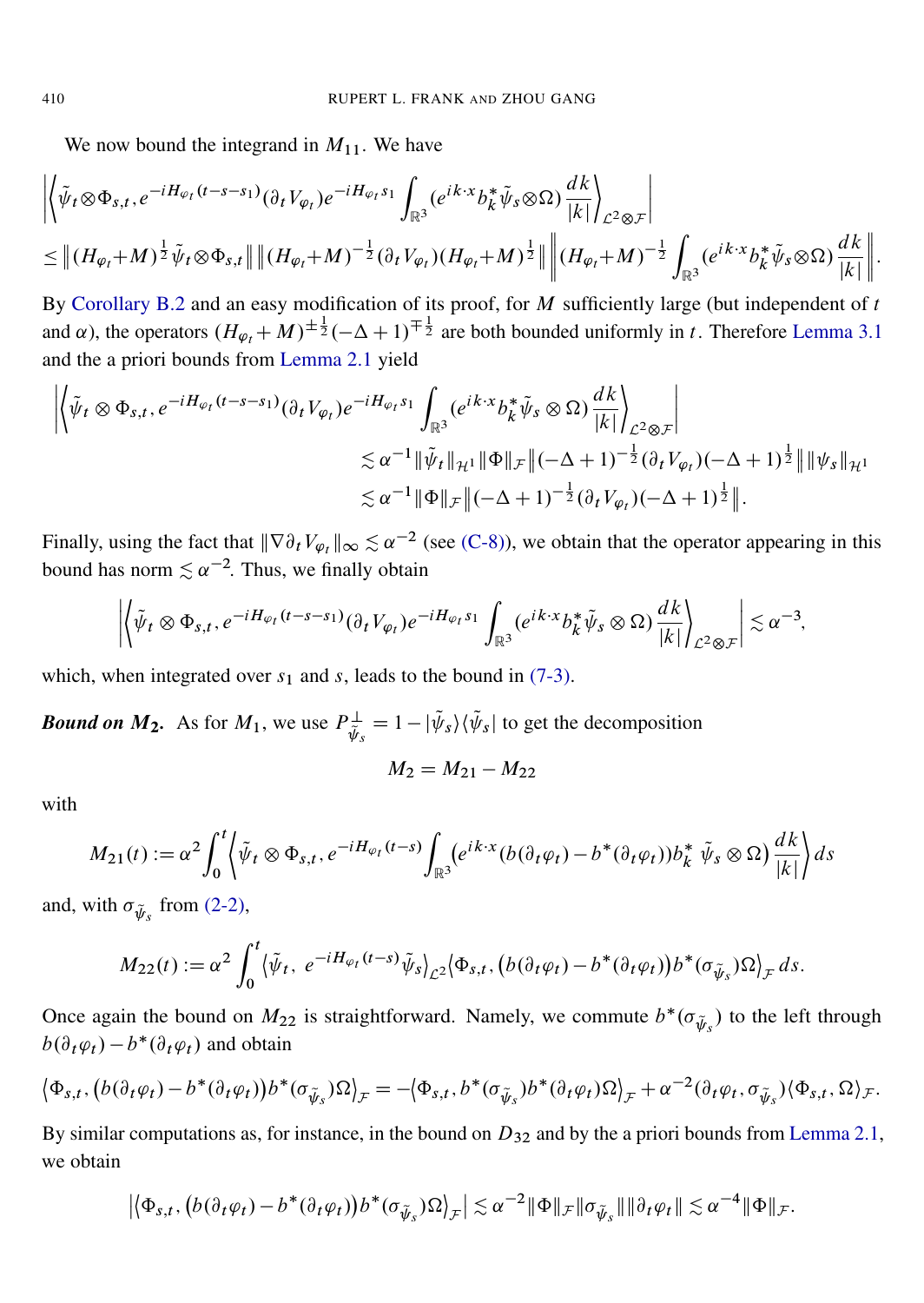We now bound the integrand in $M_{11}$. We have

$$
\begin{aligned}
&\left|\left\langle \tilde\psi_t\otimes\Phi_{s,t}, e^{-iH_{\varphi_t}(t-s-s_1)}(\partial_t V_{\varphi_t})e^{-iH_{\varphi_t}s_1}\int_{\mathbb{R}^3}(e^{ik\cdot x}b_k^*\tilde\psi_s\otimes\Omega)\frac{dk}{|k|}\right\rangle_{\mathcal{L}^2\otimes\mathcal{F}}\right| \\
&\le \left\|(H_{\varphi_t}+M)^{\frac12}\tilde\psi_t\otimes\Phi_{s,t}\right\|\left\|(H_{\varphi_t}+M)^{-\frac12}(\partial_t V_{\varphi_t})(H_{\varphi_t}+M)^{\frac12}\right\|\left\|(H_{\varphi_t}+M)^{-\frac12}\int_{\mathbb{R}^3}(e^{ik\cdot x}b_k^*\tilde\psi_s\otimes\Omega)\frac{dk}{|k|}\right\|.
\end{aligned}
$$

By Corollary B.2 and an easy modification of its proof, for $M$ sufficiently large (but independent of $t$ and $\alpha$), the operators $(H_{\varphi_t}+M)^{\pm\frac12}(-\Delta+1)^{\mp\frac12}$ are both bounded uniformly in $t$. Therefore Lemma 3.1 and the a priori bounds from Lemma 2.1 yield

$$
\begin{aligned}
&\left|\left\langle \tilde\psi_t\otimes\Phi_{s,t}, e^{-iH_{\varphi_t}(t-s-s_1)}(\partial_t V_{\varphi_t})e^{-iH_{\varphi_t}s_1}\int_{\mathbb{R}^3}(e^{ik\cdot x}b_k^*\tilde\psi_s\otimes\Omega)\frac{dk}{|k|}\right\rangle_{\mathcal{L}^2\otimes\mathcal{F}}\right| \\
&\qquad\qquad\lesssim \alpha^{-1}\|\tilde\psi_t\|_{\mathcal{H}^1}\|\Phi\|_{\mathcal{F}}\left\|(-\Delta+1)^{-\frac12}(\partial_t V_{\varphi_t})(-\Delta+1)^{\frac12}\right\|\|\psi_s\|_{\mathcal{H}^1} \\
&\qquad\qquad\lesssim \alpha^{-1}\|\Phi\|_{\mathcal{F}}\left\|(-\Delta+1)^{-\frac12}(\partial_t V_{\varphi_t})(-\Delta+1)^{\frac12}\right\|.
\end{aligned}
$$

Finally, using the fact that $\|\nabla\partial_t V_{\varphi_t}\|_\infty\lesssim\alpha^{-2}$ (see (C-8)), we obtain that the operator appearing in this bound has norm $\lesssim\alpha^{-2}$. Thus, we finally obtain

$$
\left|\left\langle \tilde\psi_t\otimes\Phi_{s,t}, e^{-iH_{\varphi_t}(t-s-s_1)}(\partial_t V_{\varphi_t})e^{-iH_{\varphi_t}s_1}\int_{\mathbb{R}^3}(e^{ik\cdot x}b_k^*\tilde\psi_s\otimes\Omega)\frac{dk}{|k|}\right\rangle_{\mathcal{L}^2\otimes\mathcal{F}}\right|\lesssim\alpha^{-3},
$$

which, when integrated over $s_1$ and $s$, leads to the bound in (7-3).

***Bound on $M_2$.*** As for $M_1$, we use $P^\perp_{\tilde\psi_s}=1-|\tilde\psi_s\rangle\langle\tilde\psi_s|$ to get the decomposition

$$
M_2=M_{21}-M_{22}
$$

with

$$
M_{21}(t):=\alpha^2\int_0^t\left\langle\tilde\psi_t\otimes\Phi_{s,t}, e^{-iH_{\varphi_t}(t-s)}\int_{\mathbb{R}^3}\left(e^{ik\cdot x}(b(\partial_t\varphi_t)-b^*(\partial_t\varphi_t))b_k^*\,\tilde\psi_s\otimes\Omega\right)\frac{dk}{|k|}\right\rangle ds
$$

and, with $\sigma_{\tilde\psi_s}$ from (2-2),

$$
M_{22}(t):=\alpha^2\int_0^t\langle\tilde\psi_t,\ e^{-iH_{\varphi_t}(t-s)}\tilde\psi_s\rangle_{\mathcal{L}^2}\left\langle\Phi_{s,t},\left(b(\partial_t\varphi_t)-b^*(\partial_t\varphi_t)\right)b^*(\sigma_{\tilde\psi_s})\Omega\right\rangle_{\mathcal{F}}ds.
$$

Once again the bound on $M_{22}$ is straightforward. Namely, we commute $b^*(\sigma_{\tilde\psi_s})$ to the left through $b(\partial_t\varphi_t)-b^*(\partial_t\varphi_t)$ and obtain

$$
\left\langle\Phi_{s,t},\left(b(\partial_t\varphi_t)-b^*(\partial_t\varphi_t)\right)b^*(\sigma_{\tilde\psi_s})\Omega\right\rangle_{\mathcal{F}}=-\left\langle\Phi_{s,t},b^*(\sigma_{\tilde\psi_s})b^*(\partial_t\varphi_t)\Omega\right\rangle_{\mathcal{F}}+\alpha^{-2}(\partial_t\varphi_t,\sigma_{\tilde\psi_s})\langle\Phi_{s,t},\Omega\rangle_{\mathcal{F}}.
$$

By similar computations as, for instance, in the bound on $D_{32}$ and by the a priori bounds from Lemma 2.1, we obtain

$$
\left|\left\langle\Phi_{s,t},\left(b(\partial_t\varphi_t)-b^*(\partial_t\varphi_t)\right)b^*(\sigma_{\tilde\psi_s})\Omega\right\rangle_{\mathcal{F}}\right|\lesssim\alpha^{-2}\|\Phi\|_{\mathcal{F}}\|\sigma_{\tilde\psi_s}\|\|\partial_t\varphi_t\|\lesssim\alpha^{-4}\|\Phi\|_{\mathcal{F}}.
$$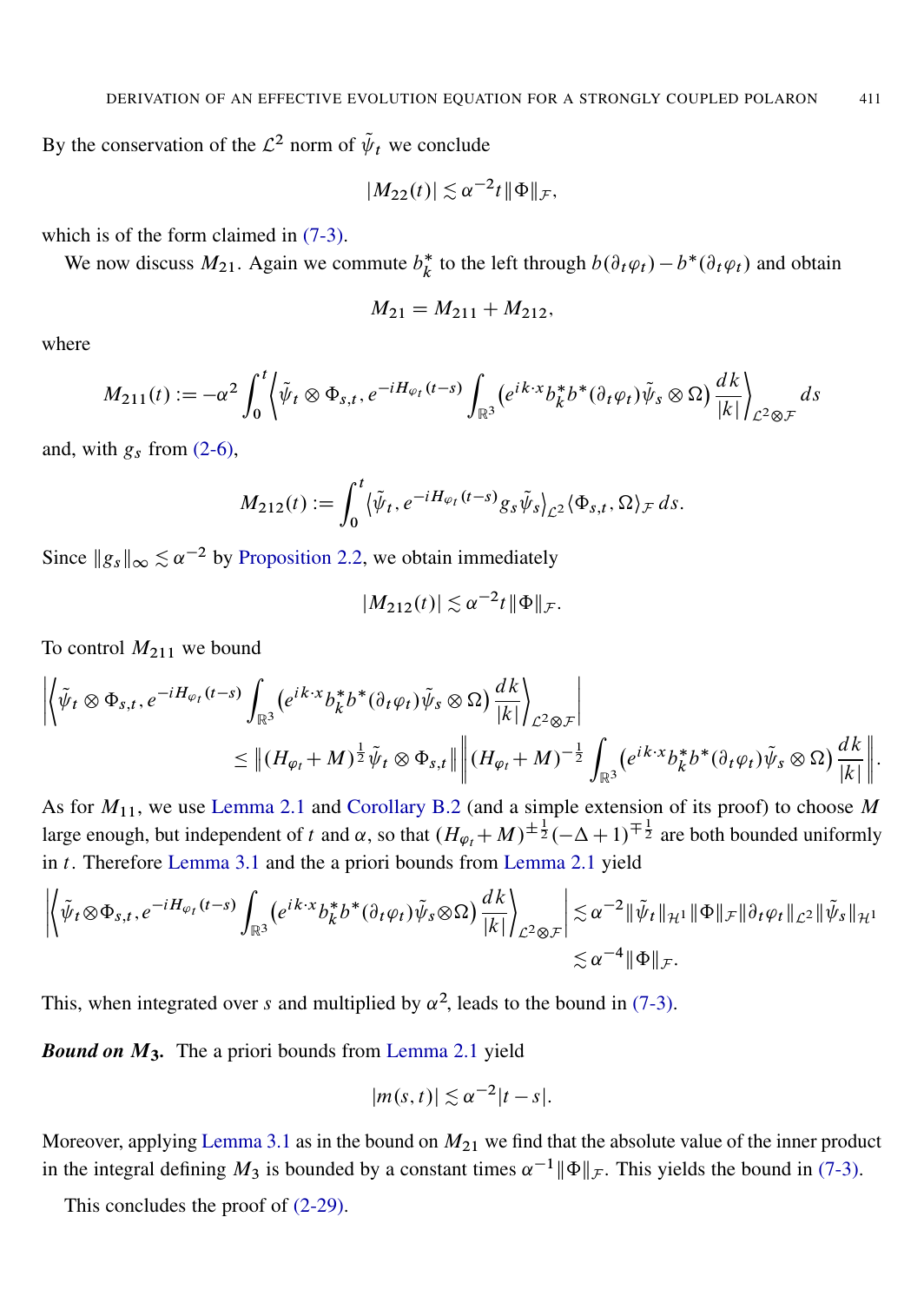By the conservation of the $\mathcal{L}^2$ norm of $\tilde{\psi}_t$ we conclude

$$|M_{22}(t)| \lesssim \alpha^{-2} t \|\Phi\|_{\mathcal{F}},$$

which is of the form claimed in (7-3).

We now discuss $M_{21}$. Again we commute $b_k^*$ to the left through $b(\partial_t \varphi_t) - b^*(\partial_t \varphi_t)$ and obtain

$$M_{21} = M_{211} + M_{212},$$

where

$$M_{211}(t) := -\alpha^2 \int_0^t \left\langle \tilde{\psi}_t \otimes \Phi_{s,t}, e^{-iH_{\varphi_t}(t-s)} \int_{\mathbb{R}^3} \big(e^{ik\cdot x} b_k^* b^*(\partial_t \varphi_t) \tilde{\psi}_s \otimes \Omega\big) \frac{dk}{|k|} \right\rangle_{\mathcal{L}^2 \otimes \mathcal{F}} ds$$

and, with $g_s$ from (2-6),

$$M_{212}(t) := \int_0^t \langle \tilde{\psi}_t, e^{-iH_{\varphi_t}(t-s)} g_s \tilde{\psi}_s \rangle_{\mathcal{L}^2} \langle \Phi_{s,t}, \Omega \rangle_{\mathcal{F}} \, ds.$$

Since $\|g_s\|_\infty \lesssim \alpha^{-2}$ by Proposition 2.2, we obtain immediately

$$|M_{212}(t)| \lesssim \alpha^{-2} t \|\Phi\|_{\mathcal{F}}.$$

To control $M_{211}$ we bound

$$\begin{aligned}
&\left| \left\langle \tilde{\psi}_t \otimes \Phi_{s,t}, e^{-iH_{\varphi_t}(t-s)} \int_{\mathbb{R}^3} \big(e^{ik\cdot x} b_k^* b^*(\partial_t \varphi_t) \tilde{\psi}_s \otimes \Omega\big) \frac{dk}{|k|} \right\rangle_{\mathcal{L}^2 \otimes \mathcal{F}} \right| \\
&\qquad \le \big\| (H_{\varphi_t} + M)^{\frac{1}{2}} \tilde{\psi}_t \otimes \Phi_{s,t} \big\| \left\| (H_{\varphi_t} + M)^{-\frac{1}{2}} \int_{\mathbb{R}^3} \big(e^{ik\cdot x} b_k^* b^*(\partial_t \varphi_t) \tilde{\psi}_s \otimes \Omega\big) \frac{dk}{|k|} \right\|.
\end{aligned}$$

As for $M_{11}$, we use Lemma 2.1 and Corollary B.2 (and a simple extension of its proof) to choose $M$ large enough, but independent of $t$ and $\alpha$, so that $(H_{\varphi_t} + M)^{\pm\frac{1}{2}} (-\Delta + 1)^{\mp\frac{1}{2}}$ are both bounded uniformly in $t$. Therefore Lemma 3.1 and the a priori bounds from Lemma 2.1 yield

$$\begin{aligned}
\left| \left\langle \tilde{\psi}_t \otimes \Phi_{s,t}, e^{-iH_{\varphi_t}(t-s)} \int_{\mathbb{R}^3} \big(e^{ik\cdot x} b_k^* b^*(\partial_t \varphi_t) \tilde{\psi}_s \otimes \Omega\big) \frac{dk}{|k|} \right\rangle_{\mathcal{L}^2 \otimes \mathcal{F}} \right| &\lesssim \alpha^{-2} \|\tilde{\psi}_t\|_{\mathcal{H}^1} \|\Phi\|_{\mathcal{F}} \|\partial_t \varphi_t\|_{\mathcal{L}^2} \|\tilde{\psi}_s\|_{\mathcal{H}^1} \\
&\lesssim \alpha^{-4} \|\Phi\|_{\mathcal{F}}.
\end{aligned}$$

This, when integrated over $s$ and multiplied by $\alpha^2$, leads to the bound in (7-3).

***Bound on $M_3$.*** The a priori bounds from Lemma 2.1 yield

$$|m(s,t)| \lesssim \alpha^{-2} |t-s|.$$

Moreover, applying Lemma 3.1 as in the bound on $M_{21}$ we find that the absolute value of the inner product in the integral defining $M_3$ is bounded by a constant times $\alpha^{-1} \|\Phi\|_{\mathcal{F}}$. This yields the bound in (7-3).

This concludes the proof of (2-29).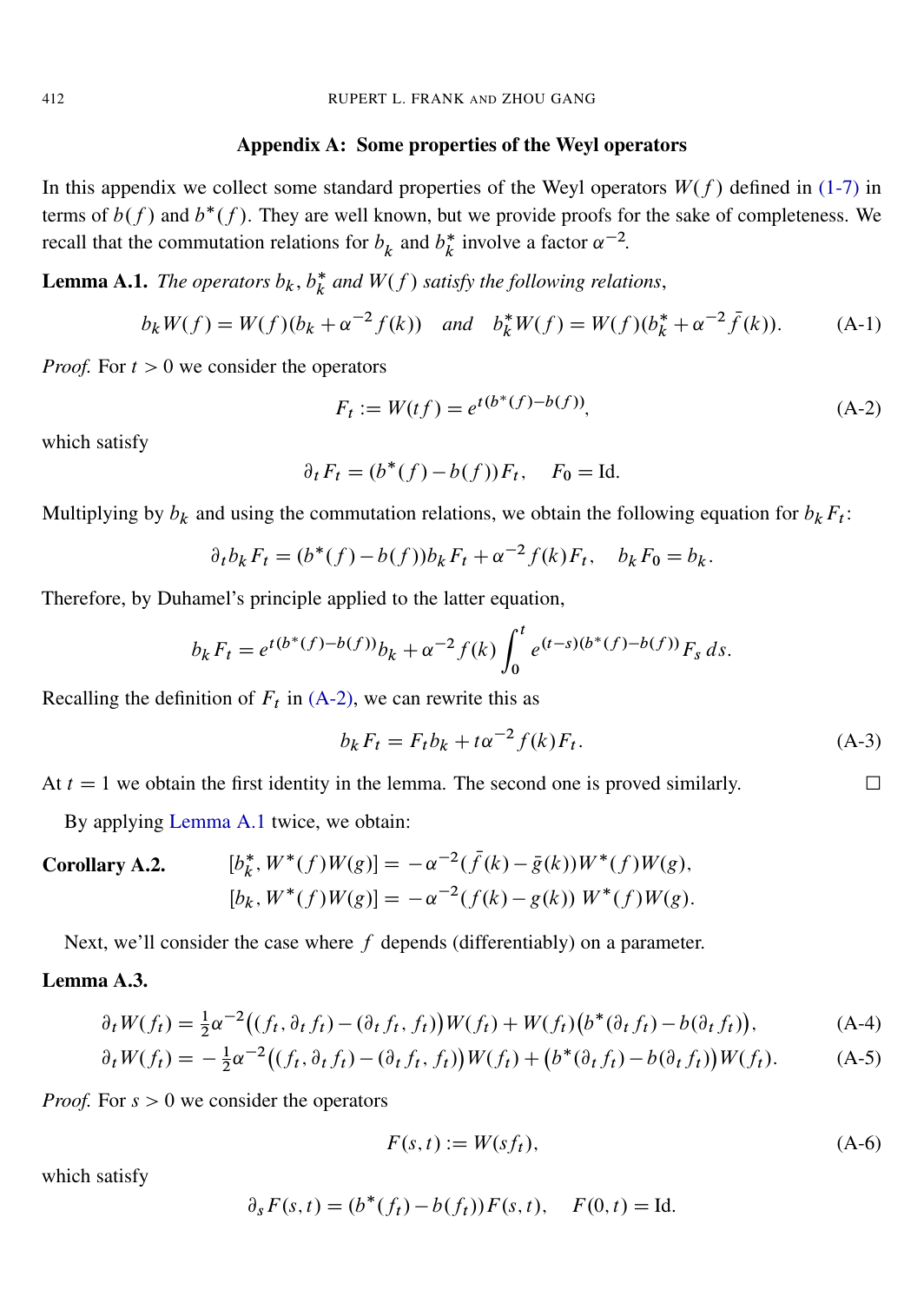## Appendix A: Some properties of the Weyl operators

In this appendix we collect some standard properties of the Weyl operators $W(f)$ defined in (1-7) in terms of $b(f)$ and $b^*(f)$. They are well known, but we provide proofs for the sake of completeness. We recall that the commutation relations for $b_k$ and $b_k^*$ involve a factor $\alpha^{-2}$.

**Lemma A.1.** *The operators $b_k$, $b_k^*$ and $W(f)$ satisfy the following relations,*

$$b_k W(f) = W(f)(b_k + \alpha^{-2} f(k)) \quad \textit{and} \quad b_k^* W(f) = W(f)(b_k^* + \alpha^{-2} \bar{f}(k)). \tag{A-1}$$

*Proof.* For $t > 0$ we consider the operators

$$F_t := W(tf) = e^{t(b^*(f) - b(f))}, \tag{A-2}$$

which satisfy

$$\partial_t F_t = (b^*(f) - b(f)) F_t, \quad F_0 = \mathrm{Id}.$$

Multiplying by $b_k$ and using the commutation relations, we obtain the following equation for $b_k F_t$:

$$\partial_t b_k F_t = (b^*(f) - b(f)) b_k F_t + \alpha^{-2} f(k) F_t, \quad b_k F_0 = b_k.$$

Therefore, by Duhamel's principle applied to the latter equation,

$$b_k F_t = e^{t(b^*(f) - b(f))} b_k + \alpha^{-2} f(k) \int_0^t e^{(t-s)(b^*(f) - b(f))} F_s \, ds.$$

Recalling the definition of $F_t$ in (A-2), we can rewrite this as

$$b_k F_t = F_t b_k + t\alpha^{-2} f(k) F_t. \tag{A-3}$$

At $t = 1$ we obtain the first identity in the lemma. The second one is proved similarly. $\square$

By applying Lemma A.1 twice, we obtain:

**Corollary A.2.**

$$[b_k^*, W^*(f) W(g)] = -\alpha^{-2} (\bar{f}(k) - \bar{g}(k)) W^*(f) W(g),$$
$$[b_k, W^*(f) W(g)] = -\alpha^{-2} (f(k) - g(k)) \, W^*(f) W(g).$$

Next, we'll consider the case where $f$ depends (differentiably) on a parameter.

**Lemma A.3.**

$$\partial_t W(f_t) = \tfrac{1}{2} \alpha^{-2} \big( (f_t, \partial_t f_t) - (\partial_t f_t, f_t) \big) W(f_t) + W(f_t) \big( b^*(\partial_t f_t) - b(\partial_t f_t) \big), \tag{A-4}$$

$$\partial_t W(f_t) = -\tfrac{1}{2} \alpha^{-2} \big( (f_t, \partial_t f_t) - (\partial_t f_t, f_t) \big) W(f_t) + \big( b^*(\partial_t f_t) - b(\partial_t f_t) \big) W(f_t). \tag{A-5}$$

*Proof.* For $s > 0$ we consider the operators

$$F(s, t) := W(s f_t), \tag{A-6}$$

which satisfy

$$\partial_s F(s, t) = (b^*(f_t) - b(f_t)) F(s, t), \quad F(0, t) = \mathrm{Id}.$$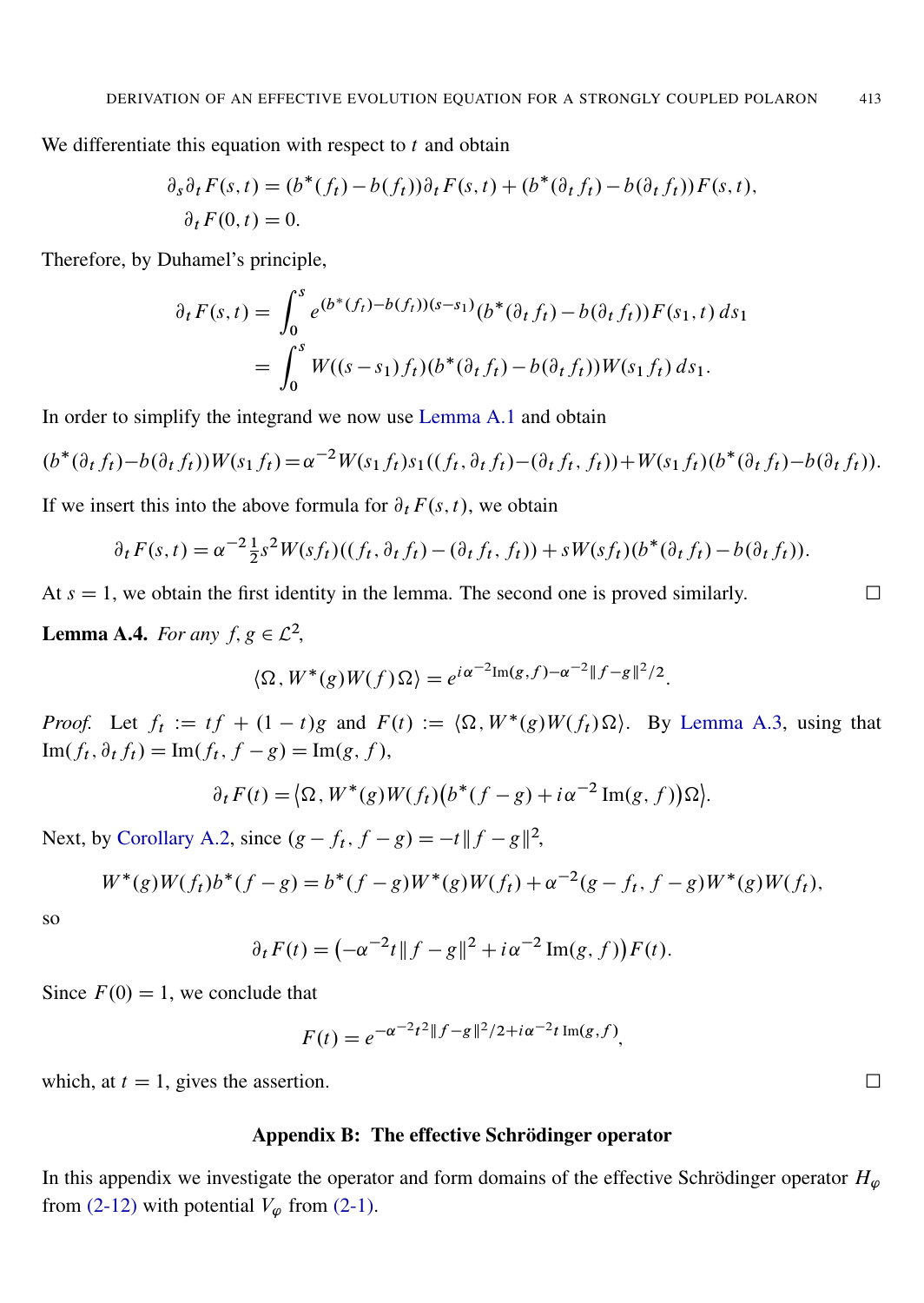We differentiate this equation with respect to $t$ and obtain

$$\partial_s \partial_t F(s,t) = (b^*(f_t) - b(f_t))\partial_t F(s,t) + (b^*(\partial_t f_t) - b(\partial_t f_t))F(s,t),$$
$$\partial_t F(0,t) = 0.$$

Therefore, by Duhamel's principle,

$$\begin{aligned}\partial_t F(s,t) &= \int_0^s e^{(b^*(f_t)-b(f_t))(s-s_1)}(b^*(\partial_t f_t) - b(\partial_t f_t))F(s_1,t)\, ds_1 \\ &= \int_0^s W((s-s_1)f_t)(b^*(\partial_t f_t) - b(\partial_t f_t))W(s_1 f_t)\, ds_1.\end{aligned}$$

In order to simplify the integrand we now use Lemma A.1 and obtain

$$(b^*(\partial_t f_t) - b(\partial_t f_t))W(s_1 f_t) = \alpha^{-2} W(s_1 f_t) s_1((f_t, \partial_t f_t) - (\partial_t f_t, f_t)) + W(s_1 f_t)(b^*(\partial_t f_t) - b(\partial_t f_t)).$$

If we insert this into the above formula for $\partial_t F(s,t)$, we obtain

$$\partial_t F(s,t) = \alpha^{-2}\tfrac{1}{2}s^2 W(sf_t)((f_t, \partial_t f_t) - (\partial_t f_t, f_t)) + sW(sf_t)(b^*(\partial_t f_t) - b(\partial_t f_t)).$$

At $s = 1$, we obtain the first identity in the lemma. The second one is proved similarly. □

**Lemma A.4.** *For any* $f, g \in \mathcal{L}^2$,

$$\langle \Omega, W^*(g)W(f)\Omega\rangle = e^{i\alpha^{-2}\mathrm{Im}(g,f) - \alpha^{-2}\|f-g\|^2/2}.$$

*Proof.* Let $f_t := tf + (1-t)g$ and $F(t) := \langle \Omega, W^*(g)W(f_t)\Omega\rangle$. By Lemma A.3, using that $\mathrm{Im}(f_t, \partial_t f_t) = \mathrm{Im}(f_t, f-g) = \mathrm{Im}(g, f)$,

$$\partial_t F(t) = \big\langle \Omega, W^*(g)W(f_t)\big(b^*(f-g) + i\alpha^{-2}\,\mathrm{Im}(g,f)\big)\Omega\big\rangle.$$

Next, by Corollary A.2, since $(g - f_t, f-g) = -t\|f-g\|^2$,

$$W^*(g)W(f_t)b^*(f-g) = b^*(f-g)W^*(g)W(f_t) + \alpha^{-2}(g-f_t, f-g)W^*(g)W(f_t),$$

so

$$\partial_t F(t) = \big(-\alpha^{-2}t\|f-g\|^2 + i\alpha^{-2}\,\mathrm{Im}(g,f)\big)F(t).$$

Since $F(0) = 1$, we conclude that

$$F(t) = e^{-\alpha^{-2}t^2\|f-g\|^2/2 + i\alpha^{-2}t\,\mathrm{Im}(g,f)},$$

which, at $t = 1$, gives the assertion. □

## Appendix B: The effective Schrödinger operator

In this appendix we investigate the operator and form domains of the effective Schrödinger operator $H_\varphi$ from (2-12) with potential $V_\varphi$ from (2-1).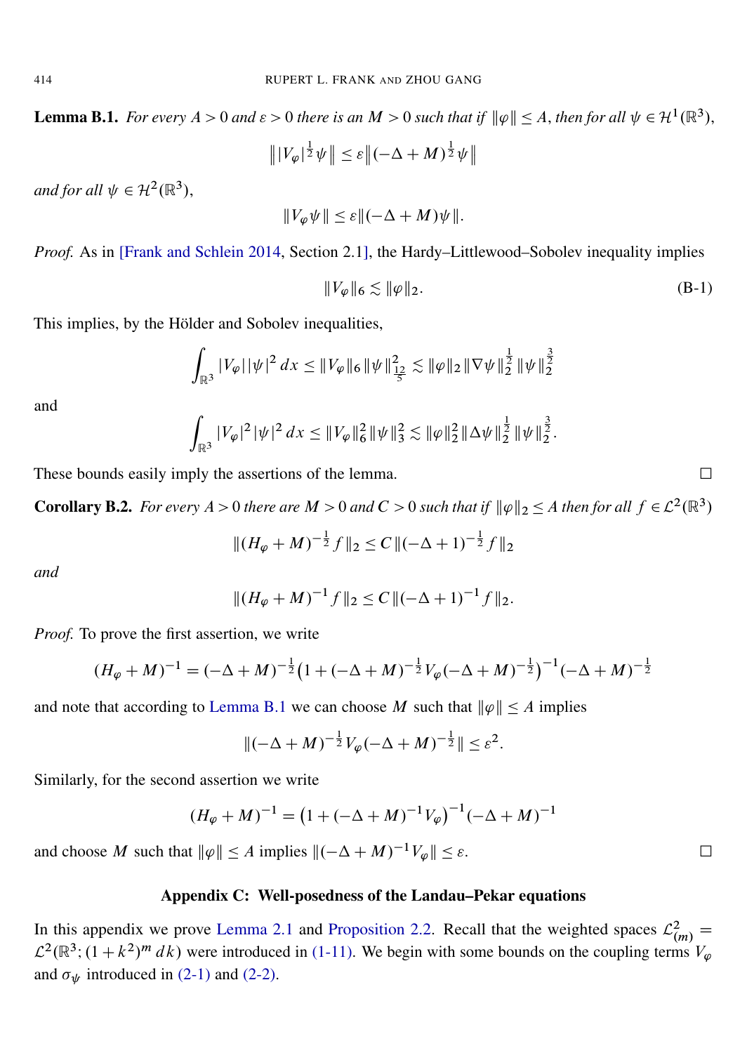**Lemma B.1.** *For every $A > 0$ and $\varepsilon > 0$ there is an $M > 0$ such that if $\|\varphi\| \le A$, then for all $\psi \in \mathcal{H}^1(\mathbb{R}^3)$,*

$$\big\| |V_\varphi|^{\frac{1}{2}} \psi \big\| \le \varepsilon \big\| (-\Delta + M)^{\frac{1}{2}} \psi \big\|$$

*and for all $\psi \in \mathcal{H}^2(\mathbb{R}^3)$,*

$$\|V_\varphi \psi\| \le \varepsilon \|(-\Delta + M)\psi\|.$$

*Proof.* As in [Frank and Schlein 2014, Section 2.1], the Hardy–Littlewood–Sobolev inequality implies

$$\|V_\varphi\|_6 \lesssim \|\varphi\|_2. \tag{B-1}$$

This implies, by the Hölder and Sobolev inequalities,

$$\int_{\mathbb{R}^3} |V_\varphi| \, |\psi|^2 \, dx \le \|V_\varphi\|_6 \, \|\psi\|^2_{\frac{12}{5}} \lesssim \|\varphi\|_2 \, \|\nabla \psi\|_2^{\frac{1}{2}} \, \|\psi\|_2^{\frac{3}{2}}$$

and

$$\int_{\mathbb{R}^3} |V_\varphi|^2 \, |\psi|^2 \, dx \le \|V_\varphi\|_6^2 \, \|\psi\|_3^2 \lesssim \|\varphi\|_2^2 \, \|\Delta \psi\|_2^{\frac{1}{2}} \, \|\psi\|_2^{\frac{3}{2}}.$$

These bounds easily imply the assertions of the lemma. □

**Corollary B.2.** *For every $A > 0$ there are $M > 0$ and $C > 0$ such that if $\|\varphi\|_2 \le A$ then for all $f \in \mathcal{L}^2(\mathbb{R}^3)$*

$$\|(H_\varphi + M)^{-\frac{1}{2}} f\|_2 \le C \, \|(-\Delta + 1)^{-\frac{1}{2}} f\|_2$$

*and*

$$\|(H_\varphi + M)^{-1} f\|_2 \le C \, \|(-\Delta + 1)^{-1} f\|_2.$$

*Proof.* To prove the first assertion, we write

$$(H_\varphi + M)^{-1} = (-\Delta + M)^{-\frac{1}{2}} \big(1 + (-\Delta + M)^{-\frac{1}{2}} V_\varphi (-\Delta + M)^{-\frac{1}{2}}\big)^{-1} (-\Delta + M)^{-\frac{1}{2}}$$

and note that according to Lemma B.1 we can choose $M$ such that $\|\varphi\| \le A$ implies

$$\|(-\Delta + M)^{-\frac{1}{2}} V_\varphi (-\Delta + M)^{-\frac{1}{2}}\| \le \varepsilon^2.$$

Similarly, for the second assertion we write

$$(H_\varphi + M)^{-1} = \big(1 + (-\Delta + M)^{-1} V_\varphi\big)^{-1} (-\Delta + M)^{-1}$$

and choose $M$ such that $\|\varphi\| \le A$ implies $\|(-\Delta + M)^{-1} V_\varphi\| \le \varepsilon$. □

## Appendix C: Well-posedness of the Landau–Pekar equations

In this appendix we prove Lemma 2.1 and Proposition 2.2. Recall that the weighted spaces $\mathcal{L}^2_{(m)} = \mathcal{L}^2(\mathbb{R}^3; (1 + k^2)^m \, dk)$ were introduced in (1-11). We begin with some bounds on the coupling terms $V_\varphi$ and $\sigma_\psi$ introduced in (2-1) and (2-2).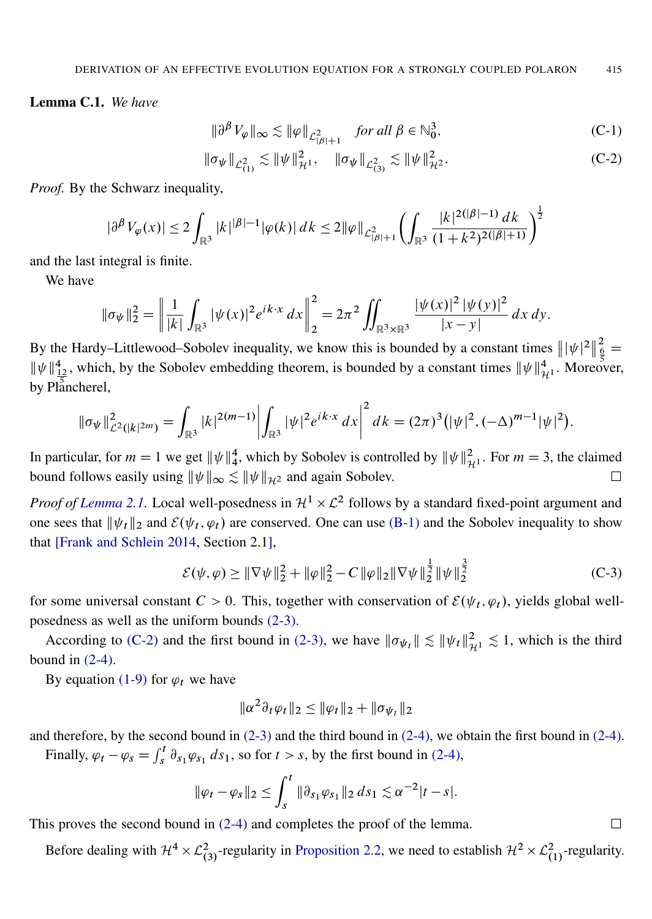**Lemma C.1.** *We have*

$$\|\partial^\beta V_\varphi\|_\infty \lesssim \|\varphi\|_{\mathcal{L}^2_{|\beta|+1}} \quad \textit{for all } \beta \in \mathbb{N}_0^3, \tag{C-1}$$

$$\|\sigma_\psi\|_{\mathcal{L}^2_{(1)}} \lesssim \|\psi\|^2_{\mathcal{H}^1}, \quad \|\sigma_\psi\|_{\mathcal{L}^2_{(3)}} \lesssim \|\psi\|^2_{\mathcal{H}^2}. \tag{C-2}$$

*Proof.* By the Schwarz inequality,

$$|\partial^\beta V_\varphi(x)| \le 2\int_{\mathbb{R}^3} |k|^{|\beta|-1}|\varphi(k)|\,dk \le 2\|\varphi\|_{\mathcal{L}^2_{|\beta|+1}}\left(\int_{\mathbb{R}^3} \frac{|k|^{2(|\beta|-1)}\,dk}{(1+k^2)^{2(|\beta|+1)}}\right)^{\frac{1}{2}}$$

and the last integral is finite.

We have

$$\|\sigma_\psi\|_2^2 = \left\| \frac{1}{|k|}\int_{\mathbb{R}^3} |\psi(x)|^2 e^{ik\cdot x}\,dx\right\|_2^2 = 2\pi^2 \iint_{\mathbb{R}^3\times\mathbb{R}^3} \frac{|\psi(x)|^2\,|\psi(y)|^2}{|x-y|}\,dx\,dy.$$

By the Hardy–Littlewood–Sobolev inequality, we know this is bounded by a constant times $\big\||\psi|^2\big\|^2_{\frac{6}{5}} = \|\psi\|^4_{\frac{12}{5}}$, which, by the Sobolev embedding theorem, is bounded by a constant times $\|\psi\|^4_{\mathcal{H}^1}$. Moreover, by Plancherel,

$$\|\sigma_\psi\|^2_{\mathcal{L}^2(|k|^{2m})} = \int_{\mathbb{R}^3} |k|^{2(m-1)}\left|\int_{\mathbb{R}^3} |\psi|^2 e^{ik\cdot x}\,dx\right|^2 dk = (2\pi)^3\big(|\psi|^2, (-\Delta)^{m-1}|\psi|^2\big).$$

In particular, for $m=1$ we get $\|\psi\|_4^4$, which by Sobolev is controlled by $\|\psi\|^2_{\mathcal{H}^1}$. For $m=3$, the claimed bound follows easily using $\|\psi\|_\infty \lesssim \|\psi\|_{\mathcal{H}^2}$ and again Sobolev. $\square$

*Proof of Lemma 2.1.* Local well-posedness in $\mathcal{H}^1\times\mathcal{L}^2$ follows by a standard fixed-point argument and one sees that $\|\psi_t\|_2$ and $\mathcal{E}(\psi_t,\varphi_t)$ are conserved. One can use (B-1) and the Sobolev inequality to show that [Frank and Schlein 2014, Section 2.1],

$$\mathcal{E}(\psi,\varphi) \ge \|\nabla\psi\|_2^2 + \|\varphi\|_2^2 - C\|\varphi\|_2\|\nabla\psi\|_2^{\frac{1}{2}}\|\psi\|_2^{\frac{3}{2}} \tag{C-3}$$

for some universal constant $C>0$. This, together with conservation of $\mathcal{E}(\psi_t,\varphi_t)$, yields global well-posedness as well as the uniform bounds (2-3).

According to (C-2) and the first bound in (2-3), we have $\|\sigma_{\psi_t}\| \lesssim \|\psi_t\|^2_{\mathcal{H}^1} \lesssim 1$, which is the third bound in (2-4).

By equation (1-9) for $\varphi_t$ we have

$$\|\alpha^2\partial_t\varphi_t\|_2 \le \|\varphi_t\|_2 + \|\sigma_{\psi_t}\|_2$$

and therefore, by the second bound in (2-3) and the third bound in (2-4), we obtain the first bound in (2-4).

Finally, $\varphi_t - \varphi_s = \int_s^t \partial_{s_1}\varphi_{s_1}\,ds_1$, so for $t>s$, by the first bound in (2-4),

$$\|\varphi_t-\varphi_s\|_2 \le \int_s^t \|\partial_{s_1}\varphi_{s_1}\|_2\,ds_1 \lesssim \alpha^{-2}|t-s|.$$

This proves the second bound in (2-4) and completes the proof of the lemma. $\square$

Before dealing with $\mathcal{H}^4\times\mathcal{L}^2_{(3)}$-regularity in Proposition 2.2, we need to establish $\mathcal{H}^2\times\mathcal{L}^2_{(1)}$-regularity.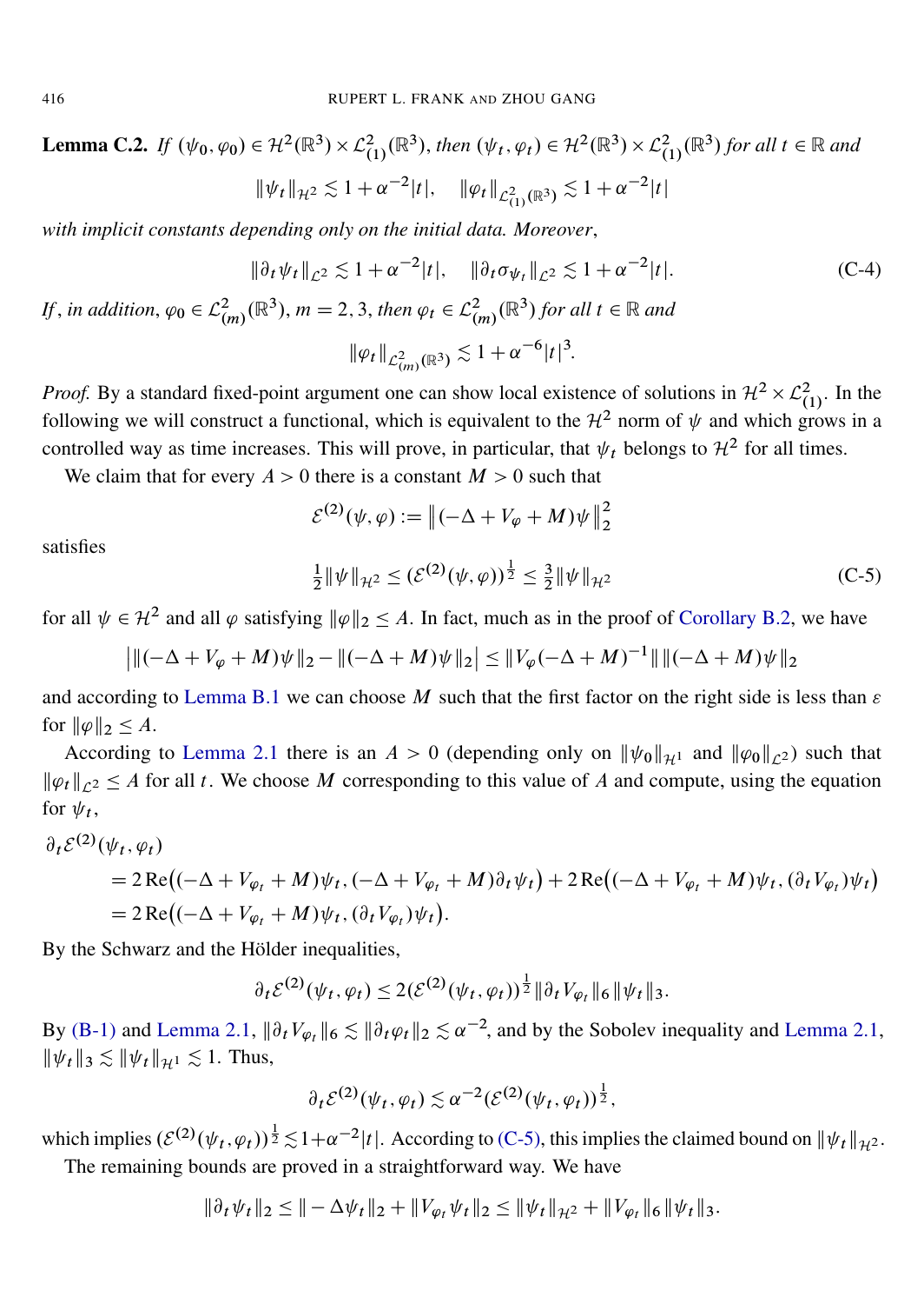**Lemma C.2.** *If* $(\psi_0, \varphi_0) \in \mathcal{H}^2(\mathbb{R}^3) \times \mathcal{L}^2_{(1)}(\mathbb{R}^3)$, *then* $(\psi_t, \varphi_t) \in \mathcal{H}^2(\mathbb{R}^3) \times \mathcal{L}^2_{(1)}(\mathbb{R}^3)$ *for all* $t \in \mathbb{R}$ *and*

$$\|\psi_t\|_{\mathcal{H}^2} \lesssim 1 + \alpha^{-2}|t|, \quad \|\varphi_t\|_{\mathcal{L}^2_{(1)}(\mathbb{R}^3)} \lesssim 1 + \alpha^{-2}|t|$$

*with implicit constants depending only on the initial data. Moreover*,

$$\|\partial_t \psi_t\|_{\mathcal{L}^2} \lesssim 1 + \alpha^{-2}|t|, \quad \|\partial_t \sigma_{\psi_t}\|_{\mathcal{L}^2} \lesssim 1 + \alpha^{-2}|t|. \tag{C-4}$$

*If, in addition*, $\varphi_0 \in \mathcal{L}^2_{(m)}(\mathbb{R}^3)$, $m = 2, 3$, *then* $\varphi_t \in \mathcal{L}^2_{(m)}(\mathbb{R}^3)$ *for all* $t \in \mathbb{R}$ *and*

$$\|\varphi_t\|_{\mathcal{L}^2_{(m)}(\mathbb{R}^3)} \lesssim 1 + \alpha^{-6}|t|^3.$$

*Proof.* By a standard fixed-point argument one can show local existence of solutions in $\mathcal{H}^2 \times \mathcal{L}^2_{(1)}$. In the following we will construct a functional, which is equivalent to the $\mathcal{H}^2$ norm of $\psi$ and which grows in a controlled way as time increases. This will prove, in particular, that $\psi_t$ belongs to $\mathcal{H}^2$ for all times.

We claim that for every $A > 0$ there is a constant $M > 0$ such that

$$\mathcal{E}^{(2)}(\psi, \varphi) := \left\|(-\Delta + V_\varphi + M)\psi\right\|_2^2$$

satisfies

$$\tfrac{1}{2}\|\psi\|_{\mathcal{H}^2} \leq (\mathcal{E}^{(2)}(\psi, \varphi))^{\frac{1}{2}} \leq \tfrac{3}{2}\|\psi\|_{\mathcal{H}^2} \tag{C-5}$$

for all $\psi \in \mathcal{H}^2$ and all $\varphi$ satisfying $\|\varphi\|_2 \leq A$. In fact, much as in the proof of Corollary B.2, we have

$$\left|\|(-\Delta + V_\varphi + M)\psi\|_2 - \|(-\Delta + M)\psi\|_2\right| \leq \|V_\varphi(-\Delta + M)^{-1}\| \, \|(-\Delta + M)\psi\|_2$$

and according to Lemma B.1 we can choose $M$ such that the first factor on the right side is less than $\varepsilon$ for $\|\varphi\|_2 \leq A$.

According to Lemma 2.1 there is an $A > 0$ (depending only on $\|\psi_0\|_{\mathcal{H}^1}$ and $\|\varphi_0\|_{\mathcal{L}^2}$) such that $\|\varphi_t\|_{\mathcal{L}^2} \leq A$ for all $t$. We choose $M$ corresponding to this value of $A$ and compute, using the equation for $\psi_t$,

$$\begin{aligned}
&\partial_t \mathcal{E}^{(2)}(\psi_t, \varphi_t) \\
&\quad = 2\,\mathrm{Re}\big((-\Delta + V_{\varphi_t} + M)\psi_t, (-\Delta + V_{\varphi_t} + M)\partial_t \psi_t\big) + 2\,\mathrm{Re}\big((-\Delta + V_{\varphi_t} + M)\psi_t, (\partial_t V_{\varphi_t})\psi_t\big) \\
&\quad = 2\,\mathrm{Re}\big((-\Delta + V_{\varphi_t} + M)\psi_t, (\partial_t V_{\varphi_t})\psi_t\big).
\end{aligned}$$

By the Schwarz and the Hölder inequalities,

$$\partial_t \mathcal{E}^{(2)}(\psi_t, \varphi_t) \leq 2(\mathcal{E}^{(2)}(\psi_t, \varphi_t))^{\frac{1}{2}} \|\partial_t V_{\varphi_t}\|_6 \|\psi_t\|_3.$$

By (B-1) and Lemma 2.1, $\|\partial_t V_{\varphi_t}\|_6 \lesssim \|\partial_t \varphi_t\|_2 \lesssim \alpha^{-2}$, and by the Sobolev inequality and Lemma 2.1, $\|\psi_t\|_3 \lesssim \|\psi_t\|_{\mathcal{H}^1} \lesssim 1$. Thus,

$$\partial_t \mathcal{E}^{(2)}(\psi_t, \varphi_t) \lesssim \alpha^{-2}(\mathcal{E}^{(2)}(\psi_t, \varphi_t))^{\frac{1}{2}},$$

which implies $(\mathcal{E}^{(2)}(\psi_t, \varphi_t))^{\frac{1}{2}} \lesssim 1 + \alpha^{-2}|t|$. According to (C-5), this implies the claimed bound on $\|\psi_t\|_{\mathcal{H}^2}$.

The remaining bounds are proved in a straightforward way. We have

$$\|\partial_t \psi_t\|_2 \leq \|-\Delta \psi_t\|_2 + \|V_{\varphi_t}\psi_t\|_2 \leq \|\psi_t\|_{\mathcal{H}^2} + \|V_{\varphi_t}\|_6 \|\psi_t\|_3.$$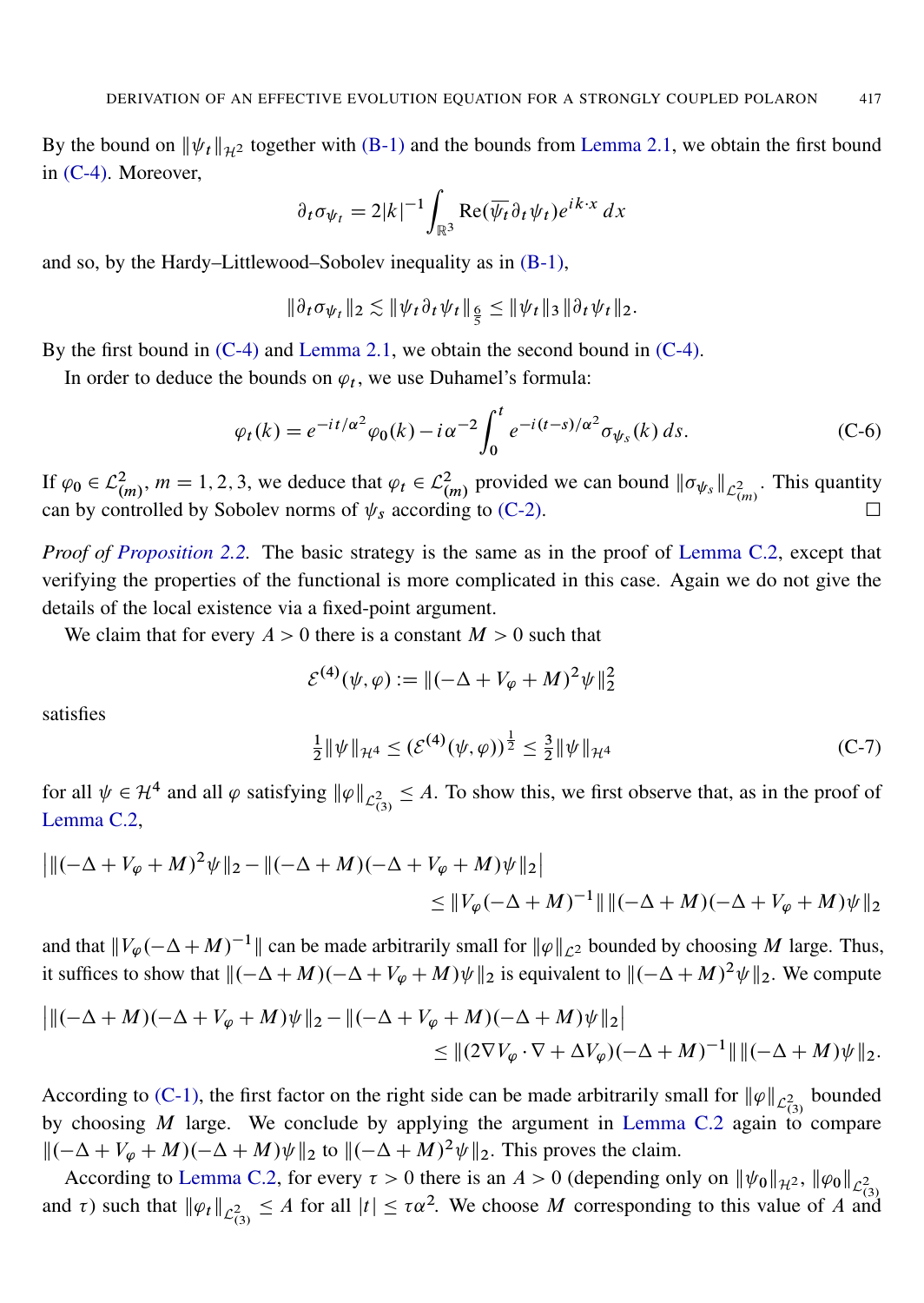By the bound on $\|\psi_t\|_{\mathcal{H}^2}$ together with (B-1) and the bounds from Lemma 2.1, we obtain the first bound in (C-4). Moreover,

$$\partial_t \sigma_{\psi_t} = 2|k|^{-1} \int_{\mathbb{R}^3} \operatorname{Re}(\overline{\psi_t} \partial_t \psi_t) e^{ik\cdot x}\, dx$$

and so, by the Hardy–Littlewood–Sobolev inequality as in (B-1),

$$\|\partial_t \sigma_{\psi_t}\|_2 \lesssim \|\psi_t \partial_t \psi_t\|_{\frac{6}{5}} \le \|\psi_t\|_3 \|\partial_t \psi_t\|_2.$$

By the first bound in (C-4) and Lemma 2.1, we obtain the second bound in (C-4).

In order to deduce the bounds on $\varphi_t$, we use Duhamel's formula:

$$\varphi_t(k) = e^{-it/\alpha^2} \varphi_0(k) - i\alpha^{-2} \int_0^t e^{-i(t-s)/\alpha^2} \sigma_{\psi_s}(k)\, ds. \tag{C-6}$$

If $\varphi_0 \in \mathcal{L}^2_{(m)}$, $m = 1, 2, 3$, we deduce that $\varphi_t \in \mathcal{L}^2_{(m)}$ provided we can bound $\|\sigma_{\psi_s}\|_{\mathcal{L}^2_{(m)}}$. This quantity can by controlled by Sobolev norms of $\psi_s$ according to (C-2). $\square$

*Proof of Proposition 2.2.* The basic strategy is the same as in the proof of Lemma C.2, except that verifying the properties of the functional is more complicated in this case. Again we do not give the details of the local existence via a fixed-point argument.

We claim that for every $A > 0$ there is a constant $M > 0$ such that

$$\mathcal{E}^{(4)}(\psi, \varphi) := \|(-\Delta + V_\varphi + M)^2 \psi\|_2^2$$

satisfies

$$\tfrac{1}{2}\|\psi\|_{\mathcal{H}^4} \le (\mathcal{E}^{(4)}(\psi, \varphi))^{\frac{1}{2}} \le \tfrac{3}{2}\|\psi\|_{\mathcal{H}^4} \tag{C-7}$$

for all $\psi \in \mathcal{H}^4$ and all $\varphi$ satisfying $\|\varphi\|_{\mathcal{L}^2_{(3)}} \le A$. To show this, we first observe that, as in the proof of Lemma C.2,

$$\begin{aligned}\big| \|(-\Delta + V_\varphi + M)^2 \psi\|_2 &- \|(-\Delta + M)(-\Delta + V_\varphi + M)\psi\|_2 \big| \\ &\le \|V_\varphi(-\Delta + M)^{-1}\| \, \|(-\Delta + M)(-\Delta + V_\varphi + M)\psi\|_2\end{aligned}$$

and that $\|V_\varphi(-\Delta + M)^{-1}\|$ can be made arbitrarily small for $\|\varphi\|_{\mathcal{L}^2}$ bounded by choosing $M$ large. Thus, it suffices to show that $\|(-\Delta + M)(-\Delta + V_\varphi + M)\psi\|_2$ is equivalent to $\|(-\Delta + M)^2\psi\|_2$. We compute

$$\begin{aligned}\big| \|(-\Delta + M)(-\Delta + V_\varphi + M)\psi\|_2 &- \|(-\Delta + V_\varphi + M)(-\Delta + M)\psi\|_2 \big| \\ &\le \|(2\nabla V_\varphi \cdot \nabla + \Delta V_\varphi)(-\Delta + M)^{-1}\| \, \|(-\Delta + M)\psi\|_2.\end{aligned}$$

According to (C-1), the first factor on the right side can be made arbitrarily small for $\|\varphi\|_{\mathcal{L}^2_{(3)}}$ bounded by choosing $M$ large. We conclude by applying the argument in Lemma C.2 again to compare $\|(-\Delta + V_\varphi + M)(-\Delta + M)\psi\|_2$ to $\|(-\Delta + M)^2\psi\|_2$. This proves the claim.

According to Lemma C.2, for every $\tau > 0$ there is an $A > 0$ (depending only on $\|\psi_0\|_{\mathcal{H}^2}$, $\|\varphi_0\|_{\mathcal{L}^2_{(3)}}$ and $\tau$) such that $\|\varphi_t\|_{\mathcal{L}^2_{(3)}} \le A$ for all $|t| \le \tau\alpha^2$. We choose $M$ corresponding to this value of $A$ and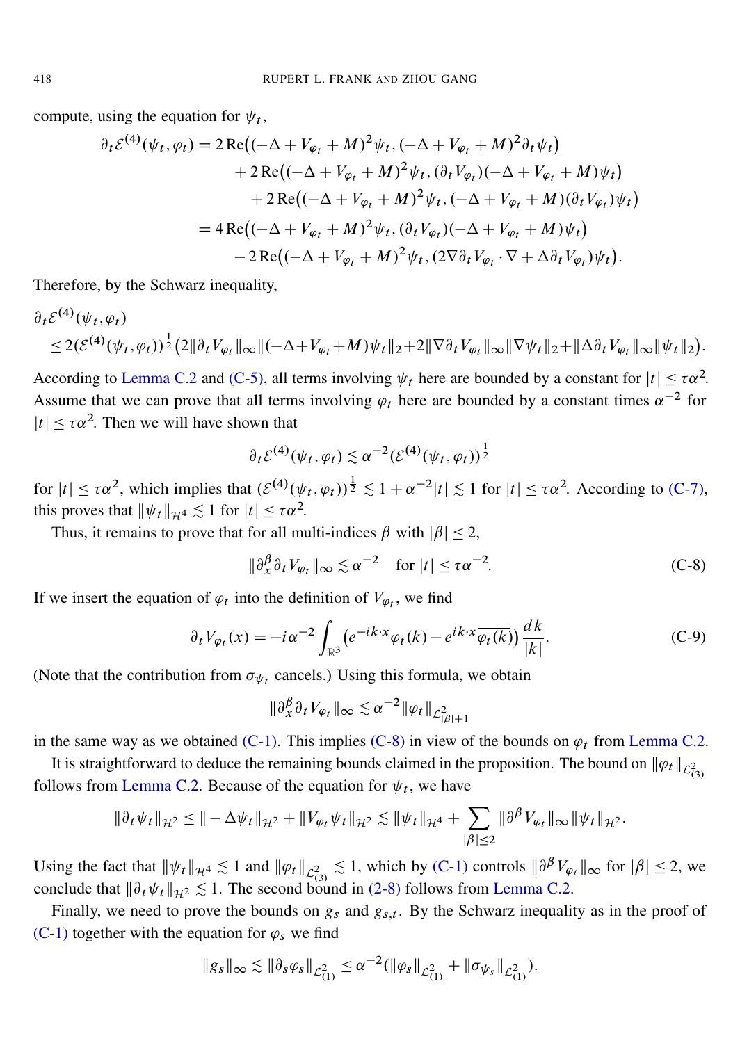compute, using the equation for $\psi_t$,

$$
\begin{aligned}
\partial_t \mathcal{E}^{(4)}(\psi_t,\varphi_t) &= 2\,\mathrm{Re}\big((-\Delta+V_{\varphi_t}+M)^2\psi_t, (-\Delta+V_{\varphi_t}+M)^2\partial_t\psi_t\big)\\
&\quad + 2\,\mathrm{Re}\big((-\Delta+V_{\varphi_t}+M)^2\psi_t, (\partial_t V_{\varphi_t})(-\Delta+V_{\varphi_t}+M)\psi_t\big)\\
&\quad + 2\,\mathrm{Re}\big((-\Delta+V_{\varphi_t}+M)^2\psi_t, (-\Delta+V_{\varphi_t}+M)(\partial_t V_{\varphi_t})\psi_t\big)\\
&= 4\,\mathrm{Re}\big((-\Delta+V_{\varphi_t}+M)^2\psi_t, (\partial_t V_{\varphi_t})(-\Delta+V_{\varphi_t}+M)\psi_t\big)\\
&\quad - 2\,\mathrm{Re}\big((-\Delta+V_{\varphi_t}+M)^2\psi_t, (2\nabla\partial_t V_{\varphi_t}\cdot\nabla+\Delta\partial_t V_{\varphi_t})\psi_t\big).
\end{aligned}
$$

Therefore, by the Schwarz inequality,

$$
\begin{aligned}
&\partial_t \mathcal{E}^{(4)}(\psi_t,\varphi_t)\\
&\le 2(\mathcal{E}^{(4)}(\psi_t,\varphi_t))^{\frac12}\big(2\|\partial_t V_{\varphi_t}\|_\infty\|(-\Delta+V_{\varphi_t}+M)\psi_t\|_2+2\|\nabla\partial_t V_{\varphi_t}\|_\infty\|\nabla\psi_t\|_2+\|\Delta\partial_t V_{\varphi_t}\|_\infty\|\psi_t\|_2\big).
\end{aligned}
$$

According to Lemma C.2 and (C-5), all terms involving $\psi_t$ here are bounded by a constant for $|t|\le\tau\alpha^2$. Assume that we can prove that all terms involving $\varphi_t$ here are bounded by a constant times $\alpha^{-2}$ for $|t|\le\tau\alpha^2$. Then we will have shown that

$$
\partial_t \mathcal{E}^{(4)}(\psi_t,\varphi_t) \lesssim \alpha^{-2}(\mathcal{E}^{(4)}(\psi_t,\varphi_t))^{\frac12}
$$

for $|t|\le\tau\alpha^2$, which implies that $(\mathcal{E}^{(4)}(\psi_t,\varphi_t))^{\frac12}\lesssim 1+\alpha^{-2}|t|\lesssim 1$ for $|t|\le\tau\alpha^2$. According to (C-7), this proves that $\|\psi_t\|_{\mathcal{H}^4}\lesssim 1$ for $|t|\le\tau\alpha^2$.

Thus, it remains to prove that for all multi-indices $\beta$ with $|\beta|\le 2$,

$$
\|\partial_x^\beta\partial_t V_{\varphi_t}\|_\infty \lesssim \alpha^{-2} \quad \text{for } |t|\le\tau\alpha^{-2}. \tag{C-8}
$$

If we insert the equation of $\varphi_t$ into the definition of $V_{\varphi_t}$, we find

$$
\partial_t V_{\varphi_t}(x) = -i\alpha^{-2}\int_{\mathbb{R}^3}\big(e^{-ik\cdot x}\varphi_t(k)-e^{ik\cdot x}\overline{\varphi_t(k)}\big)\frac{dk}{|k|}. \tag{C-9}
$$

(Note that the contribution from $\sigma_{\psi_t}$ cancels.) Using this formula, we obtain

$$
\|\partial_x^\beta\partial_t V_{\varphi_t}\|_\infty \lesssim \alpha^{-2}\|\varphi_t\|_{\mathcal{L}^2_{|\beta|+1}}
$$

in the same way as we obtained (C-1). This implies (C-8) in view of the bounds on $\varphi_t$ from Lemma C.2.

It is straightforward to deduce the remaining bounds claimed in the proposition. The bound on $\|\varphi_t\|_{\mathcal{L}^2_{(3)}}$ follows from Lemma C.2. Because of the equation for $\psi_t$, we have

$$
\|\partial_t\psi_t\|_{\mathcal{H}^2} \le \|-\Delta\psi_t\|_{\mathcal{H}^2}+\|V_{\varphi_t}\psi_t\|_{\mathcal{H}^2} \lesssim \|\psi_t\|_{\mathcal{H}^4}+\sum_{|\beta|\le 2}\|\partial^\beta V_{\varphi_t}\|_\infty\|\psi_t\|_{\mathcal{H}^2}.
$$

Using the fact that $\|\psi_t\|_{\mathcal{H}^4}\lesssim 1$ and $\|\varphi_t\|_{\mathcal{L}^2_{(3)}}\lesssim 1$, which by (C-1) controls $\|\partial^\beta V_{\varphi_t}\|_\infty$ for $|\beta|\le 2$, we conclude that $\|\partial_t\psi_t\|_{\mathcal{H}^2}\lesssim 1$. The second bound in (2-8) follows from Lemma C.2.

Finally, we need to prove the bounds on $g_s$ and $g_{s,t}$. By the Schwarz inequality as in the proof of (C-1) together with the equation for $\varphi_s$ we find

$$
\|g_s\|_\infty \lesssim \|\partial_s\varphi_s\|_{\mathcal{L}^2_{(1)}} \le \alpha^{-2}(\|\varphi_s\|_{\mathcal{L}^2_{(1)}}+\|\sigma_{\psi_s}\|_{\mathcal{L}^2_{(1)}}).
$$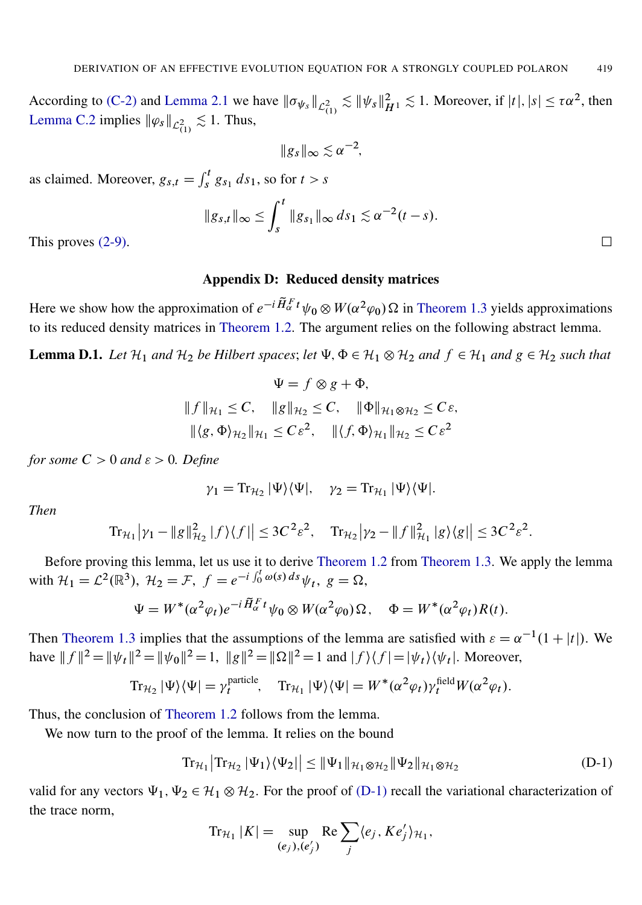According to (C-2) and Lemma 2.1 we have $\|\sigma_{\psi_s}\|_{\mathcal{L}^2_{(1)}} \lesssim \|\psi_s\|^2_{H^1} \lesssim 1$. Moreover, if $|t|, |s| \le \tau\alpha^2$, then Lemma C.2 implies $\|\varphi_s\|_{\mathcal{L}^2_{(1)}} \lesssim 1$. Thus,

$$\|g_s\|_\infty \lesssim \alpha^{-2},$$

as claimed. Moreover, $g_{s,t} = \int_s^t g_{s_1}\, ds_1$, so for $t > s$

$$\|g_{s,t}\|_\infty \le \int_s^t \|g_{s_1}\|_\infty \, ds_1 \lesssim \alpha^{-2}(t-s).$$

This proves (2-9). ∎

## Appendix D: Reduced density matrices

Here we show how the approximation of $e^{-i\widetilde{H}^F_\alpha t}\psi_0 \otimes W(\alpha^2\varphi_0)\,\Omega$ in Theorem 1.3 yields approximations to its reduced density matrices in Theorem 1.2. The argument relies on the following abstract lemma.

**Lemma D.1.** *Let $\mathcal{H}_1$ and $\mathcal{H}_2$ be Hilbert spaces; let $\Psi, \Phi \in \mathcal{H}_1 \otimes \mathcal{H}_2$ and $f \in \mathcal{H}_1$ and $g \in \mathcal{H}_2$ such that*

$$\Psi = f \otimes g + \Phi,$$
$$\|f\|_{\mathcal{H}_1} \le C, \quad \|g\|_{\mathcal{H}_2} \le C, \quad \|\Phi\|_{\mathcal{H}_1 \otimes \mathcal{H}_2} \le C\varepsilon,$$
$$\|\langle g, \Phi\rangle_{\mathcal{H}_2}\|_{\mathcal{H}_1} \le C\varepsilon^2, \quad \|\langle f, \Phi\rangle_{\mathcal{H}_1}\|_{\mathcal{H}_2} \le C\varepsilon^2$$

*for some $C > 0$ and $\varepsilon > 0$. Define*

$$\gamma_1 = \operatorname{Tr}_{\mathcal{H}_2} |\Psi\rangle\langle\Psi|, \quad \gamma_2 = \operatorname{Tr}_{\mathcal{H}_1} |\Psi\rangle\langle\Psi|.$$

*Then*

$$\operatorname{Tr}_{\mathcal{H}_1}\big|\gamma_1 - \|g\|^2_{\mathcal{H}_2}|f\rangle\langle f|\big| \le 3C^2\varepsilon^2, \quad \operatorname{Tr}_{\mathcal{H}_2}\big|\gamma_2 - \|f\|^2_{\mathcal{H}_1}|g\rangle\langle g|\big| \le 3C^2\varepsilon^2.$$

Before proving this lemma, let us use it to derive Theorem 1.2 from Theorem 1.3. We apply the lemma with $\mathcal{H}_1 = \mathcal{L}^2(\mathbb{R}^3)$, $\mathcal{H}_2 = \mathcal{F}$, $f = e^{-i\int_0^t \omega(s)\,ds}\psi_t$, $g = \Omega$,

$$\Psi = W^*(\alpha^2\varphi_t)e^{-i\widetilde{H}^F_\alpha t}\psi_0 \otimes W(\alpha^2\varphi_0)\,\Omega, \quad \Phi = W^*(\alpha^2\varphi_t)R(t).$$

Then Theorem 1.3 implies that the assumptions of the lemma are satisfied with $\varepsilon = \alpha^{-1}(1+|t|)$. We have $\|f\|^2 = \|\psi_t\|^2 = \|\psi_0\|^2 = 1$, $\|g\|^2 = \|\Omega\|^2 = 1$ and $|f\rangle\langle f| = |\psi_t\rangle\langle\psi_t|$. Moreover,

$$\operatorname{Tr}_{\mathcal{H}_2}|\Psi\rangle\langle\Psi| = \gamma^{\text{particle}}_t, \quad \operatorname{Tr}_{\mathcal{H}_1}|\Psi\rangle\langle\Psi| = W^*(\alpha^2\varphi_t)\gamma^{\text{field}}_t W(\alpha^2\varphi_t).$$

Thus, the conclusion of Theorem 1.2 follows from the lemma.

We now turn to the proof of the lemma. It relies on the bound

$$\operatorname{Tr}_{\mathcal{H}_1}\big|\operatorname{Tr}_{\mathcal{H}_2}|\Psi_1\rangle\langle\Psi_2|\big| \le \|\Psi_1\|_{\mathcal{H}_1\otimes\mathcal{H}_2}\|\Psi_2\|_{\mathcal{H}_1\otimes\mathcal{H}_2} \tag{D-1}$$

valid for any vectors $\Psi_1, \Psi_2 \in \mathcal{H}_1 \otimes \mathcal{H}_2$. For the proof of (D-1) recall the variational characterization of the trace norm,

$$\operatorname{Tr}_{\mathcal{H}_1}|K| = \sup_{(e_j),(e'_j)} \operatorname{Re}\sum_j \langle e_j, Ke'_j\rangle_{\mathcal{H}_1},$$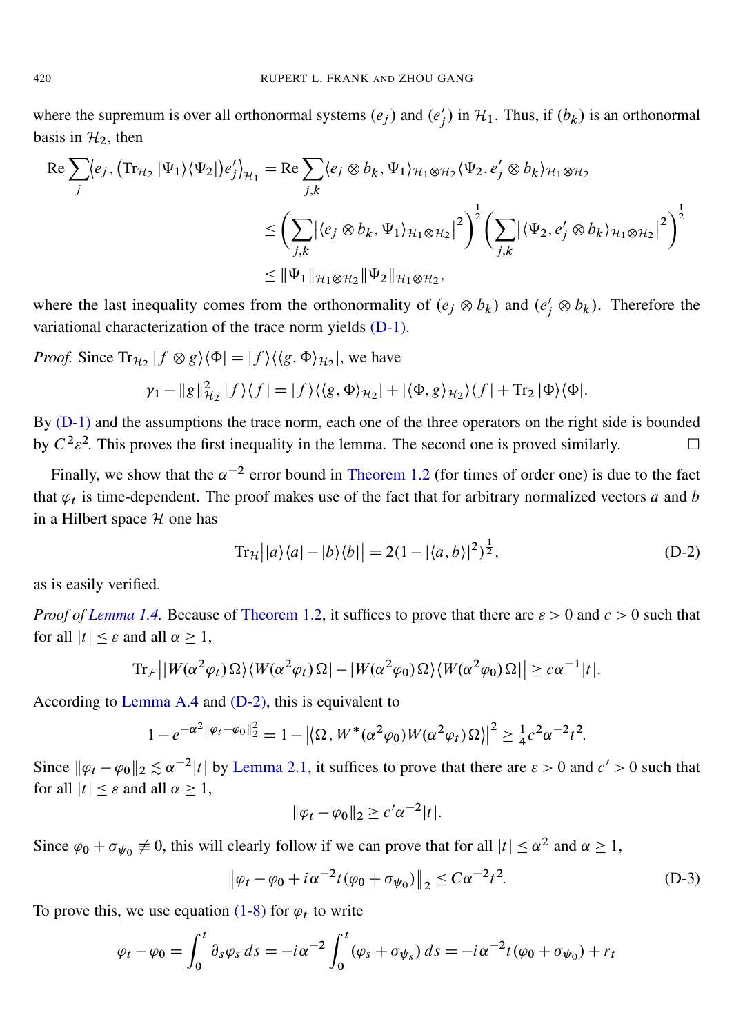where the supremum is over all orthonormal systems $(e_j)$ and $(e'_j)$ in $\mathcal{H}_1$. Thus, if $(b_k)$ is an orthonormal basis in $\mathcal{H}_2$, then

$$
\begin{aligned}
\operatorname{Re} \sum_j \langle e_j, (\operatorname{Tr}_{\mathcal{H}_2} |\Psi_1\rangle\langle\Psi_2|) e'_j \rangle_{\mathcal{H}_1} &= \operatorname{Re} \sum_{j,k} \langle e_j \otimes b_k, \Psi_1 \rangle_{\mathcal{H}_1 \otimes \mathcal{H}_2} \langle \Psi_2, e'_j \otimes b_k \rangle_{\mathcal{H}_1 \otimes \mathcal{H}_2} \\
&\le \Big( \sum_{j,k} \big| \langle e_j \otimes b_k, \Psi_1 \rangle_{\mathcal{H}_1 \otimes \mathcal{H}_2} \big|^2 \Big)^{\frac{1}{2}} \Big( \sum_{j,k} \big| \langle \Psi_2, e'_j \otimes b_k \rangle_{\mathcal{H}_1 \otimes \mathcal{H}_2} \big|^2 \Big)^{\frac{1}{2}} \\
&\le \|\Psi_1\|_{\mathcal{H}_1 \otimes \mathcal{H}_2} \|\Psi_2\|_{\mathcal{H}_1 \otimes \mathcal{H}_2},
\end{aligned}
$$

where the last inequality comes from the orthonormality of $(e_j \otimes b_k)$ and $(e'_j \otimes b_k)$. Therefore the variational characterization of the trace norm yields (D-1).

*Proof.* Since $\operatorname{Tr}_{\mathcal{H}_2} |f \otimes g\rangle\langle\Phi| = |f\rangle\langle\langle g, \Phi\rangle_{\mathcal{H}_2}|$, we have

$$
\gamma_1 - \|g\|^2_{\mathcal{H}_2} |f\rangle\langle f| = |f\rangle\langle\langle g, \Phi\rangle_{\mathcal{H}_2}| + |\langle\Phi, g\rangle_{\mathcal{H}_2}\rangle\langle f| + \operatorname{Tr}_2 |\Phi\rangle\langle\Phi|.
$$

By (D-1) and the assumptions the trace norm, each one of the three operators on the right side is bounded by $C^2\varepsilon^2$. This proves the first inequality in the lemma. The second one is proved similarly. ☐

Finally, we show that the $\alpha^{-2}$ error bound in Theorem 1.2 (for times of order one) is due to the fact that $\varphi_t$ is time-dependent. The proof makes use of the fact that for arbitrary normalized vectors $a$ and $b$ in a Hilbert space $\mathcal{H}$ one has

$$
\operatorname{Tr}_{\mathcal{H}} \big| |a\rangle\langle a| - |b\rangle\langle b| \big| = 2(1 - |\langle a, b\rangle|^2)^{\frac{1}{2}}, \tag{D-2}
$$

as is easily verified.

*Proof of Lemma 1.4.* Because of Theorem 1.2, it suffices to prove that there are $\varepsilon > 0$ and $c > 0$ such that for all $|t| \le \varepsilon$ and all $\alpha \ge 1$,

$$
\operatorname{Tr}_{\mathcal{F}} \big| |W(\alpha^2\varphi_t)\Omega\rangle\langle W(\alpha^2\varphi_t)\Omega| - |W(\alpha^2\varphi_0)\Omega\rangle\langle W(\alpha^2\varphi_0)\Omega| \big| \ge c\alpha^{-1}|t|.
$$

According to Lemma A.4 and (D-2), this is equivalent to

$$
1 - e^{-\alpha^2\|\varphi_t - \varphi_0\|_2^2} = 1 - \big|\langle \Omega, W^*(\alpha^2\varphi_0) W(\alpha^2\varphi_t)\Omega\rangle\big|^2 \ge \tfrac{1}{4} c^2 \alpha^{-2} t^2.
$$

Since $\|\varphi_t - \varphi_0\|_2 \lesssim \alpha^{-2}|t|$ by Lemma 2.1, it suffices to prove that there are $\varepsilon > 0$ and $c' > 0$ such that for all $|t| \le \varepsilon$ and all $\alpha \ge 1$,

$$
\|\varphi_t - \varphi_0\|_2 \ge c'\alpha^{-2}|t|.
$$

Since $\varphi_0 + \sigma_{\psi_0} \not\equiv 0$, this will clearly follow if we can prove that for all $|t| \le \alpha^2$ and $\alpha \ge 1$,

$$
\big\| \varphi_t - \varphi_0 + i\alpha^{-2} t(\varphi_0 + \sigma_{\psi_0}) \big\|_2 \le C\alpha^{-2} t^2. \tag{D-3}
$$

To prove this, we use equation (1-8) for $\varphi_t$ to write

$$
\varphi_t - \varphi_0 = \int_0^t \partial_s \varphi_s \, ds = -i\alpha^{-2} \int_0^t (\varphi_s + \sigma_{\psi_s}) \, ds = -i\alpha^{-2} t(\varphi_0 + \sigma_{\psi_0}) + r_t
$$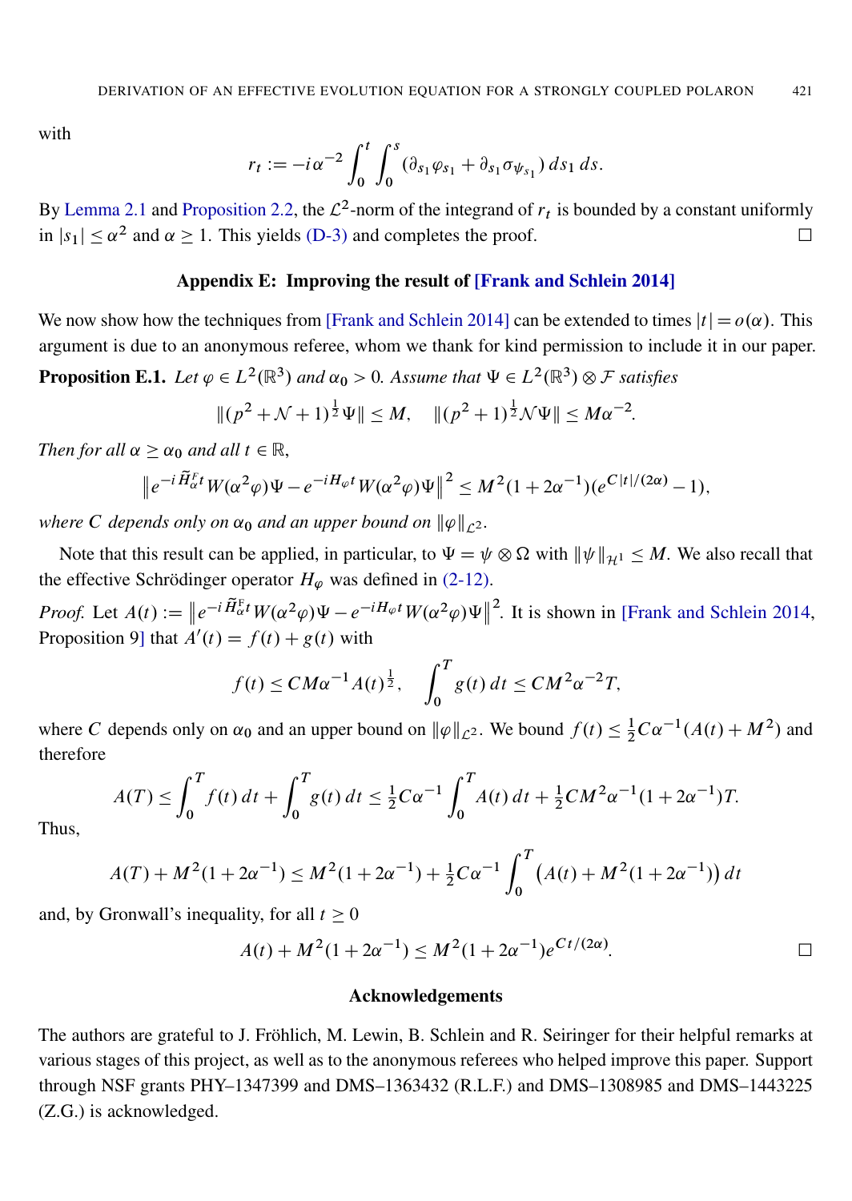with

$$r_t := -i\alpha^{-2} \int_0^t \int_0^s (\partial_{s_1}\varphi_{s_1} + \partial_{s_1}\sigma_{\psi_{s_1}})\, ds_1\, ds.$$

By Lemma 2.1 and Proposition 2.2, the $\mathcal{L}^2$-norm of the integrand of $r_t$ is bounded by a constant uniformly in $|s_1| \le \alpha^2$ and $\alpha \ge 1$. This yields (D-3) and completes the proof. $\square$

## Appendix E: Improving the result of [Frank and Schlein 2014]

We now show how the techniques from [Frank and Schlein 2014] can be extended to times $|t| = o(\alpha)$. This argument is due to an anonymous referee, whom we thank for kind permission to include it in our paper.

**Proposition E.1.** *Let $\varphi \in L^2(\mathbb{R}^3)$ and $\alpha_0 > 0$. Assume that $\Psi \in L^2(\mathbb{R}^3) \otimes \mathcal{F}$ satisfies*

$$\|(p^2 + \mathcal{N} + 1)^{\frac{1}{2}}\Psi\| \le M, \quad \|(p^2 + 1)^{\frac{1}{2}}\mathcal{N}\Psi\| \le M\alpha^{-2}.$$

*Then for all $\alpha \ge \alpha_0$ and all $t \in \mathbb{R}$,*

$$\left\| e^{-i\widetilde{H}_\alpha^{\mathrm{F}} t} W(\alpha^2\varphi)\Psi - e^{-iH_\varphi t} W(\alpha^2\varphi)\Psi \right\|^2 \le M^2(1 + 2\alpha^{-1})(e^{C|t|/(2\alpha)} - 1),$$

*where $C$ depends only on $\alpha_0$ and an upper bound on $\|\varphi\|_{\mathcal{L}^2}$.*

Note that this result can be applied, in particular, to $\Psi = \psi \otimes \Omega$ with $\|\psi\|_{\mathcal{H}^1} \le M$. We also recall that the effective Schrödinger operator $H_\varphi$ was defined in (2-12).

*Proof.* Let $A(t) := \left\| e^{-i\widetilde{H}_\alpha^{\mathrm{F}} t} W(\alpha^2\varphi)\Psi - e^{-iH_\varphi t} W(\alpha^2\varphi)\Psi \right\|^2$. It is shown in [Frank and Schlein 2014, Proposition 9] that $A'(t) = f(t) + g(t)$ with

$$f(t) \le CM\alpha^{-1}A(t)^{\frac{1}{2}}, \quad \int_0^T g(t)\, dt \le CM^2\alpha^{-2}T,$$

where $C$ depends only on $\alpha_0$ and an upper bound on $\|\varphi\|_{\mathcal{L}^2}$. We bound $f(t) \le \frac{1}{2}C\alpha^{-1}(A(t) + M^2)$ and therefore

$$A(T) \le \int_0^T f(t)\, dt + \int_0^T g(t)\, dt \le \tfrac{1}{2}C\alpha^{-1} \int_0^T A(t)\, dt + \tfrac{1}{2}CM^2\alpha^{-1}(1 + 2\alpha^{-1})T.$$

Thus,

$$A(T) + M^2(1 + 2\alpha^{-1}) \le M^2(1 + 2\alpha^{-1}) + \tfrac{1}{2}C\alpha^{-1} \int_0^T \bigl(A(t) + M^2(1 + 2\alpha^{-1})\bigr)\, dt$$

and, by Gronwall's inequality, for all $t \ge 0$

$$A(t) + M^2(1 + 2\alpha^{-1}) \le M^2(1 + 2\alpha^{-1})e^{Ct/(2\alpha)}. \qquad \square$$

## Acknowledgements

The authors are grateful to J. Fröhlich, M. Lewin, B. Schlein and R. Seiringer for their helpful remarks at various stages of this project, as well as to the anonymous referees who helped improve this paper. Support through NSF grants PHY–1347399 and DMS–1363432 (R.L.F.) and DMS–1308985 and DMS–1443225 (Z.G.) is acknowledged.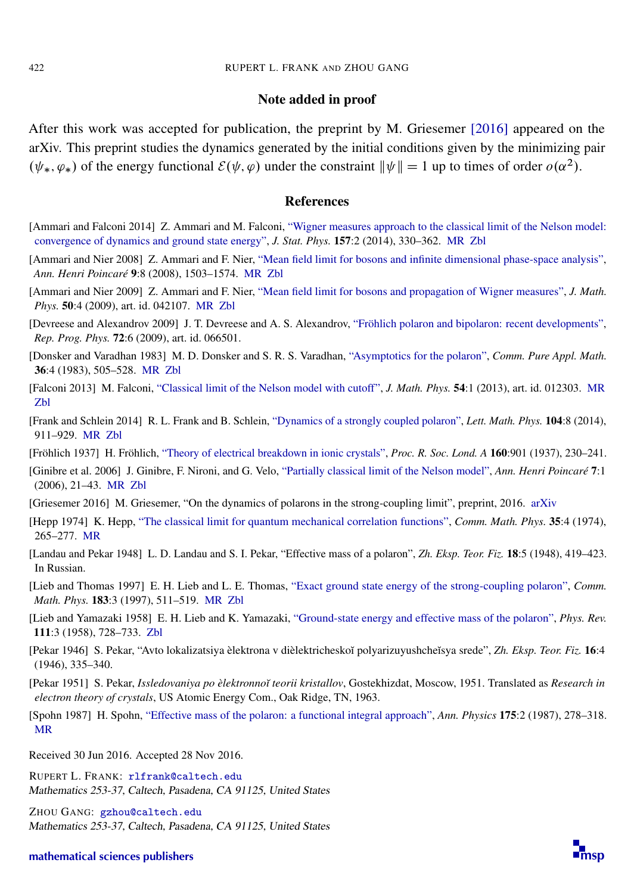## Note added in proof

After this work was accepted for publication, the preprint by M. Griesemer [2016] appeared on the arXiv. This preprint studies the dynamics generated by the initial conditions given by the minimizing pair $(\psi_*, \varphi_*)$ of the energy functional $\mathcal{E}(\psi, \varphi)$ under the constraint $\|\psi\| = 1$ up to times of order $o(\alpha^2)$.

## References

[Ammari and Falconi 2014] Z. Ammari and M. Falconi, "Wigner measures approach to the classical limit of the Nelson model: convergence of dynamics and ground state energy", *J. Stat. Phys.* **157**:2 (2014), 330–362. MR Zbl

[Ammari and Nier 2008] Z. Ammari and F. Nier, "Mean field limit for bosons and infinite dimensional phase-space analysis", *Ann. Henri Poincaré* **9**:8 (2008), 1503–1574. MR Zbl

[Ammari and Nier 2009] Z. Ammari and F. Nier, "Mean field limit for bosons and propagation of Wigner measures", *J. Math. Phys.* **50**:4 (2009), art. id. 042107. MR Zbl

[Devreese and Alexandrov 2009] J. T. Devreese and A. S. Alexandrov, "Fröhlich polaron and bipolaron: recent developments", *Rep. Prog. Phys.* **72**:6 (2009), art. id. 066501.

[Donsker and Varadhan 1983] M. D. Donsker and S. R. S. Varadhan, "Asymptotics for the polaron", *Comm. Pure Appl. Math.* **36**:4 (1983), 505–528. MR Zbl

[Falconi 2013] M. Falconi, "Classical limit of the Nelson model with cutoff", *J. Math. Phys.* **54**:1 (2013), art. id. 012303. MR Zbl

[Frank and Schlein 2014] R. L. Frank and B. Schlein, "Dynamics of a strongly coupled polaron", *Lett. Math. Phys.* **104**:8 (2014), 911–929. MR Zbl

[Fröhlich 1937] H. Fröhlich, "Theory of electrical breakdown in ionic crystals", *Proc. R. Soc. Lond. A* **160**:901 (1937), 230–241.

[Ginibre et al. 2006] J. Ginibre, F. Nironi, and G. Velo, "Partially classical limit of the Nelson model", *Ann. Henri Poincaré* **7**:1 (2006), 21–43. MR Zbl

[Griesemer 2016] M. Griesemer, "On the dynamics of polarons in the strong-coupling limit", preprint, 2016. arXiv

[Hepp 1974] K. Hepp, "The classical limit for quantum mechanical correlation functions", *Comm. Math. Phys.* **35**:4 (1974), 265–277. MR

[Landau and Pekar 1948] L. D. Landau and S. I. Pekar, "Effective mass of a polaron", *Zh. Eksp. Teor. Fiz.* **18**:5 (1948), 419–423. In Russian.

[Lieb and Thomas 1997] E. H. Lieb and L. E. Thomas, "Exact ground state energy of the strong-coupling polaron", *Comm. Math. Phys.* **183**:3 (1997), 511–519. MR Zbl

[Lieb and Yamazaki 1958] E. H. Lieb and K. Yamazaki, "Ground-state energy and effective mass of the polaron", *Phys. Rev.* **111**:3 (1958), 728–733. Zbl

[Pekar 1946] S. Pekar, "Avto lokalizatsiya èlektrona v dièlektricheskoĭ polyarizuyushcheĭsya srede", *Zh. Eksp. Teor. Fiz.* **16**:4 (1946), 335–340.

[Pekar 1951] S. Pekar, *Issledovaniya po èlektronnoĭ teorii kristallov*, Gostekhizdat, Moscow, 1951. Translated as *Research in electron theory of crystals*, US Atomic Energy Com., Oak Ridge, TN, 1963.

[Spohn 1987] H. Spohn, "Effective mass of the polaron: a functional integral approach", *Ann. Physics* **175**:2 (1987), 278–318. MR

Received 30 Jun 2016. Accepted 28 Nov 2016.

RUPERT L. FRANK: rlfrank@caltech.edu
*Mathematics 253-37, Caltech, Pasadena, CA 91125, United States*

ZHOU GANG: gzhou@caltech.edu
*Mathematics 253-37, Caltech, Pasadena, CA 91125, United States*

mathematical sciences publishers